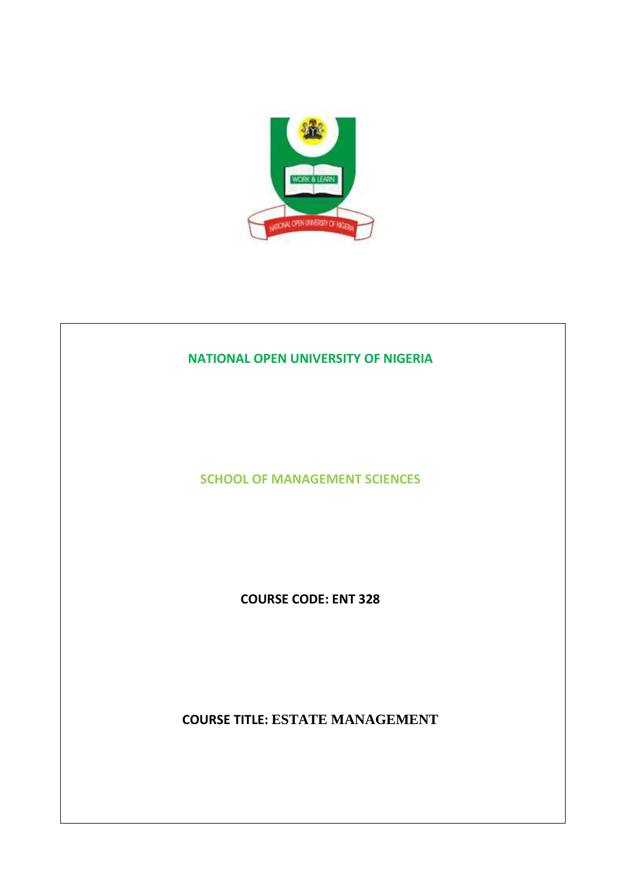**NATIONAL OPEN UNIVERSITY OF NIGERIA**

**SCHOOL OF MANAGEMENT SCIENCES**

**COURSE CODE: ENT 328**

**COURSE TITLE: ESTATE MANAGEMENT**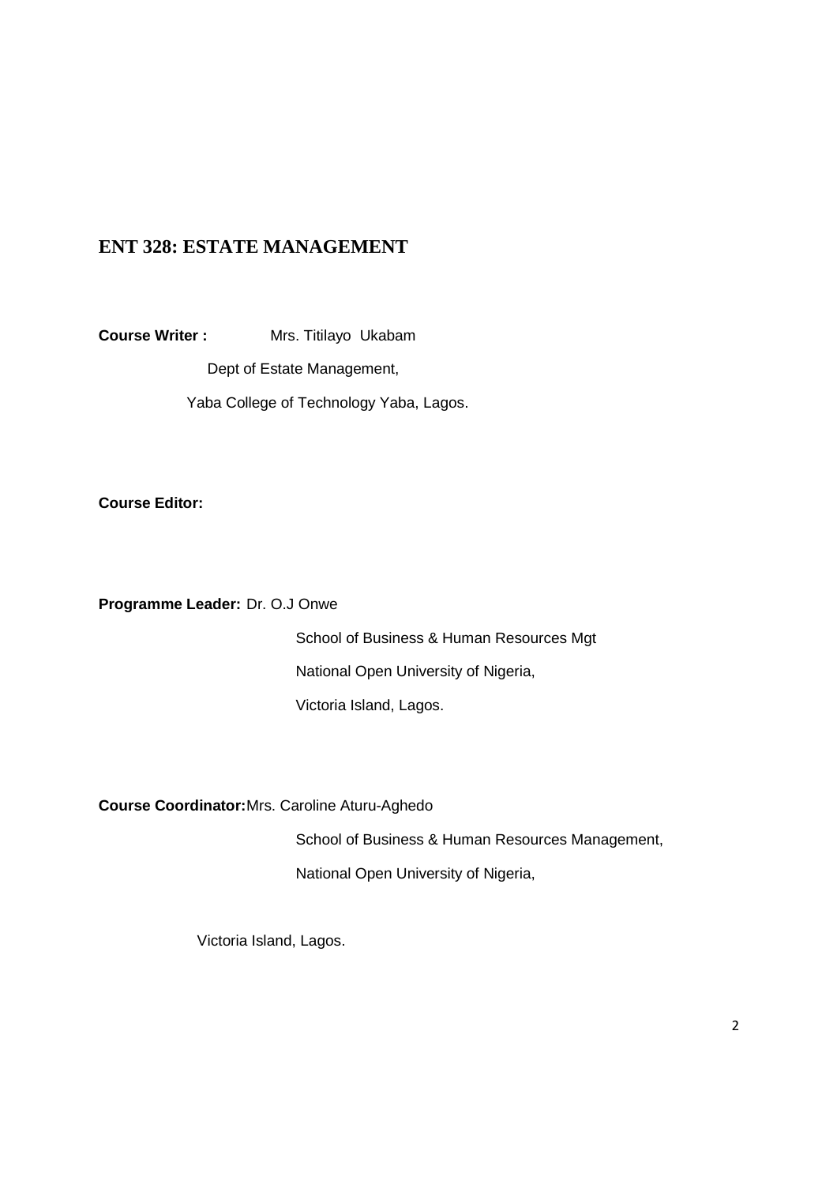# ENT 328: ESTATE MANAGEMENT

**Course Writer :** Mrs. Titilayo Ukabam

Dept of Estate Management,

Yaba College of Technology Yaba, Lagos.

**Course Editor:**

**Programme Leader:** Dr. O.J Onwe

School of Business & Human Resources Mgt

National Open University of Nigeria,

Victoria Island, Lagos.

**Course Coordinator:** Mrs. Caroline Aturu-Aghedo

School of Business & Human Resources Management,

National Open University of Nigeria,

Victoria Island, Lagos.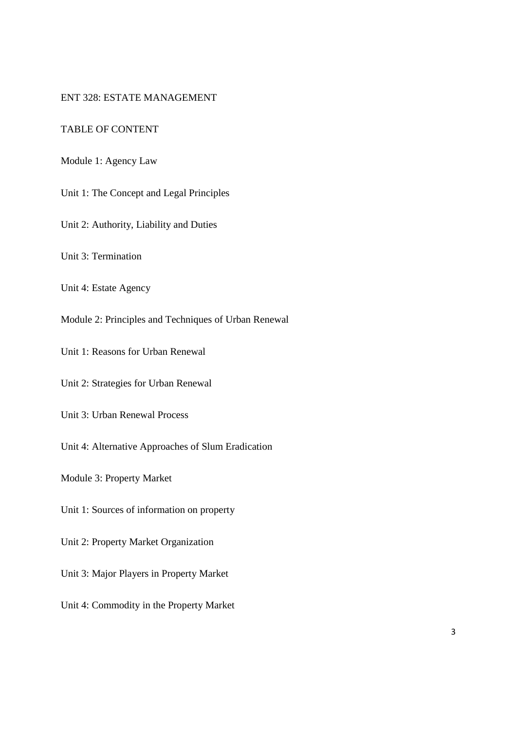# ENT 328: ESTATE MANAGEMENT

## TABLE OF CONTENT

Module 1: Agency Law

Unit 1: The Concept and Legal Principles

Unit 2: Authority, Liability and Duties

Unit 3: Termination

Unit 4: Estate Agency

Module 2: Principles and Techniques of Urban Renewal

Unit 1: Reasons for Urban Renewal

Unit 2: Strategies for Urban Renewal

Unit 3: Urban Renewal Process

Unit 4: Alternative Approaches of Slum Eradication

Module 3: Property Market

Unit 1: Sources of information on property

Unit 2: Property Market Organization

Unit 3: Major Players in Property Market

Unit 4: Commodity in the Property Market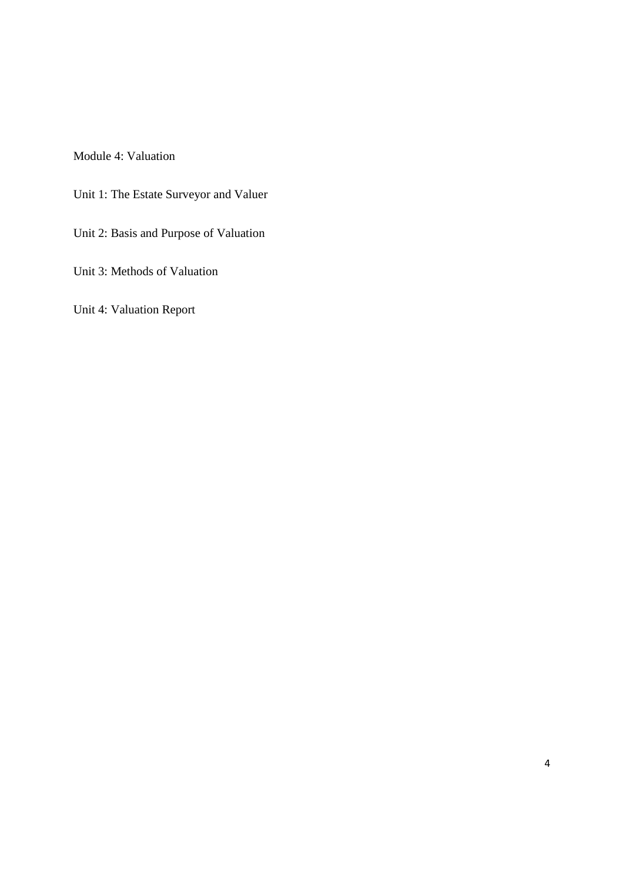Module 4: Valuation

Unit 1: The Estate Surveyor and Valuer

Unit 2: Basis and Purpose of Valuation

Unit 3: Methods of Valuation

Unit 4: Valuation Report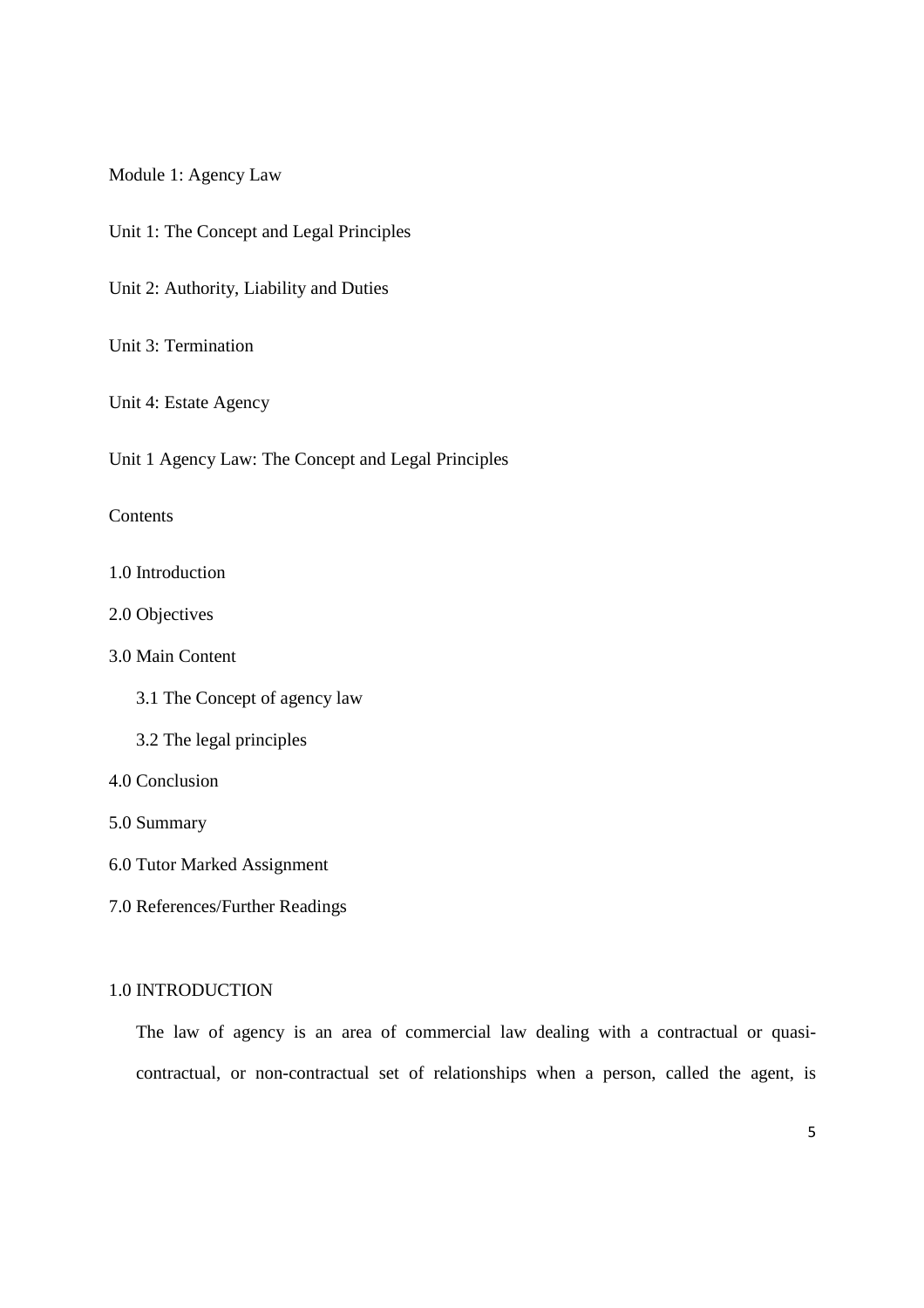# Module 1: Agency Law

Unit 1: The Concept and Legal Principles

Unit 2: Authority, Liability and Duties

Unit 3: Termination

Unit 4: Estate Agency

## Unit 1 Agency Law: The Concept and Legal Principles

Contents

1.0 Introduction

2.0 Objectives

3.0 Main Content

- 3.1 The Concept of agency law
- 3.2 The legal principles

4.0 Conclusion

5.0 Summary

6.0 Tutor Marked Assignment

7.0 References/Further Readings

### 1.0 INTRODUCTION

The law of agency is an area of commercial law dealing with a contractual or quasi-contractual, or non-contractual set of relationships when a person, called the agent, is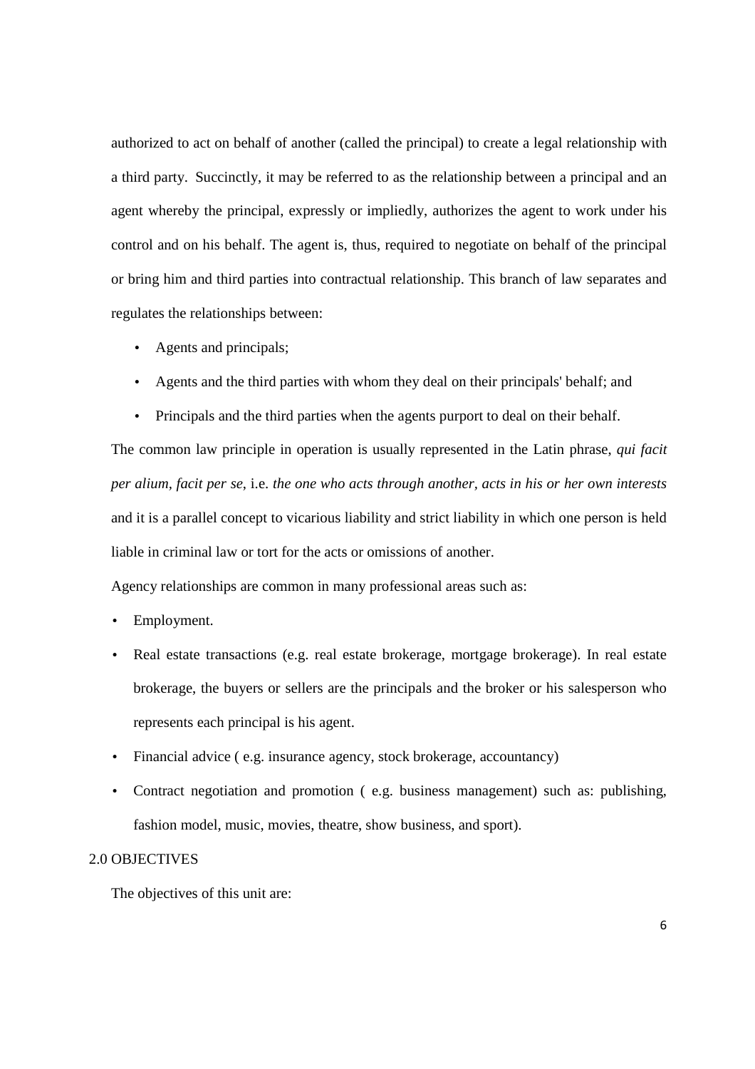authorized to act on behalf of another (called the principal) to create a legal relationship with a third party. Succinctly, it may be referred to as the relationship between a principal and an agent whereby the principal, expressly or impliedly, authorizes the agent to work under his control and on his behalf. The agent is, thus, required to negotiate on behalf of the principal or bring him and third parties into contractual relationship. This branch of law separates and regulates the relationships between:

- Agents and principals;
- Agents and the third parties with whom they deal on their principals' behalf; and
- Principals and the third parties when the agents purport to deal on their behalf.

The common law principle in operation is usually represented in the Latin phrase, *qui facit per alium, facit per se*, i.e. *the one who acts through another, acts in his or her own interests* and it is a parallel concept to vicarious liability and strict liability in which one person is held liable in criminal law or tort for the acts or omissions of another.

Agency relationships are common in many professional areas such as:

- Employment.
- Real estate transactions (e.g. real estate brokerage, mortgage brokerage). In real estate brokerage, the buyers or sellers are the principals and the broker or his salesperson who represents each principal is his agent.
- Financial advice ( e.g. insurance agency, stock brokerage, accountancy)
- Contract negotiation and promotion ( e.g. business management) such as: publishing, fashion model, music, movies, theatre, show business, and sport).

## 2.0 OBJECTIVES

The objectives of this unit are: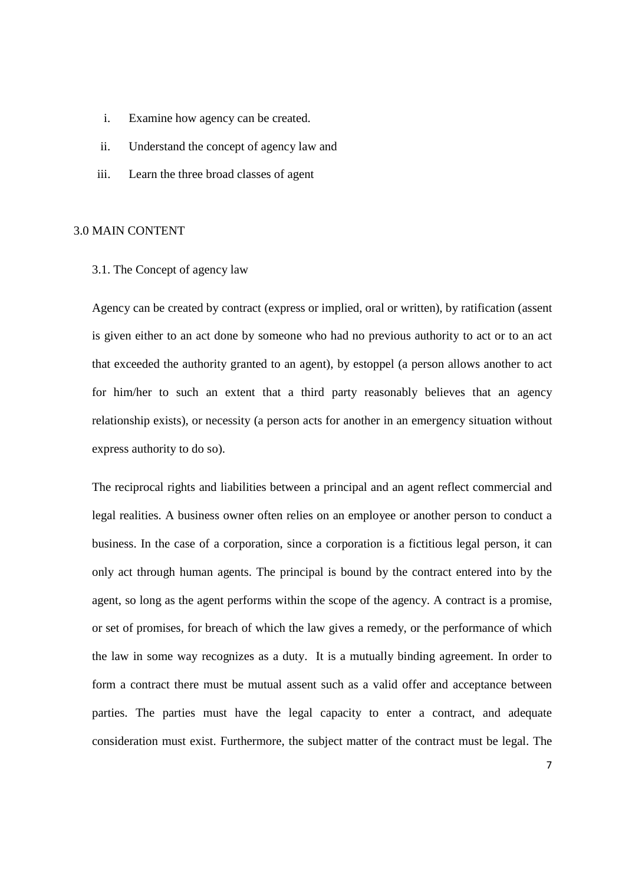i. Examine how agency can be created.
ii. Understand the concept of agency law and
iii. Learn the three broad classes of agent

## 3.0 MAIN CONTENT

### 3.1. The Concept of agency law

Agency can be created by contract (express or implied, oral or written), by ratification (assent is given either to an act done by someone who had no previous authority to act or to an act that exceeded the authority granted to an agent), by estoppel (a person allows another to act for him/her to such an extent that a third party reasonably believes that an agency relationship exists), or necessity (a person acts for another in an emergency situation without express authority to do so).

The reciprocal rights and liabilities between a principal and an agent reflect commercial and legal realities. A business owner often relies on an employee or another person to conduct a business. In the case of a corporation, since a corporation is a fictitious legal person, it can only act through human agents. The principal is bound by the contract entered into by the agent, so long as the agent performs within the scope of the agency. A contract is a promise, or set of promises, for breach of which the law gives a remedy, or the performance of which the law in some way recognizes as a duty. It is a mutually binding agreement. In order to form a contract there must be mutual assent such as a valid offer and acceptance between parties. The parties must have the legal capacity to enter a contract, and adequate consideration must exist. Furthermore, the subject matter of the contract must be legal. The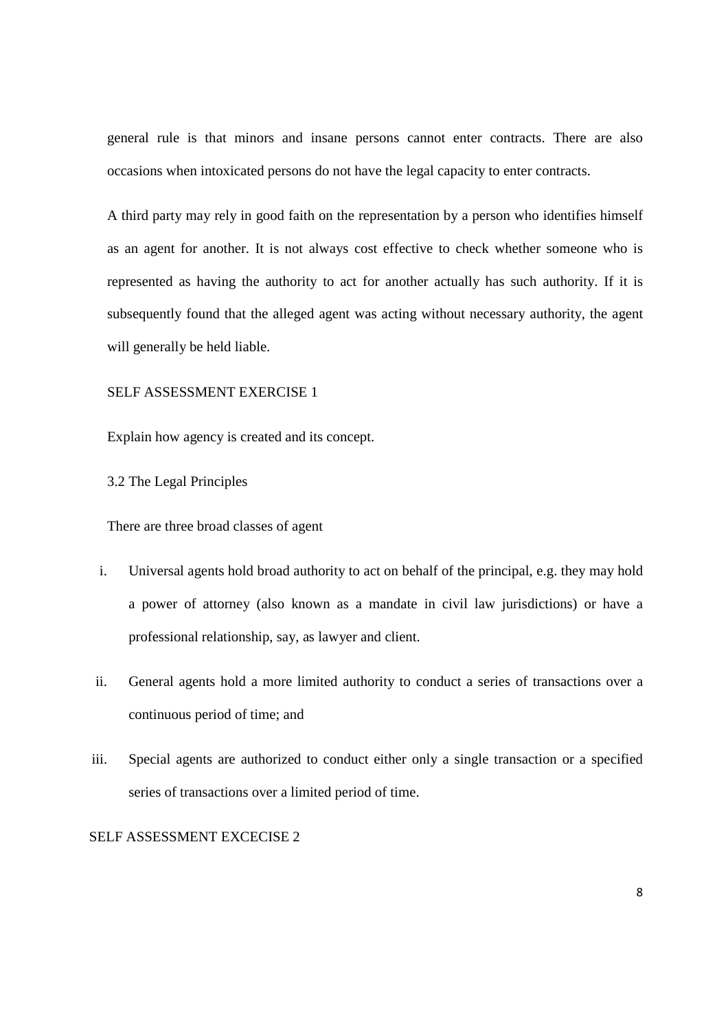general rule is that minors and insane persons cannot enter contracts. There are also occasions when intoxicated persons do not have the legal capacity to enter contracts.

A third party may rely in good faith on the representation by a person who identifies himself as an agent for another. It is not always cost effective to check whether someone who is represented as having the authority to act for another actually has such authority. If it is subsequently found that the alleged agent was acting without necessary authority, the agent will generally be held liable.

SELF ASSESSMENT EXERCISE 1

Explain how agency is created and its concept.

### 3.2 The Legal Principles

There are three broad classes of agent

i. Universal agents hold broad authority to act on behalf of the principal, e.g. they may hold a power of attorney (also known as a mandate in civil law jurisdictions) or have a professional relationship, say, as lawyer and client.

ii. General agents hold a more limited authority to conduct a series of transactions over a continuous period of time; and

iii. Special agents are authorized to conduct either only a single transaction or a specified series of transactions over a limited period of time.

SELF ASSESSMENT EXCECISE 2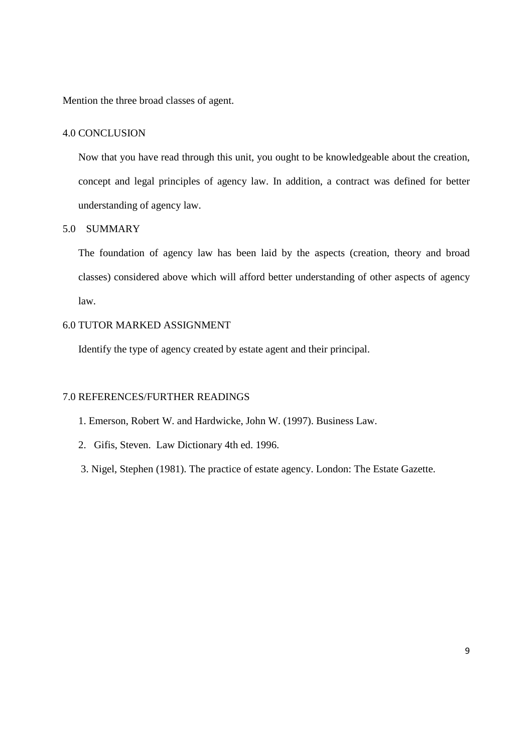Mention the three broad classes of agent.

## 4.0 CONCLUSION

Now that you have read through this unit, you ought to be knowledgeable about the creation, concept and legal principles of agency law. In addition, a contract was defined for better understanding of agency law.

## 5.0 SUMMARY

The foundation of agency law has been laid by the aspects (creation, theory and broad classes) considered above which will afford better understanding of other aspects of agency law.

## 6.0 TUTOR MARKED ASSIGNMENT

Identify the type of agency created by estate agent and their principal.

## 7.0 REFERENCES/FURTHER READINGS

1. Emerson, Robert W. and Hardwicke, John W. (1997). Business Law.
2. Gifis, Steven. Law Dictionary 4th ed. 1996.
3. Nigel, Stephen (1981). The practice of estate agency. London: The Estate Gazette.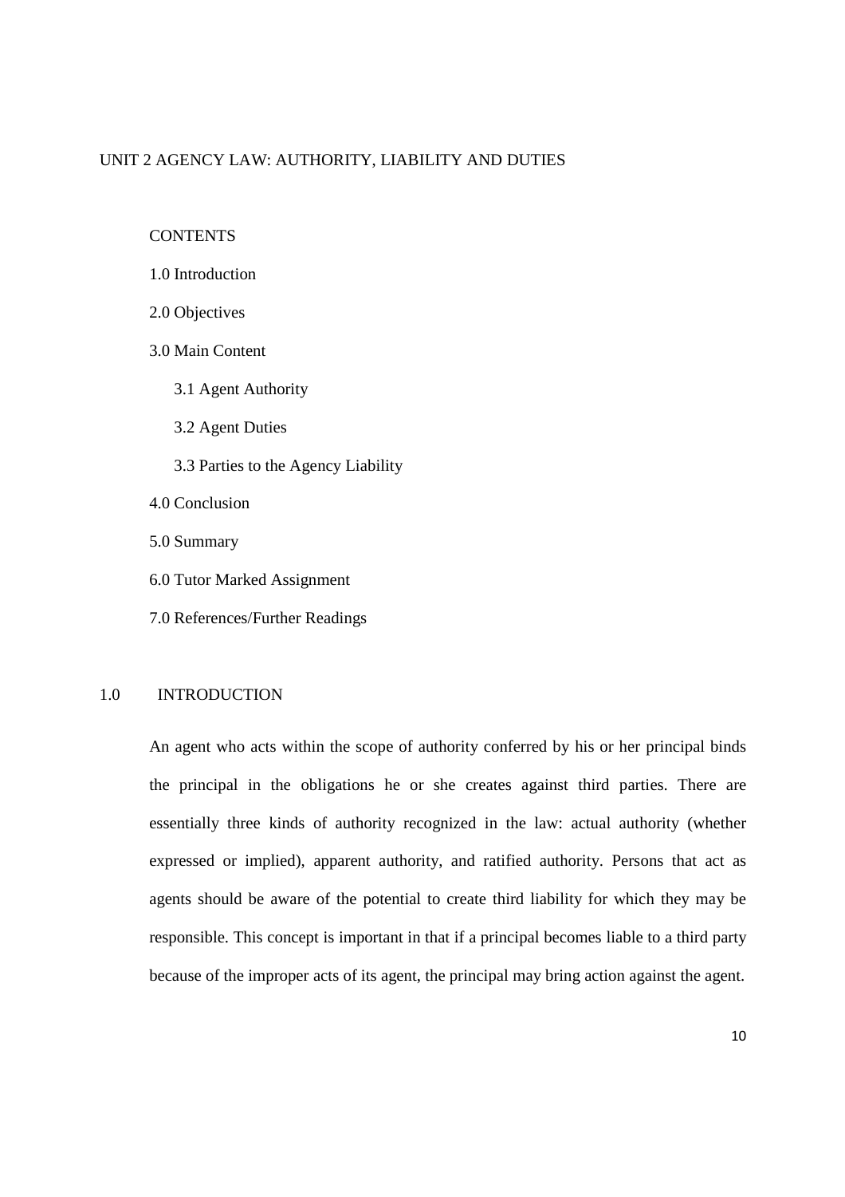# UNIT 2 AGENCY LAW: AUTHORITY, LIABILITY AND DUTIES

CONTENTS

1.0 Introduction

2.0 Objectives

3.0 Main Content

- 3.1 Agent Authority
- 3.2 Agent Duties
- 3.3 Parties to the Agency Liability

4.0 Conclusion

5.0 Summary

6.0 Tutor Marked Assignment

7.0 References/Further Readings

## 1.0 INTRODUCTION

An agent who acts within the scope of authority conferred by his or her principal binds the principal in the obligations he or she creates against third parties. There are essentially three kinds of authority recognized in the law: actual authority (whether expressed or implied), apparent authority, and ratified authority. Persons that act as agents should be aware of the potential to create third liability for which they may be responsible. This concept is important in that if a principal becomes liable to a third party because of the improper acts of its agent, the principal may bring action against the agent.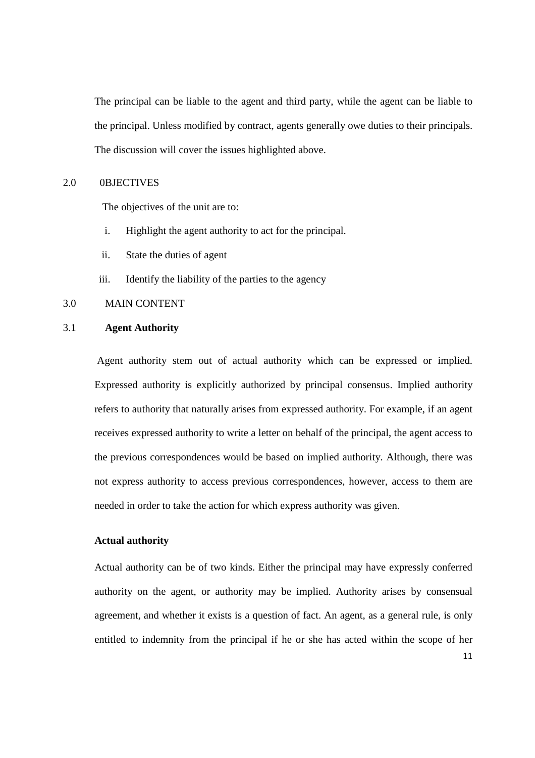The principal can be liable to the agent and third party, while the agent can be liable to the principal. Unless modified by contract, agents generally owe duties to their principals. The discussion will cover the issues highlighted above.

## 2.0 0BJECTIVES

The objectives of the unit are to:

i. Highlight the agent authority to act for the principal.

ii. State the duties of agent

iii. Identify the liability of the parties to the agency

## 3.0 MAIN CONTENT

### 3.1 Agent Authority

Agent authority stem out of actual authority which can be expressed or implied. Expressed authority is explicitly authorized by principal consensus. Implied authority refers to authority that naturally arises from expressed authority. For example, if an agent receives expressed authority to write a letter on behalf of the principal, the agent access to the previous correspondences would be based on implied authority. Although, there was not express authority to access previous correspondences, however, access to them are needed in order to take the action for which express authority was given.

**Actual authority**

Actual authority can be of two kinds. Either the principal may have expressly conferred authority on the agent, or authority may be implied. Authority arises by consensual agreement, and whether it exists is a question of fact. An agent, as a general rule, is only entitled to indemnity from the principal if he or she has acted within the scope of her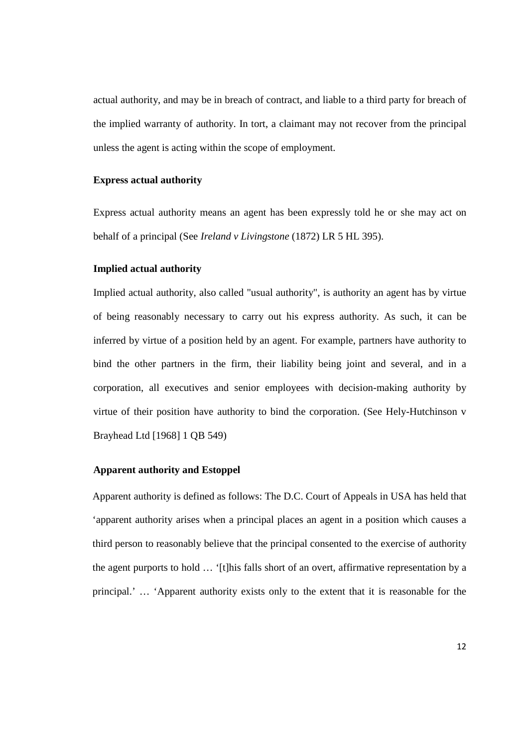actual authority, and may be in breach of contract, and liable to a third party for breach of the implied warranty of authority. In tort, a claimant may not recover from the principal unless the agent is acting within the scope of employment.

### Express actual authority

Express actual authority means an agent has been expressly told he or she may act on behalf of a principal (See *Ireland v Livingstone* (1872) LR 5 HL 395).

### Implied actual authority

Implied actual authority, also called "usual authority", is authority an agent has by virtue of being reasonably necessary to carry out his express authority. As such, it can be inferred by virtue of a position held by an agent. For example, partners have authority to bind the other partners in the firm, their liability being joint and several, and in a corporation, all executives and senior employees with decision-making authority by virtue of their position have authority to bind the corporation. (See Hely-Hutchinson v Brayhead Ltd [1968] 1 QB 549)

### Apparent authority and Estoppel

Apparent authority is defined as follows: The D.C. Court of Appeals in USA has held that 'apparent authority arises when a principal places an agent in a position which causes a third person to reasonably believe that the principal consented to the exercise of authority the agent purports to hold … '[t]his falls short of an overt, affirmative representation by a principal.' … 'Apparent authority exists only to the extent that it is reasonable for the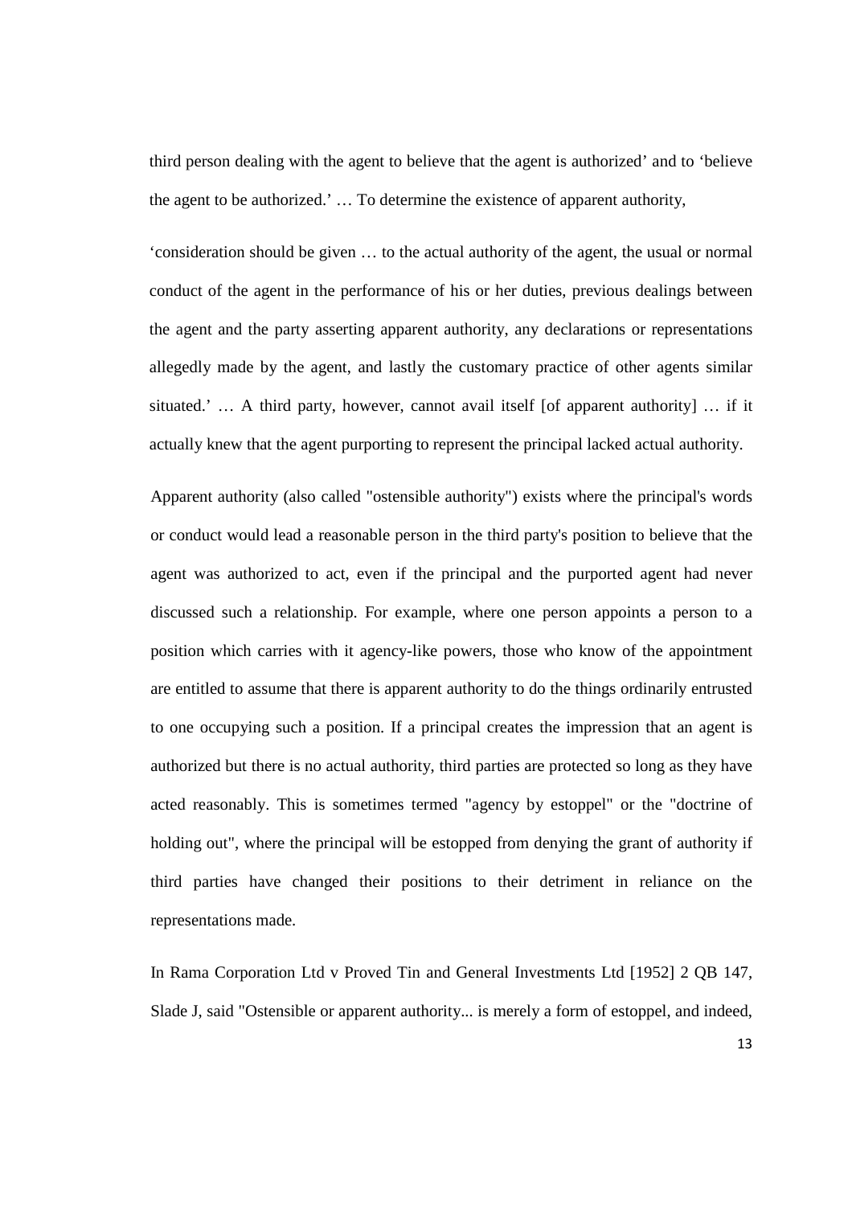third person dealing with the agent to believe that the agent is authorized' and to 'believe the agent to be authorized.' … To determine the existence of apparent authority,

'consideration should be given … to the actual authority of the agent, the usual or normal conduct of the agent in the performance of his or her duties, previous dealings between the agent and the party asserting apparent authority, any declarations or representations allegedly made by the agent, and lastly the customary practice of other agents similar situated.' … A third party, however, cannot avail itself [of apparent authority] … if it actually knew that the agent purporting to represent the principal lacked actual authority.

Apparent authority (also called "ostensible authority") exists where the principal's words or conduct would lead a reasonable person in the third party's position to believe that the agent was authorized to act, even if the principal and the purported agent had never discussed such a relationship. For example, where one person appoints a person to a position which carries with it agency-like powers, those who know of the appointment are entitled to assume that there is apparent authority to do the things ordinarily entrusted to one occupying such a position. If a principal creates the impression that an agent is authorized but there is no actual authority, third parties are protected so long as they have acted reasonably. This is sometimes termed "agency by estoppel" or the "doctrine of holding out", where the principal will be estopped from denying the grant of authority if third parties have changed their positions to their detriment in reliance on the representations made.

In Rama Corporation Ltd v Proved Tin and General Investments Ltd [1952] 2 QB 147, Slade J, said "Ostensible or apparent authority... is merely a form of estoppel, and indeed,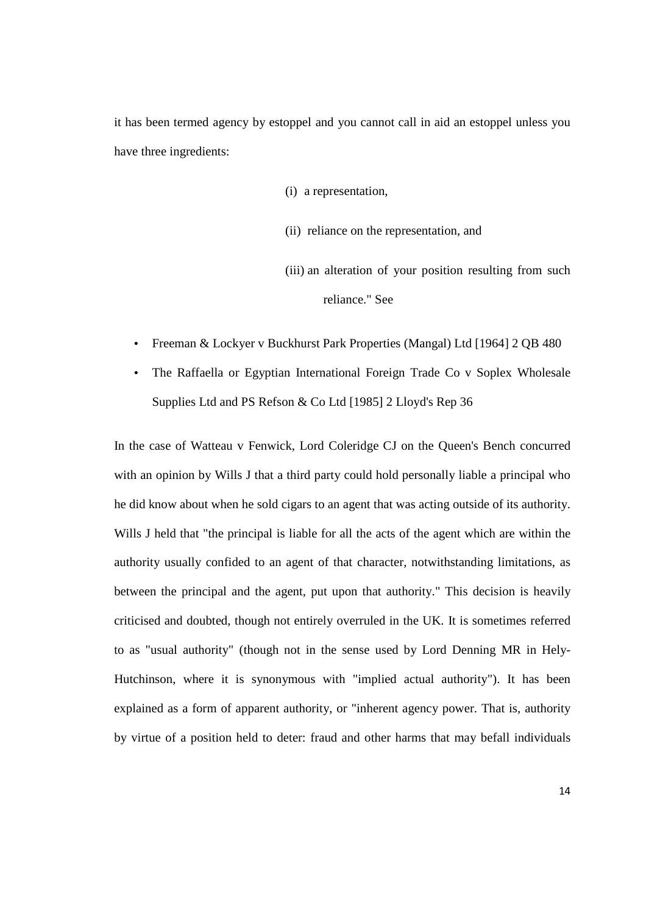it has been termed agency by estoppel and you cannot call in aid an estoppel unless you have three ingredients:

(i) a representation,

(ii) reliance on the representation, and

(iii) an alteration of your position resulting from such reliance." See

- Freeman & Lockyer v Buckhurst Park Properties (Mangal) Ltd [1964] 2 QB 480
- The Raffaella or Egyptian International Foreign Trade Co v Soplex Wholesale Supplies Ltd and PS Refson & Co Ltd [1985] 2 Lloyd's Rep 36

In the case of Watteau v Fenwick, Lord Coleridge CJ on the Queen's Bench concurred with an opinion by Wills J that a third party could hold personally liable a principal who he did know about when he sold cigars to an agent that was acting outside of its authority. Wills J held that "the principal is liable for all the acts of the agent which are within the authority usually confided to an agent of that character, notwithstanding limitations, as between the principal and the agent, put upon that authority." This decision is heavily criticised and doubted, though not entirely overruled in the UK. It is sometimes referred to as "usual authority" (though not in the sense used by Lord Denning MR in Hely-Hutchinson, where it is synonymous with "implied actual authority"). It has been explained as a form of apparent authority, or "inherent agency power. That is, authority by virtue of a position held to deter: fraud and other harms that may befall individuals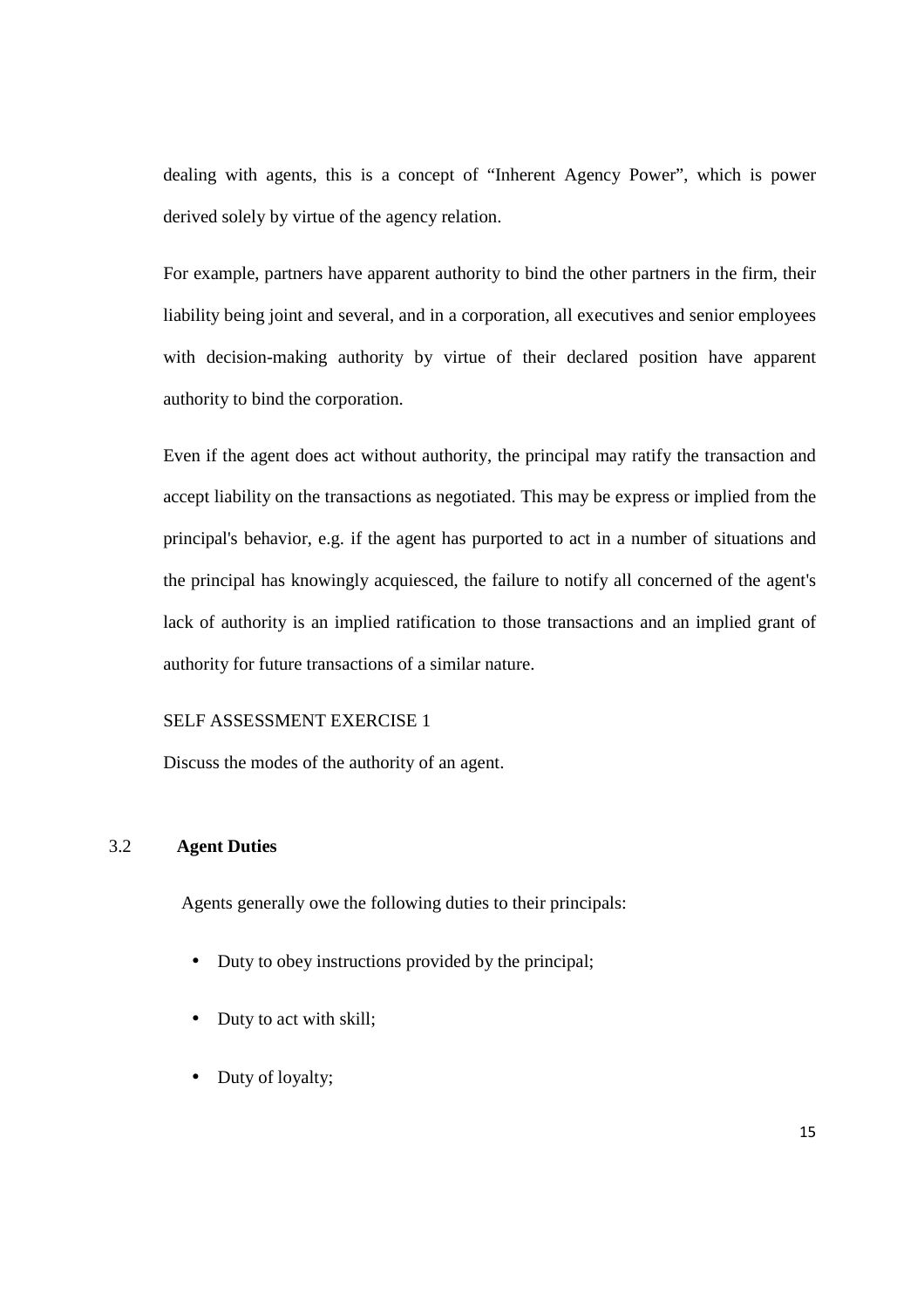dealing with agents, this is a concept of "Inherent Agency Power", which is power derived solely by virtue of the agency relation.

For example, partners have apparent authority to bind the other partners in the firm, their liability being joint and several, and in a corporation, all executives and senior employees with decision-making authority by virtue of their declared position have apparent authority to bind the corporation.

Even if the agent does act without authority, the principal may ratify the transaction and accept liability on the transactions as negotiated. This may be express or implied from the principal's behavior, e.g. if the agent has purported to act in a number of situations and the principal has knowingly acquiesced, the failure to notify all concerned of the agent's lack of authority is an implied ratification to those transactions and an implied grant of authority for future transactions of a similar nature.

SELF ASSESSMENT EXERCISE 1

Discuss the modes of the authority of an agent.

## 3.2 Agent Duties

Agents generally owe the following duties to their principals:

- Duty to obey instructions provided by the principal;
- Duty to act with skill;
- Duty of loyalty;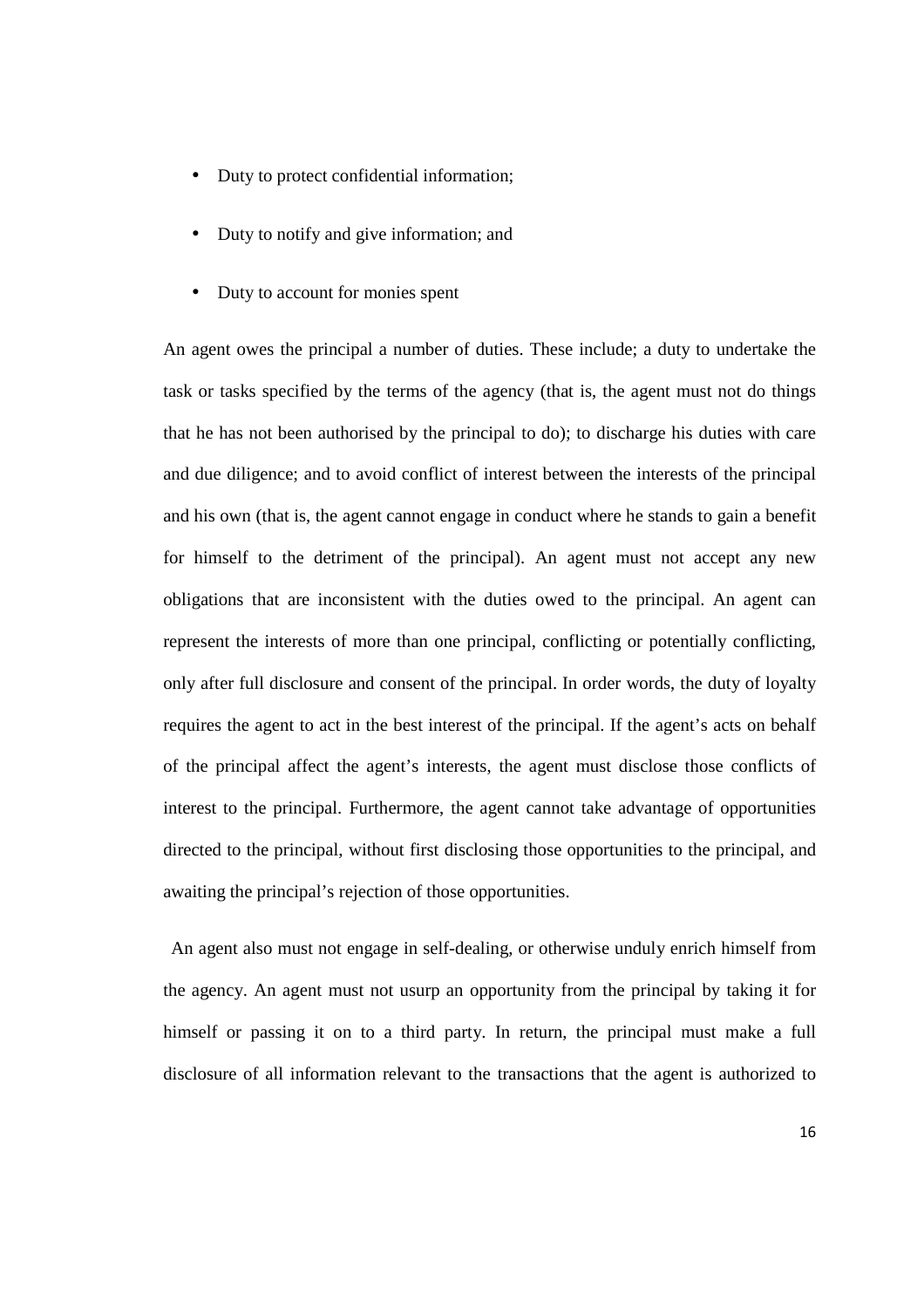- Duty to protect confidential information;
- Duty to notify and give information; and
- Duty to account for monies spent

An agent owes the principal a number of duties. These include; a duty to undertake the task or tasks specified by the terms of the agency (that is, the agent must not do things that he has not been authorised by the principal to do); to discharge his duties with care and due diligence; and to avoid conflict of interest between the interests of the principal and his own (that is, the agent cannot engage in conduct where he stands to gain a benefit for himself to the detriment of the principal). An agent must not accept any new obligations that are inconsistent with the duties owed to the principal. An agent can represent the interests of more than one principal, conflicting or potentially conflicting, only after full disclosure and consent of the principal. In order words, the duty of loyalty requires the agent to act in the best interest of the principal. If the agent's acts on behalf of the principal affect the agent's interests, the agent must disclose those conflicts of interest to the principal. Furthermore, the agent cannot take advantage of opportunities directed to the principal, without first disclosing those opportunities to the principal, and awaiting the principal's rejection of those opportunities.

An agent also must not engage in self-dealing, or otherwise unduly enrich himself from the agency. An agent must not usurp an opportunity from the principal by taking it for himself or passing it on to a third party. In return, the principal must make a full disclosure of all information relevant to the transactions that the agent is authorized to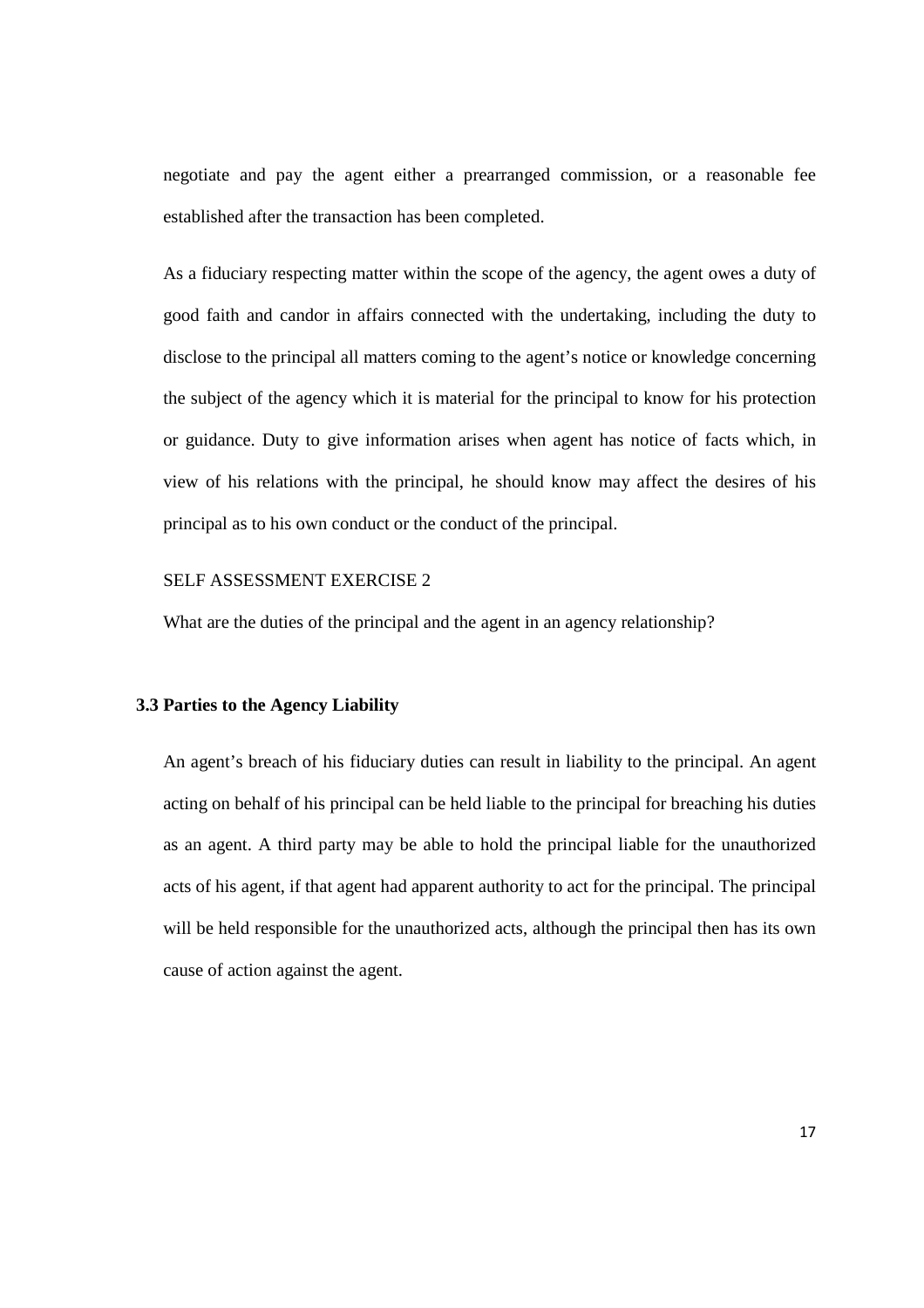negotiate and pay the agent either a prearranged commission, or a reasonable fee established after the transaction has been completed.

As a fiduciary respecting matter within the scope of the agency, the agent owes a duty of good faith and candor in affairs connected with the undertaking, including the duty to disclose to the principal all matters coming to the agent's notice or knowledge concerning the subject of the agency which it is material for the principal to know for his protection or guidance. Duty to give information arises when agent has notice of facts which, in view of his relations with the principal, he should know may affect the desires of his principal as to his own conduct or the conduct of the principal.

SELF ASSESSMENT EXERCISE 2

What are the duties of the principal and the agent in an agency relationship?

### 3.3 Parties to the Agency Liability

An agent's breach of his fiduciary duties can result in liability to the principal. An agent acting on behalf of his principal can be held liable to the principal for breaching his duties as an agent. A third party may be able to hold the principal liable for the unauthorized acts of his agent, if that agent had apparent authority to act for the principal. The principal will be held responsible for the unauthorized acts, although the principal then has its own cause of action against the agent.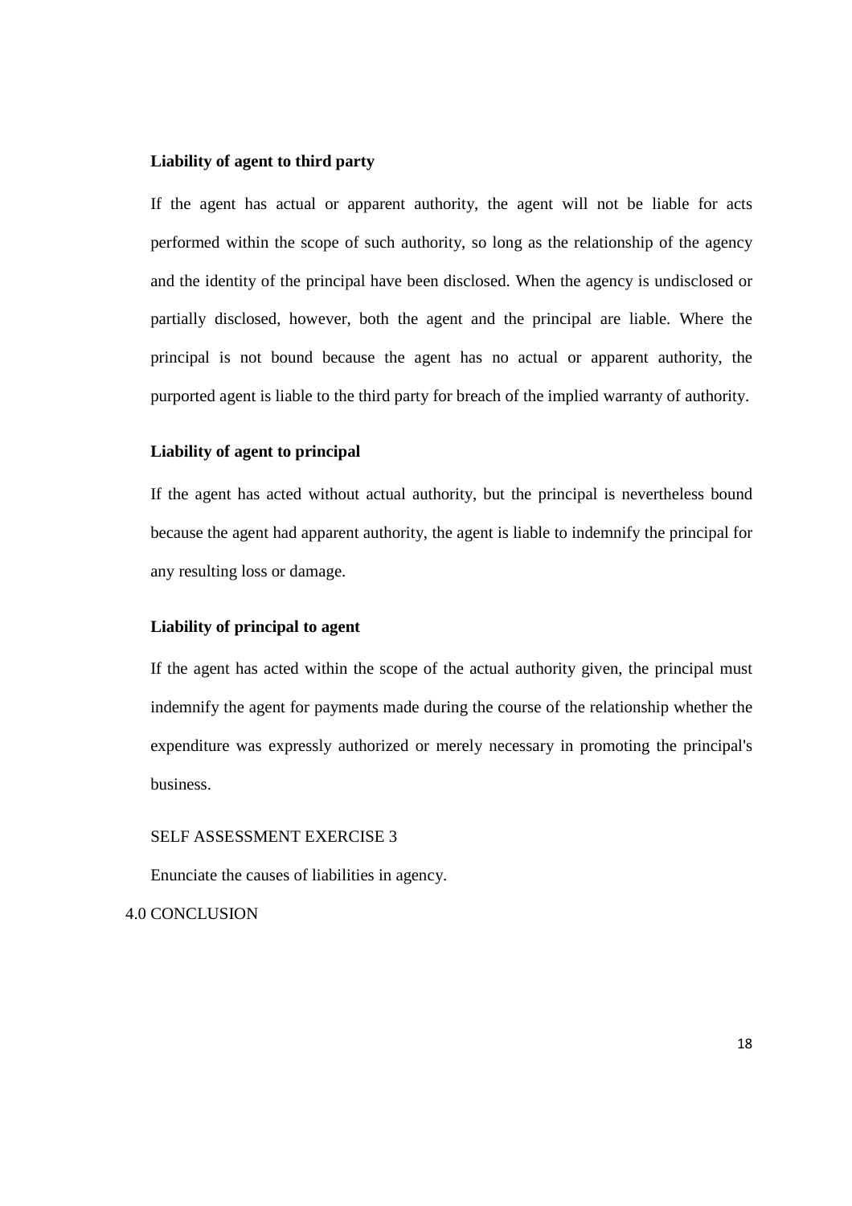**Liability of agent to third party**

If the agent has actual or apparent authority, the agent will not be liable for acts performed within the scope of such authority, so long as the relationship of the agency and the identity of the principal have been disclosed. When the agency is undisclosed or partially disclosed, however, both the agent and the principal are liable. Where the principal is not bound because the agent has no actual or apparent authority, the purported agent is liable to the third party for breach of the implied warranty of authority.

**Liability of agent to principal**

If the agent has acted without actual authority, but the principal is nevertheless bound because the agent had apparent authority, the agent is liable to indemnify the principal for any resulting loss or damage.

**Liability of principal to agent**

If the agent has acted within the scope of the actual authority given, the principal must indemnify the agent for payments made during the course of the relationship whether the expenditure was expressly authorized or merely necessary in promoting the principal's business.

SELF ASSESSMENT EXERCISE 3

Enunciate the causes of liabilities in agency.

## 4.0 CONCLUSION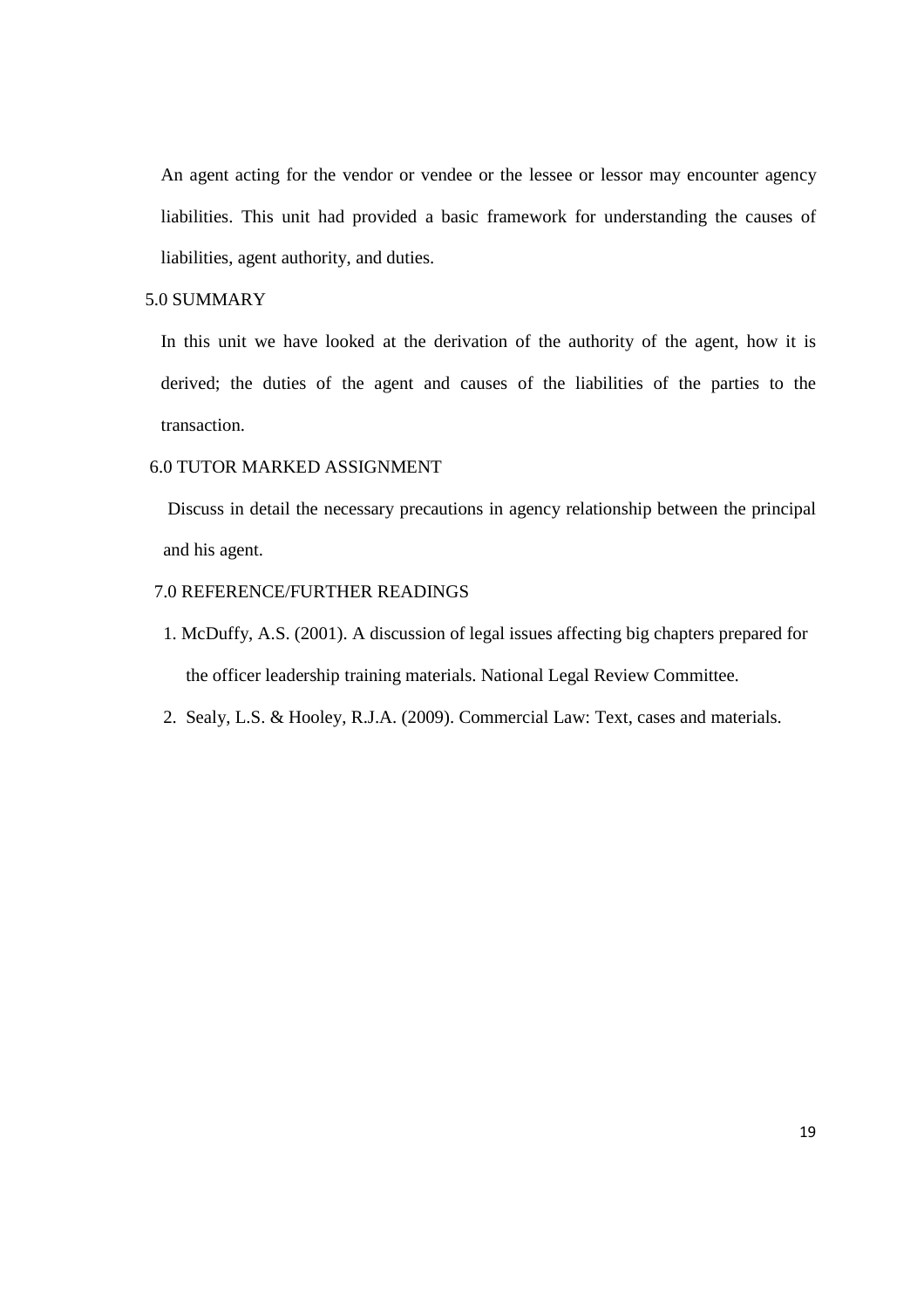An agent acting for the vendor or vendee or the lessee or lessor may encounter agency liabilities. This unit had provided a basic framework for understanding the causes of liabilities, agent authority, and duties.

## 5.0 SUMMARY

In this unit we have looked at the derivation of the authority of the agent, how it is derived; the duties of the agent and causes of the liabilities of the parties to the transaction.

## 6.0 TUTOR MARKED ASSIGNMENT

Discuss in detail the necessary precautions in agency relationship between the principal and his agent.

## 7.0 REFERENCE/FURTHER READINGS

1. McDuffy, A.S. (2001). A discussion of legal issues affecting big chapters prepared for the officer leadership training materials. National Legal Review Committee.
2. Sealy, L.S. & Hooley, R.J.A. (2009). Commercial Law: Text, cases and materials.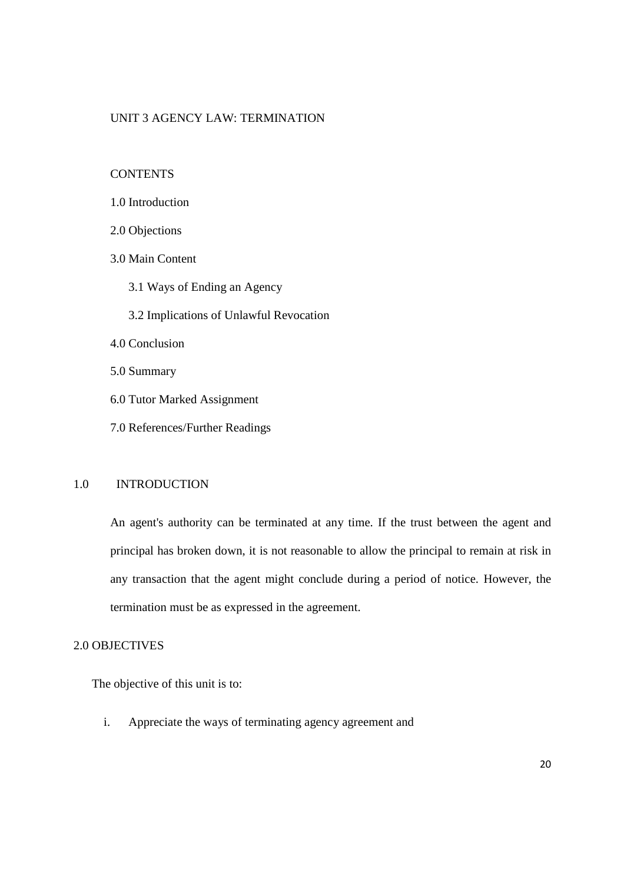# UNIT 3 AGENCY LAW: TERMINATION

## CONTENTS

1.0 Introduction

2.0 Objections

3.0 Main Content

3.1 Ways of Ending an Agency

3.2 Implications of Unlawful Revocation

4.0 Conclusion

5.0 Summary

6.0 Tutor Marked Assignment

7.0 References/Further Readings

## 1.0 INTRODUCTION

An agent's authority can be terminated at any time. If the trust between the agent and principal has broken down, it is not reasonable to allow the principal to remain at risk in any transaction that the agent might conclude during a period of notice. However, the termination must be as expressed in the agreement.

## 2.0 OBJECTIVES

The objective of this unit is to:

i. Appreciate the ways of terminating agency agreement and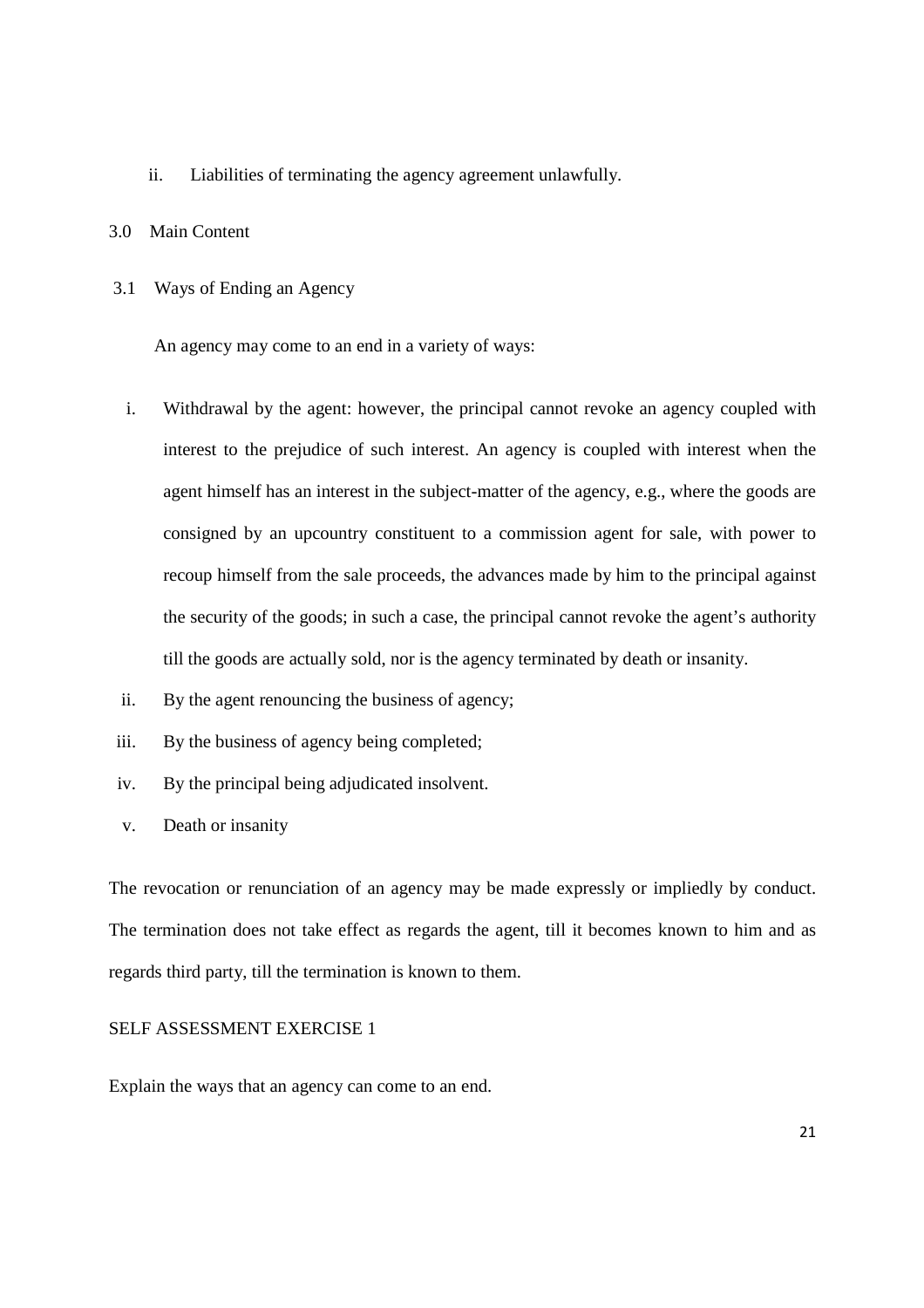ii. Liabilities of terminating the agency agreement unlawfully.

## 3.0 Main Content

### 3.1 Ways of Ending an Agency

An agency may come to an end in a variety of ways:

i. Withdrawal by the agent: however, the principal cannot revoke an agency coupled with interest to the prejudice of such interest. An agency is coupled with interest when the agent himself has an interest in the subject-matter of the agency, e.g., where the goods are consigned by an upcountry constituent to a commission agent for sale, with power to recoup himself from the sale proceeds, the advances made by him to the principal against the security of the goods; in such a case, the principal cannot revoke the agent's authority till the goods are actually sold, nor is the agency terminated by death or insanity.

ii. By the agent renouncing the business of agency;

iii. By the business of agency being completed;

iv. By the principal being adjudicated insolvent.

v. Death or insanity

The revocation or renunciation of an agency may be made expressly or impliedly by conduct. The termination does not take effect as regards the agent, till it becomes known to him and as regards third party, till the termination is known to them.

SELF ASSESSMENT EXERCISE 1

Explain the ways that an agency can come to an end.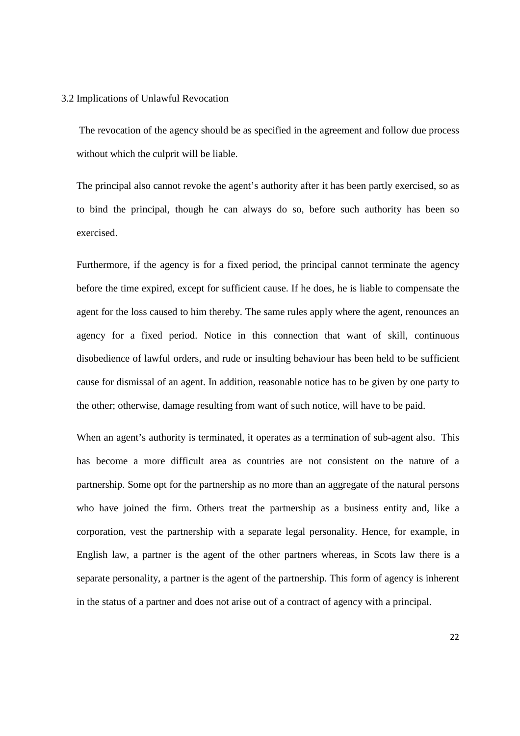### 3.2 Implications of Unlawful Revocation

The revocation of the agency should be as specified in the agreement and follow due process without which the culprit will be liable.

The principal also cannot revoke the agent's authority after it has been partly exercised, so as to bind the principal, though he can always do so, before such authority has been so exercised.

Furthermore, if the agency is for a fixed period, the principal cannot terminate the agency before the time expired, except for sufficient cause. If he does, he is liable to compensate the agent for the loss caused to him thereby. The same rules apply where the agent, renounces an agency for a fixed period. Notice in this connection that want of skill, continuous disobedience of lawful orders, and rude or insulting behaviour has been held to be sufficient cause for dismissal of an agent. In addition, reasonable notice has to be given by one party to the other; otherwise, damage resulting from want of such notice, will have to be paid.

When an agent's authority is terminated, it operates as a termination of sub-agent also. This has become a more difficult area as countries are not consistent on the nature of a partnership. Some opt for the partnership as no more than an aggregate of the natural persons who have joined the firm. Others treat the partnership as a business entity and, like a corporation, vest the partnership with a separate legal personality. Hence, for example, in English law, a partner is the agent of the other partners whereas, in Scots law there is a separate personality, a partner is the agent of the partnership. This form of agency is inherent in the status of a partner and does not arise out of a contract of agency with a principal.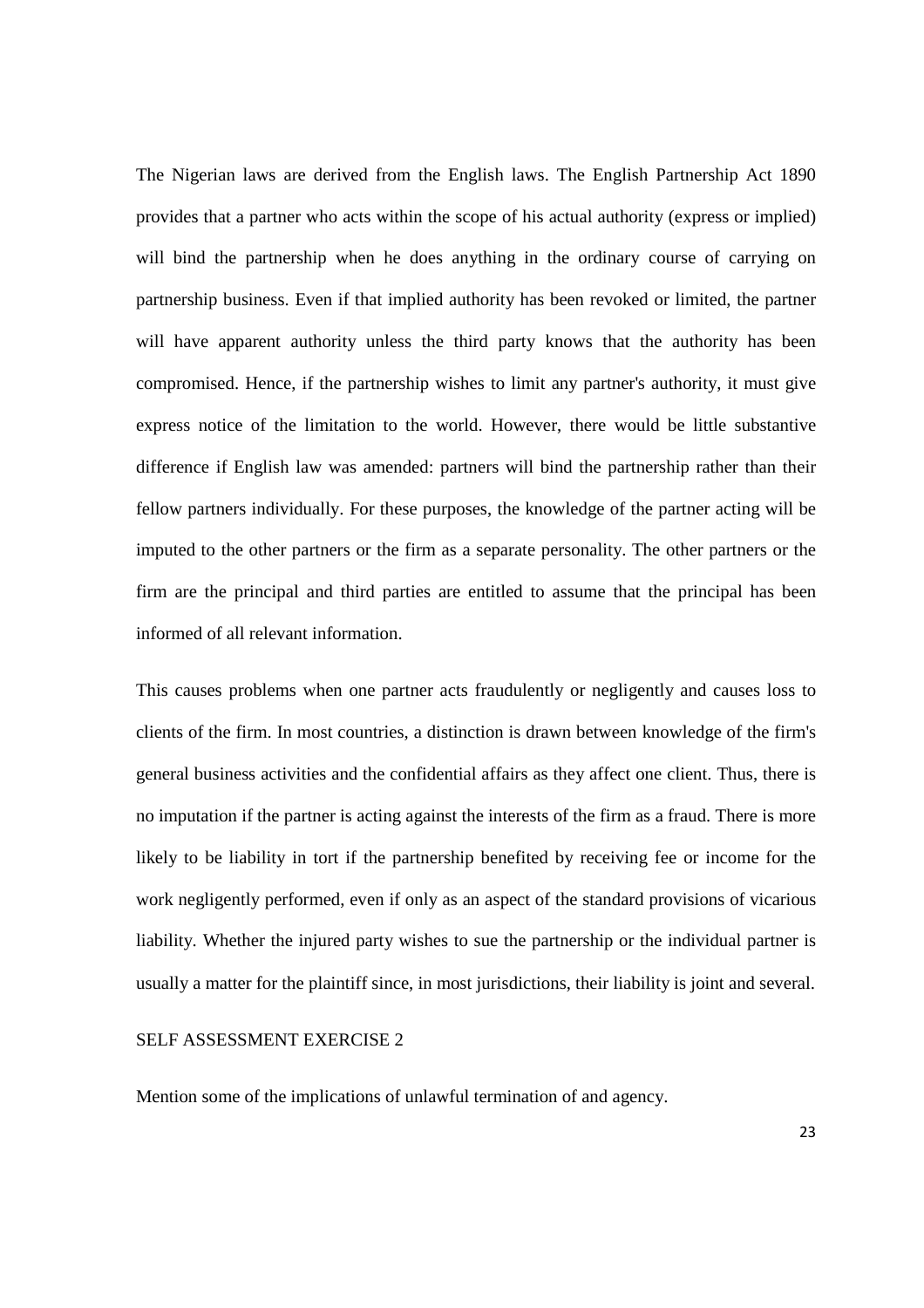The Nigerian laws are derived from the English laws. The English Partnership Act 1890 provides that a partner who acts within the scope of his actual authority (express or implied) will bind the partnership when he does anything in the ordinary course of carrying on partnership business. Even if that implied authority has been revoked or limited, the partner will have apparent authority unless the third party knows that the authority has been compromised. Hence, if the partnership wishes to limit any partner's authority, it must give express notice of the limitation to the world. However, there would be little substantive difference if English law was amended: partners will bind the partnership rather than their fellow partners individually. For these purposes, the knowledge of the partner acting will be imputed to the other partners or the firm as a separate personality. The other partners or the firm are the principal and third parties are entitled to assume that the principal has been informed of all relevant information.

This causes problems when one partner acts fraudulently or negligently and causes loss to clients of the firm. In most countries, a distinction is drawn between knowledge of the firm's general business activities and the confidential affairs as they affect one client. Thus, there is no imputation if the partner is acting against the interests of the firm as a fraud. There is more likely to be liability in tort if the partnership benefited by receiving fee or income for the work negligently performed, even if only as an aspect of the standard provisions of vicarious liability. Whether the injured party wishes to sue the partnership or the individual partner is usually a matter for the plaintiff since, in most jurisdictions, their liability is joint and several.

SELF ASSESSMENT EXERCISE 2

Mention some of the implications of unlawful termination of and agency.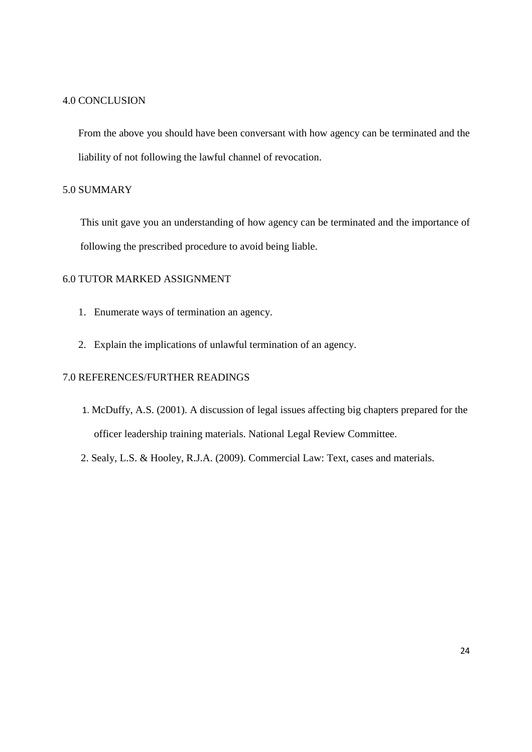## 4.0 CONCLUSION

From the above you should have been conversant with how agency can be terminated and the liability of not following the lawful channel of revocation.

## 5.0 SUMMARY

This unit gave you an understanding of how agency can be terminated and the importance of following the prescribed procedure to avoid being liable.

## 6.0 TUTOR MARKED ASSIGNMENT

1. Enumerate ways of termination an agency.
2. Explain the implications of unlawful termination of an agency.

## 7.0 REFERENCES/FURTHER READINGS

1. McDuffy, A.S. (2001). A discussion of legal issues affecting big chapters prepared for the officer leadership training materials. National Legal Review Committee.
2. Sealy, L.S. & Hooley, R.J.A. (2009). Commercial Law: Text, cases and materials.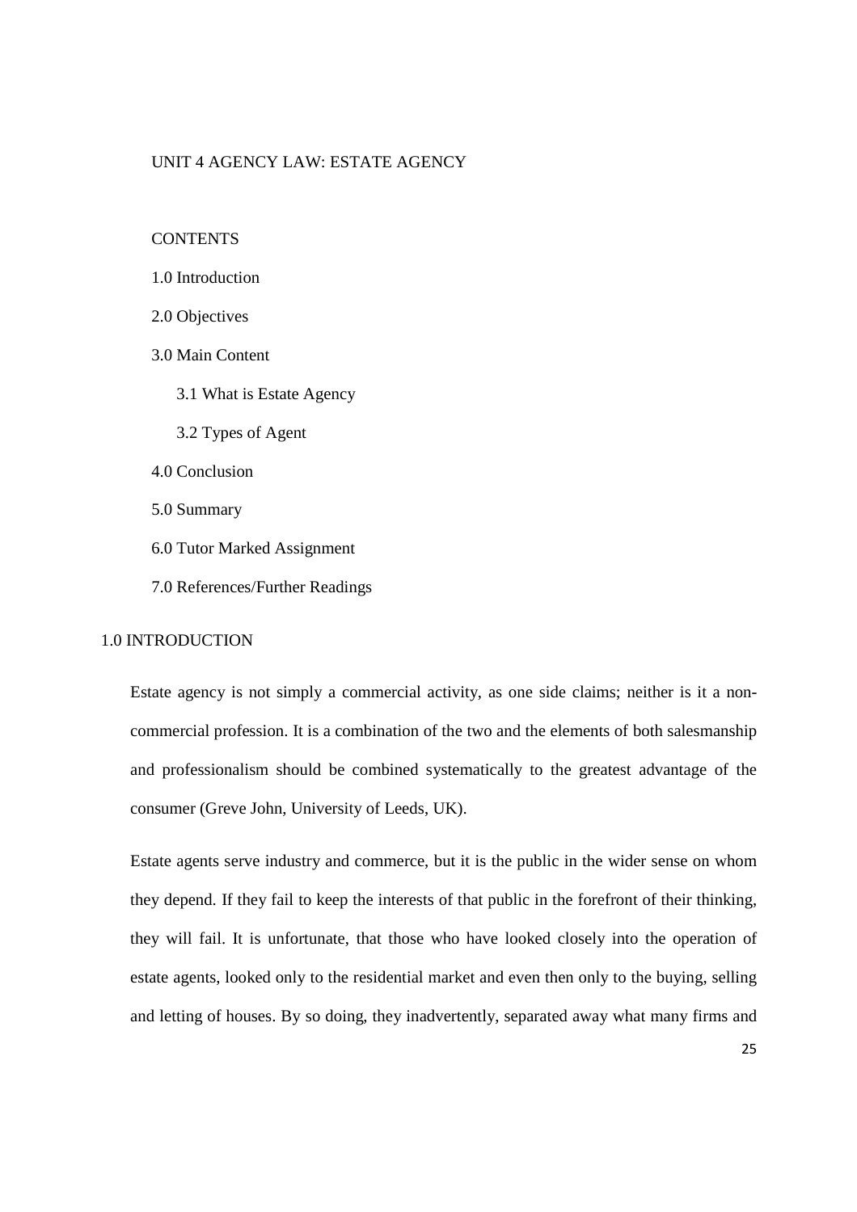# UNIT 4 AGENCY LAW: ESTATE AGENCY

## CONTENTS

- 1.0 Introduction
- 2.0 Objectives
- 3.0 Main Content
  - 3.1 What is Estate Agency
  - 3.2 Types of Agent
- 4.0 Conclusion
- 5.0 Summary
- 6.0 Tutor Marked Assignment
- 7.0 References/Further Readings

## 1.0 INTRODUCTION

Estate agency is not simply a commercial activity, as one side claims; neither is it a non-commercial profession. It is a combination of the two and the elements of both salesmanship and professionalism should be combined systematically to the greatest advantage of the consumer (Greve John, University of Leeds, UK).

Estate agents serve industry and commerce, but it is the public in the wider sense on whom they depend. If they fail to keep the interests of that public in the forefront of their thinking, they will fail. It is unfortunate, that those who have looked closely into the operation of estate agents, looked only to the residential market and even then only to the buying, selling and letting of houses. By so doing, they inadvertently, separated away what many firms and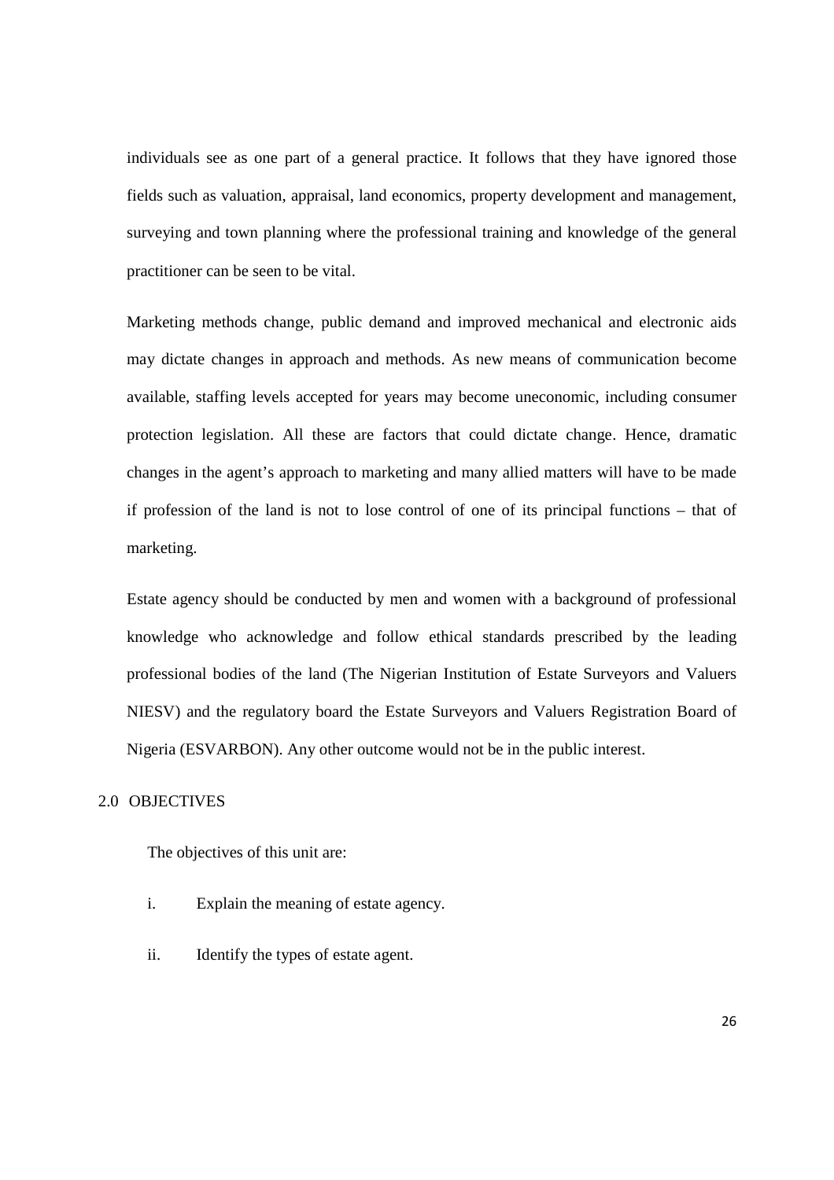individuals see as one part of a general practice. It follows that they have ignored those fields such as valuation, appraisal, land economics, property development and management, surveying and town planning where the professional training and knowledge of the general practitioner can be seen to be vital.

Marketing methods change, public demand and improved mechanical and electronic aids may dictate changes in approach and methods. As new means of communication become available, staffing levels accepted for years may become uneconomic, including consumer protection legislation. All these are factors that could dictate change. Hence, dramatic changes in the agent's approach to marketing and many allied matters will have to be made if profession of the land is not to lose control of one of its principal functions – that of marketing.

Estate agency should be conducted by men and women with a background of professional knowledge who acknowledge and follow ethical standards prescribed by the leading professional bodies of the land (The Nigerian Institution of Estate Surveyors and Valuers NIESV) and the regulatory board the Estate Surveyors and Valuers Registration Board of Nigeria (ESVARBON). Any other outcome would not be in the public interest.

## 2.0 OBJECTIVES

The objectives of this unit are:

i. Explain the meaning of estate agency.

ii. Identify the types of estate agent.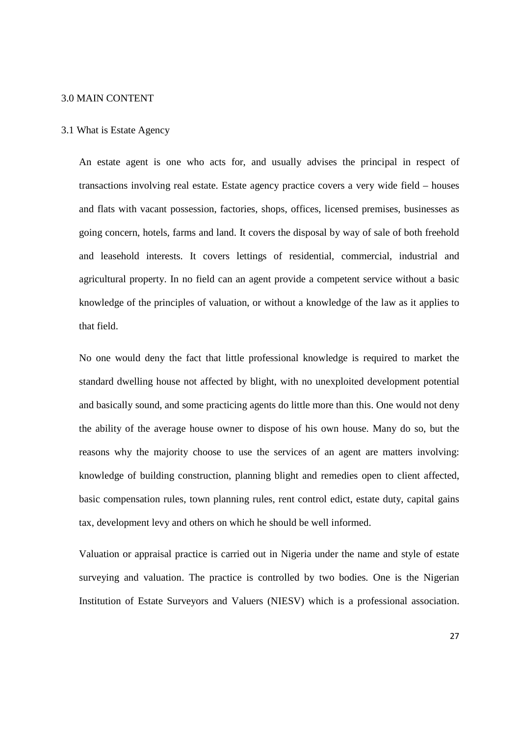## 3.0 MAIN CONTENT

### 3.1 What is Estate Agency

An estate agent is one who acts for, and usually advises the principal in respect of transactions involving real estate. Estate agency practice covers a very wide field – houses and flats with vacant possession, factories, shops, offices, licensed premises, businesses as going concern, hotels, farms and land. It covers the disposal by way of sale of both freehold and leasehold interests. It covers lettings of residential, commercial, industrial and agricultural property. In no field can an agent provide a competent service without a basic knowledge of the principles of valuation, or without a knowledge of the law as it applies to that field.

No one would deny the fact that little professional knowledge is required to market the standard dwelling house not affected by blight, with no unexploited development potential and basically sound, and some practicing agents do little more than this. One would not deny the ability of the average house owner to dispose of his own house. Many do so, but the reasons why the majority choose to use the services of an agent are matters involving: knowledge of building construction, planning blight and remedies open to client affected, basic compensation rules, town planning rules, rent control edict, estate duty, capital gains tax, development levy and others on which he should be well informed.

Valuation or appraisal practice is carried out in Nigeria under the name and style of estate surveying and valuation. The practice is controlled by two bodies. One is the Nigerian Institution of Estate Surveyors and Valuers (NIESV) which is a professional association.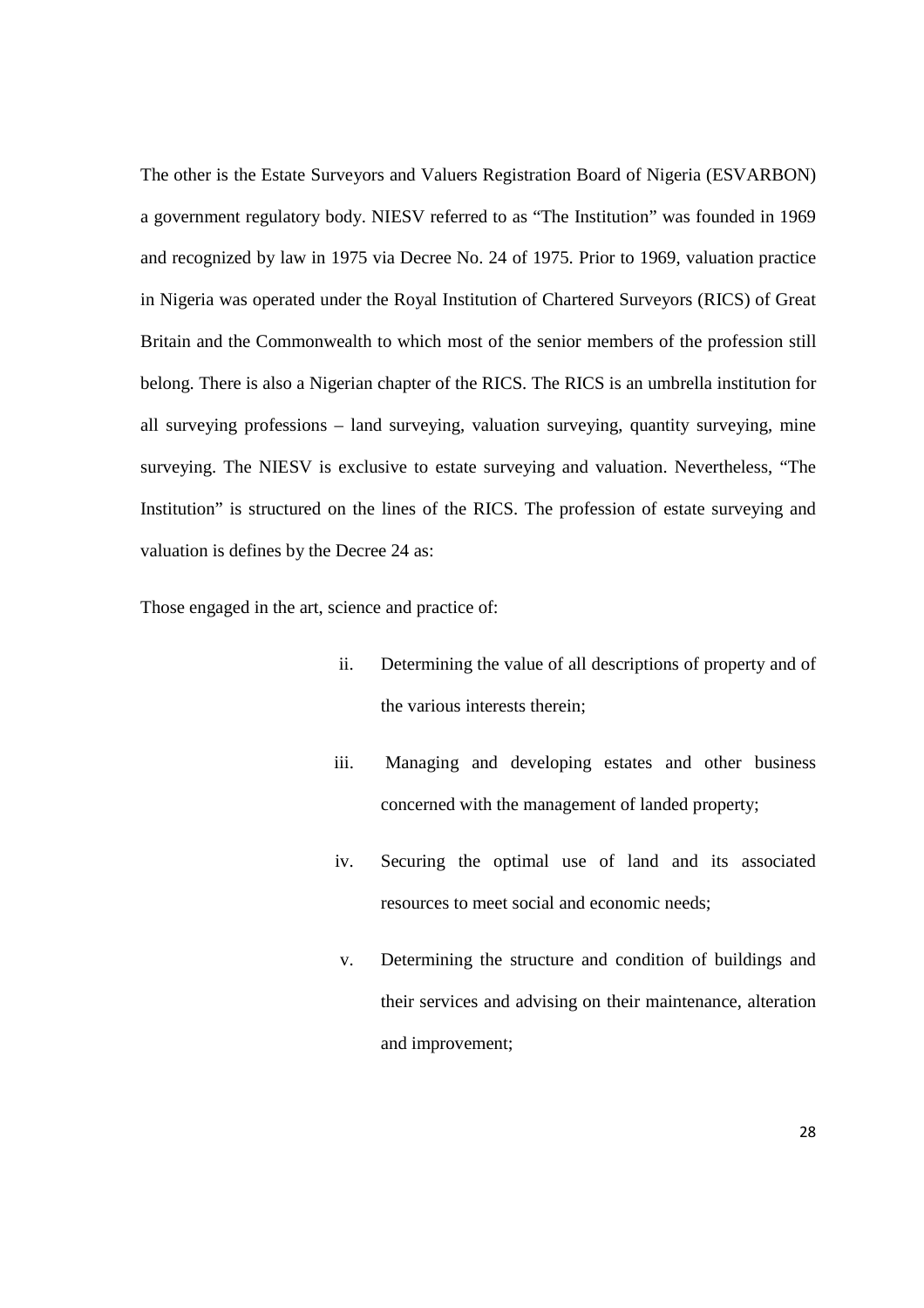The other is the Estate Surveyors and Valuers Registration Board of Nigeria (ESVARBON) a government regulatory body. NIESV referred to as "The Institution" was founded in 1969 and recognized by law in 1975 via Decree No. 24 of 1975. Prior to 1969, valuation practice in Nigeria was operated under the Royal Institution of Chartered Surveyors (RICS) of Great Britain and the Commonwealth to which most of the senior members of the profession still belong. There is also a Nigerian chapter of the RICS. The RICS is an umbrella institution for all surveying professions – land surveying, valuation surveying, quantity surveying, mine surveying. The NIESV is exclusive to estate surveying and valuation. Nevertheless, "The Institution" is structured on the lines of the RICS. The profession of estate surveying and valuation is defines by the Decree 24 as:

Those engaged in the art, science and practice of:

ii. Determining the value of all descriptions of property and of the various interests therein;

iii. Managing and developing estates and other business concerned with the management of landed property;

iv. Securing the optimal use of land and its associated resources to meet social and economic needs;

v. Determining the structure and condition of buildings and their services and advising on their maintenance, alteration and improvement;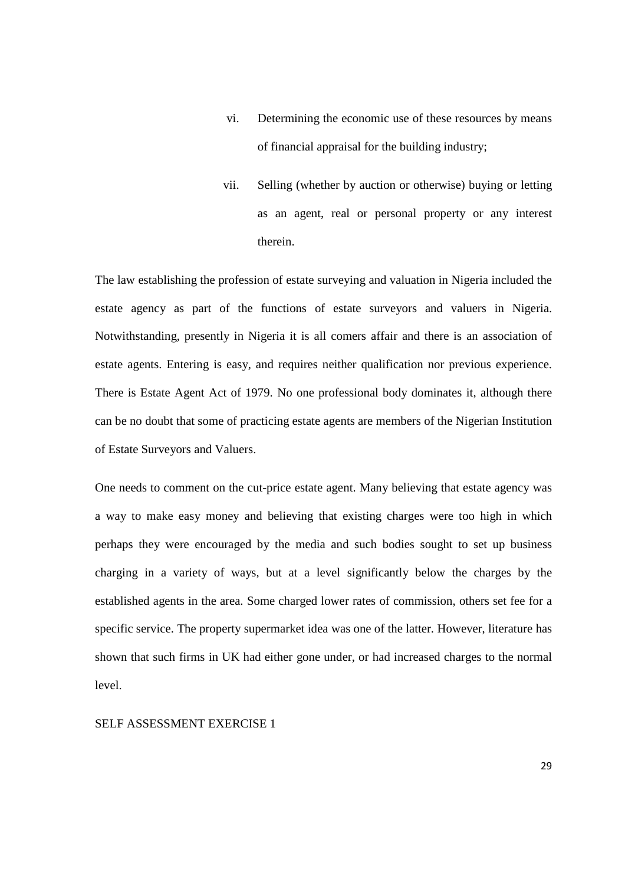vi. Determining the economic use of these resources by means of financial appraisal for the building industry;

vii. Selling (whether by auction or otherwise) buying or letting as an agent, real or personal property or any interest therein.

The law establishing the profession of estate surveying and valuation in Nigeria included the estate agency as part of the functions of estate surveyors and valuers in Nigeria. Notwithstanding, presently in Nigeria it is all comers affair and there is an association of estate agents. Entering is easy, and requires neither qualification nor previous experience. There is Estate Agent Act of 1979. No one professional body dominates it, although there can be no doubt that some of practicing estate agents are members of the Nigerian Institution of Estate Surveyors and Valuers.

One needs to comment on the cut-price estate agent. Many believing that estate agency was a way to make easy money and believing that existing charges were too high in which perhaps they were encouraged by the media and such bodies sought to set up business charging in a variety of ways, but at a level significantly below the charges by the established agents in the area. Some charged lower rates of commission, others set fee for a specific service. The property supermarket idea was one of the latter. However, literature has shown that such firms in UK had either gone under, or had increased charges to the normal level.

SELF ASSESSMENT EXERCISE 1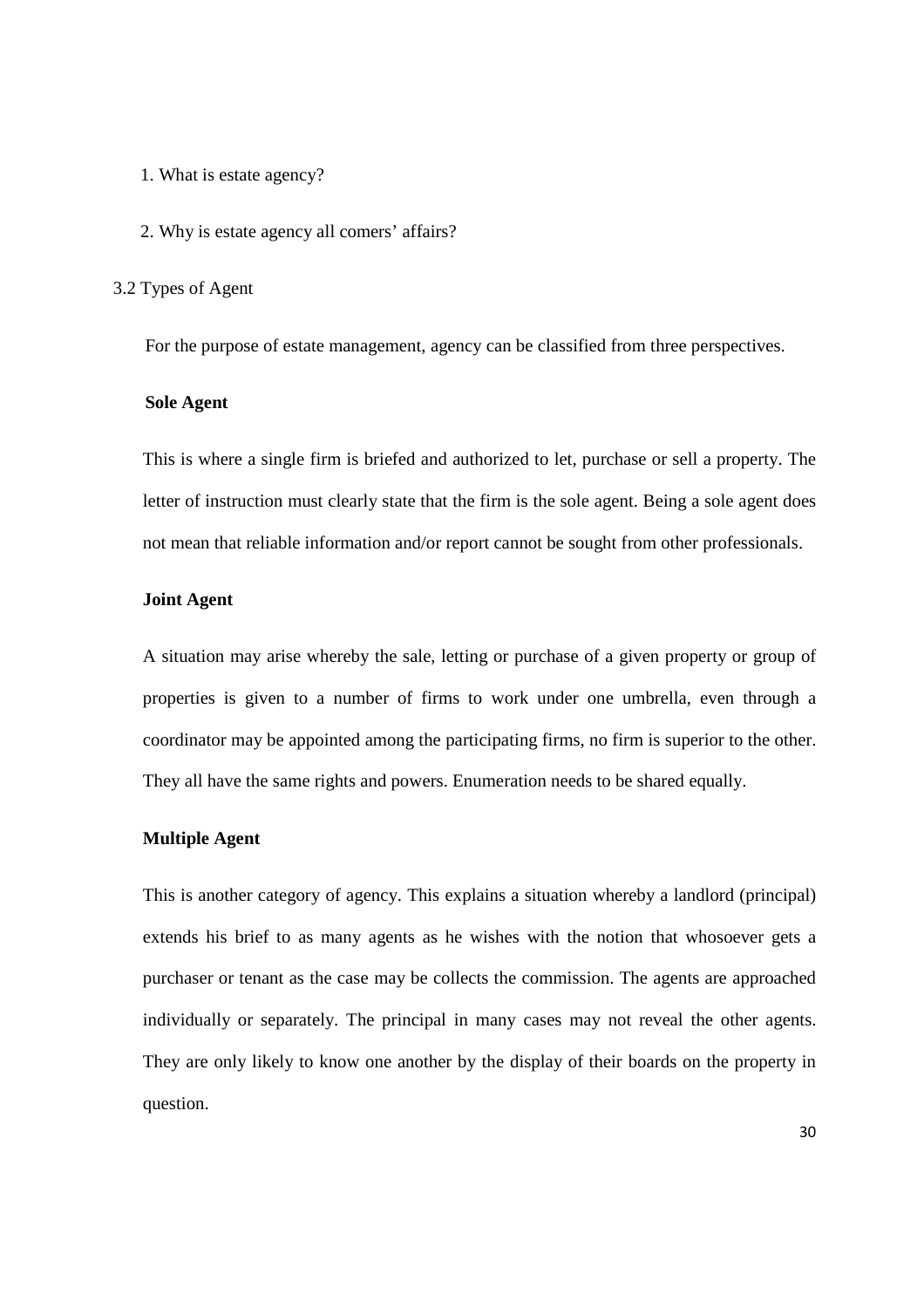1. What is estate agency?

2. Why is estate agency all comers' affairs?

## 3.2 Types of Agent

For the purpose of estate management, agency can be classified from three perspectives.

**Sole Agent**

This is where a single firm is briefed and authorized to let, purchase or sell a property. The letter of instruction must clearly state that the firm is the sole agent. Being a sole agent does not mean that reliable information and/or report cannot be sought from other professionals.

**Joint Agent**

A situation may arise whereby the sale, letting or purchase of a given property or group of properties is given to a number of firms to work under one umbrella, even through a coordinator may be appointed among the participating firms, no firm is superior to the other. They all have the same rights and powers. Enumeration needs to be shared equally.

**Multiple Agent**

This is another category of agency. This explains a situation whereby a landlord (principal) extends his brief to as many agents as he wishes with the notion that whosoever gets a purchaser or tenant as the case may be collects the commission. The agents are approached individually or separately. The principal in many cases may not reveal the other agents. They are only likely to know one another by the display of their boards on the property in question.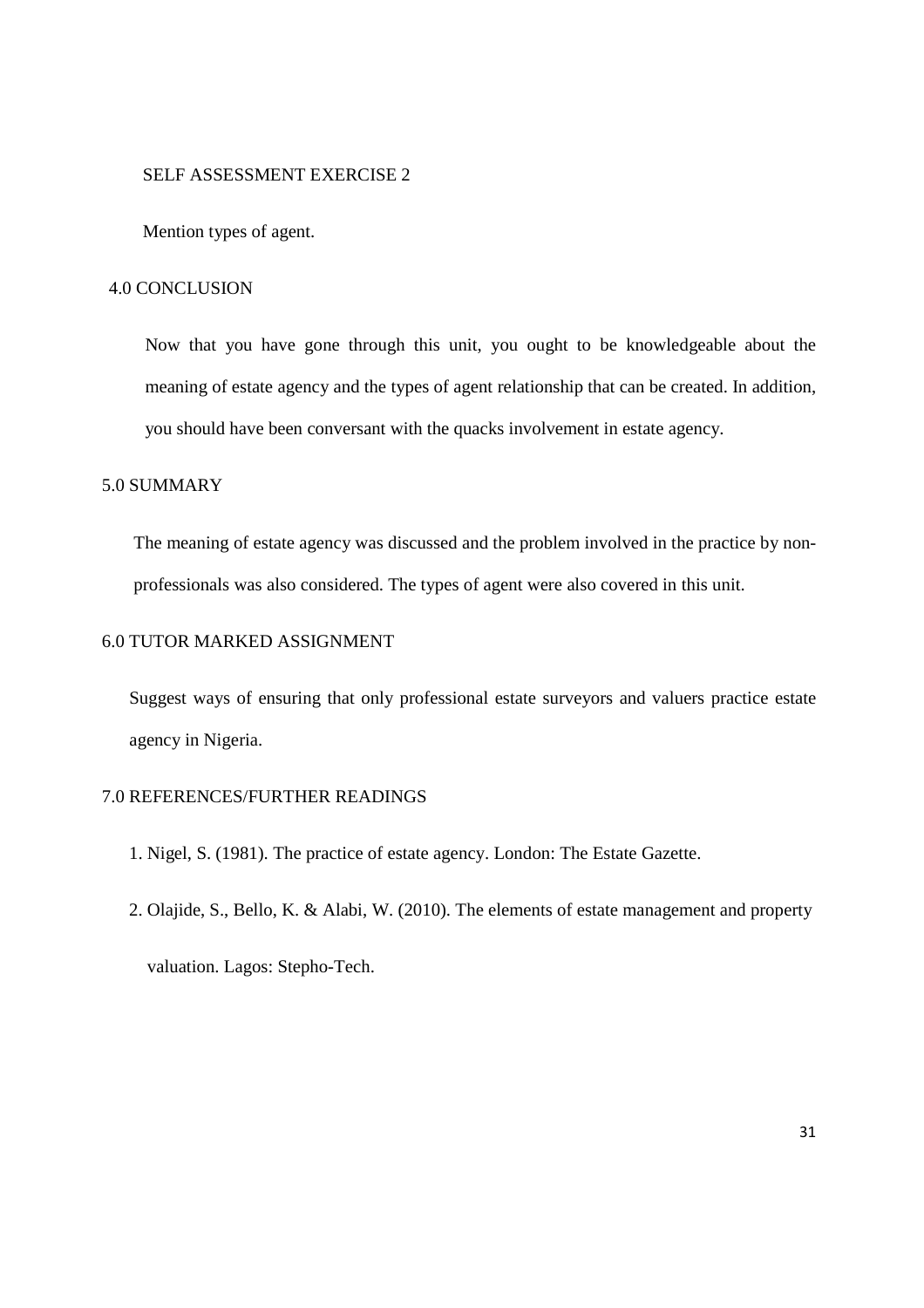SELF ASSESSMENT EXERCISE 2

Mention types of agent.

## 4.0 CONCLUSION

Now that you have gone through this unit, you ought to be knowledgeable about the meaning of estate agency and the types of agent relationship that can be created. In addition, you should have been conversant with the quacks involvement in estate agency.

## 5.0 SUMMARY

The meaning of estate agency was discussed and the problem involved in the practice by non-professionals was also considered. The types of agent were also covered in this unit.

## 6.0 TUTOR MARKED ASSIGNMENT

Suggest ways of ensuring that only professional estate surveyors and valuers practice estate agency in Nigeria.

## 7.0 REFERENCES/FURTHER READINGS

1. Nigel, S. (1981). The practice of estate agency. London: The Estate Gazette.
2. Olajide, S., Bello, K. & Alabi, W. (2010). The elements of estate management and property valuation. Lagos: Stepho-Tech.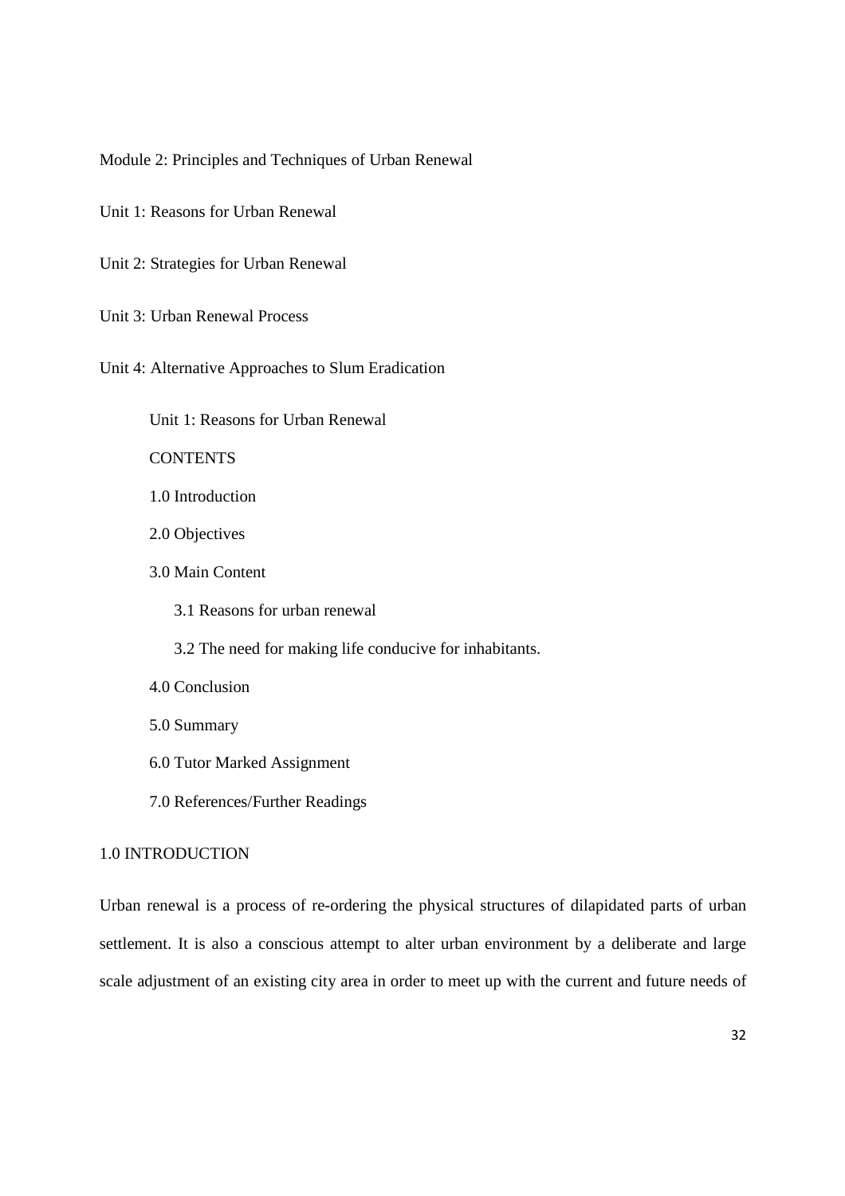# Module 2: Principles and Techniques of Urban Renewal

Unit 1: Reasons for Urban Renewal

Unit 2: Strategies for Urban Renewal

Unit 3: Urban Renewal Process

Unit 4: Alternative Approaches to Slum Eradication

## Unit 1: Reasons for Urban Renewal

CONTENTS

1.0 Introduction

2.0 Objectives

3.0 Main Content

- 3.1 Reasons for urban renewal
- 3.2 The need for making life conducive for inhabitants.

4.0 Conclusion

5.0 Summary

6.0 Tutor Marked Assignment

7.0 References/Further Readings

### 1.0 INTRODUCTION

Urban renewal is a process of re-ordering the physical structures of dilapidated parts of urban settlement. It is also a conscious attempt to alter urban environment by a deliberate and large scale adjustment of an existing city area in order to meet up with the current and future needs of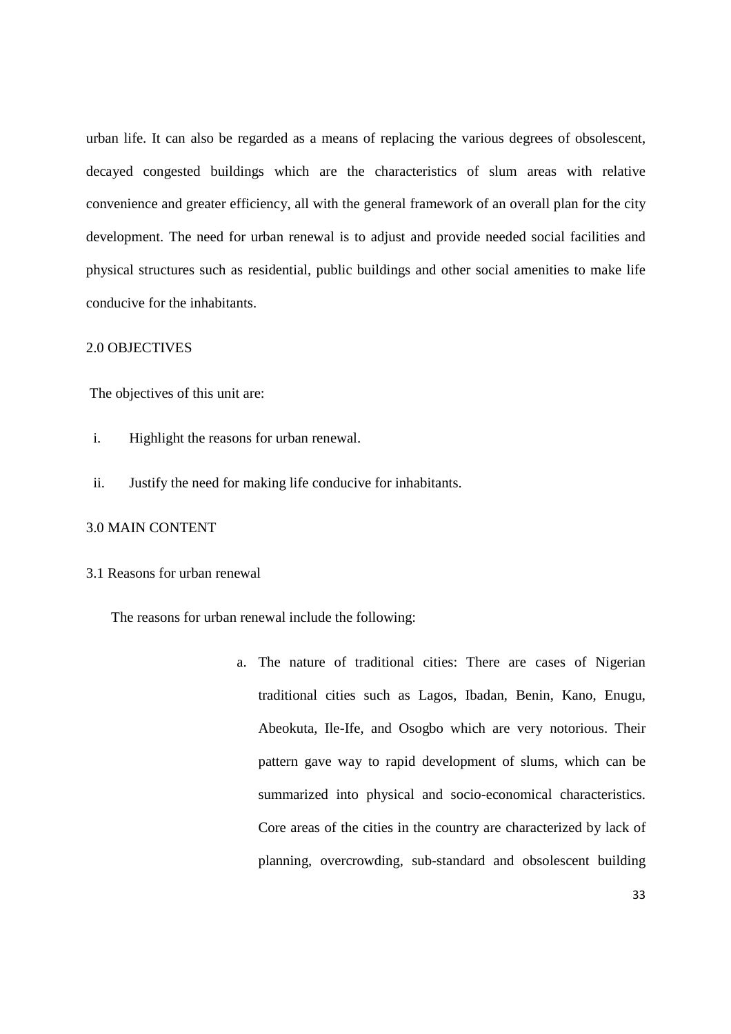urban life. It can also be regarded as a means of replacing the various degrees of obsolescent, decayed congested buildings which are the characteristics of slum areas with relative convenience and greater efficiency, all with the general framework of an overall plan for the city development. The need for urban renewal is to adjust and provide needed social facilities and physical structures such as residential, public buildings and other social amenities to make life conducive for the inhabitants.

## 2.0 OBJECTIVES

The objectives of this unit are:

i. Highlight the reasons for urban renewal.
ii. Justify the need for making life conducive for inhabitants.

## 3.0 MAIN CONTENT

### 3.1 Reasons for urban renewal

The reasons for urban renewal include the following:

a. The nature of traditional cities: There are cases of Nigerian traditional cities such as Lagos, Ibadan, Benin, Kano, Enugu, Abeokuta, Ile-Ife, and Osogbo which are very notorious. Their pattern gave way to rapid development of slums, which can be summarized into physical and socio-economical characteristics. Core areas of the cities in the country are characterized by lack of planning, overcrowding, sub-standard and obsolescent building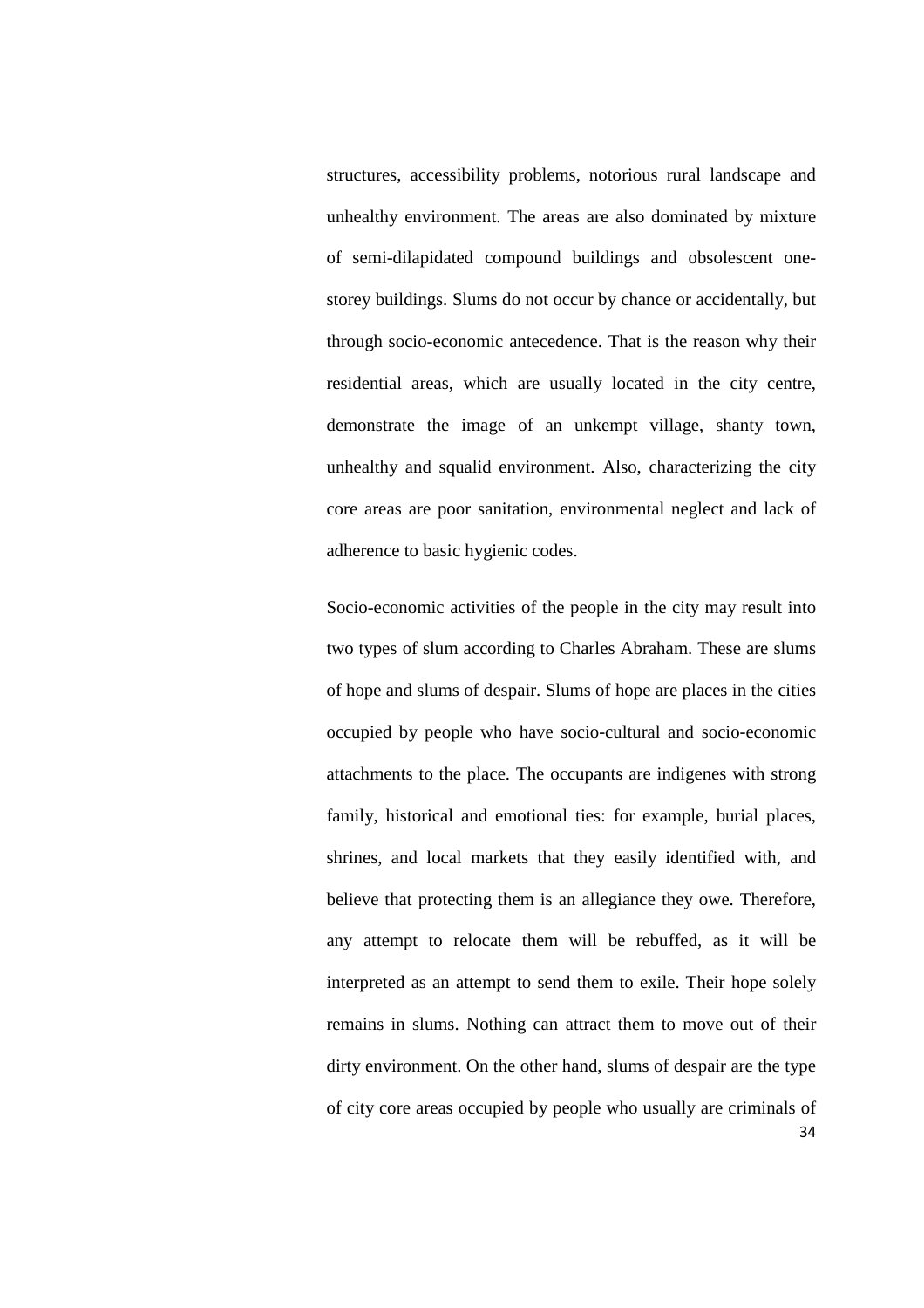structures, accessibility problems, notorious rural landscape and unhealthy environment. The areas are also dominated by mixture of semi-dilapidated compound buildings and obsolescent one-storey buildings. Slums do not occur by chance or accidentally, but through socio-economic antecedence. That is the reason why their residential areas, which are usually located in the city centre, demonstrate the image of an unkempt village, shanty town, unhealthy and squalid environment. Also, characterizing the city core areas are poor sanitation, environmental neglect and lack of adherence to basic hygienic codes.

Socio-economic activities of the people in the city may result into two types of slum according to Charles Abraham. These are slums of hope and slums of despair. Slums of hope are places in the cities occupied by people who have socio-cultural and socio-economic attachments to the place. The occupants are indigenes with strong family, historical and emotional ties: for example, burial places, shrines, and local markets that they easily identified with, and believe that protecting them is an allegiance they owe. Therefore, any attempt to relocate them will be rebuffed, as it will be interpreted as an attempt to send them to exile. Their hope solely remains in slums. Nothing can attract them to move out of their dirty environment. On the other hand, slums of despair are the type of city core areas occupied by people who usually are criminals of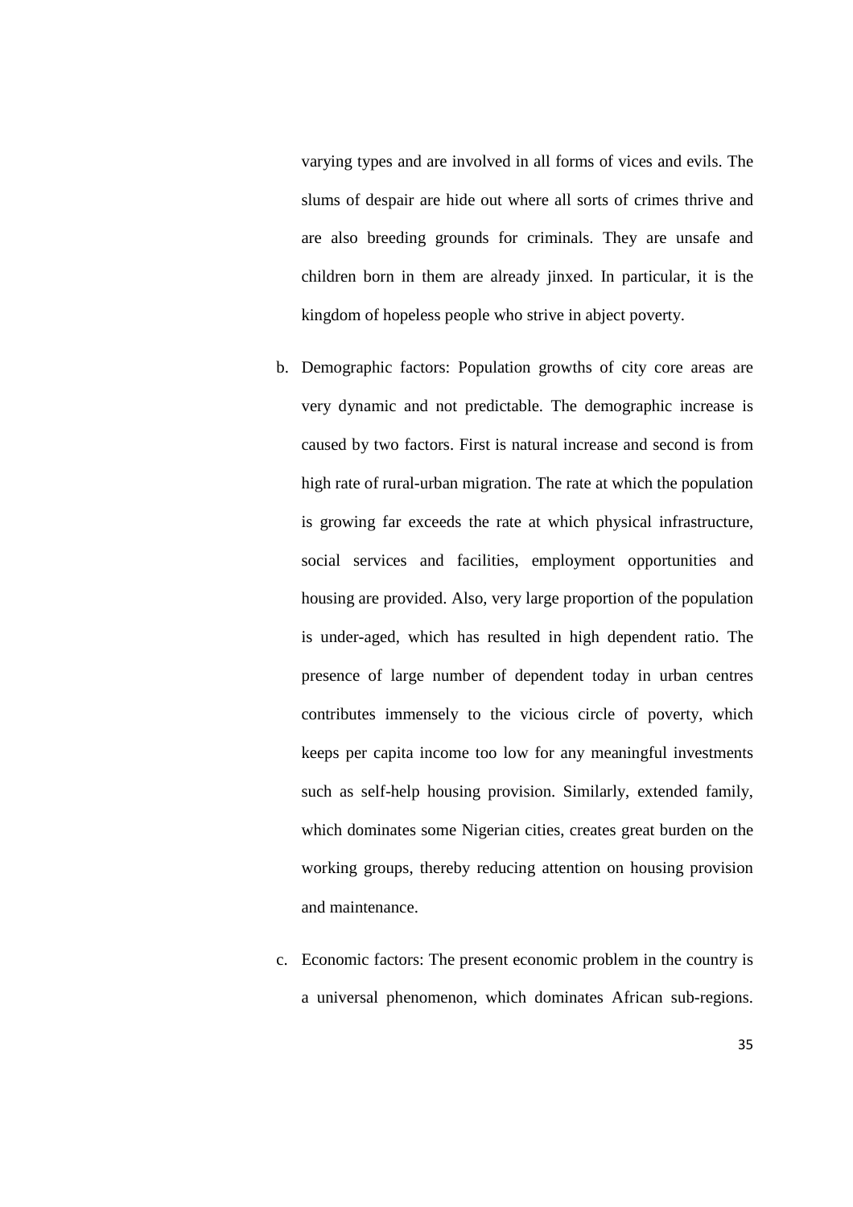varying types and are involved in all forms of vices and evils. The slums of despair are hide out where all sorts of crimes thrive and are also breeding grounds for criminals. They are unsafe and children born in them are already jinxed. In particular, it is the kingdom of hopeless people who strive in abject poverty.

b. Demographic factors: Population growths of city core areas are very dynamic and not predictable. The demographic increase is caused by two factors. First is natural increase and second is from high rate of rural-urban migration. The rate at which the population is growing far exceeds the rate at which physical infrastructure, social services and facilities, employment opportunities and housing are provided. Also, very large proportion of the population is under-aged, which has resulted in high dependent ratio. The presence of large number of dependent today in urban centres contributes immensely to the vicious circle of poverty, which keeps per capita income too low for any meaningful investments such as self-help housing provision. Similarly, extended family, which dominates some Nigerian cities, creates great burden on the working groups, thereby reducing attention on housing provision and maintenance.

c. Economic factors: The present economic problem in the country is a universal phenomenon, which dominates African sub-regions.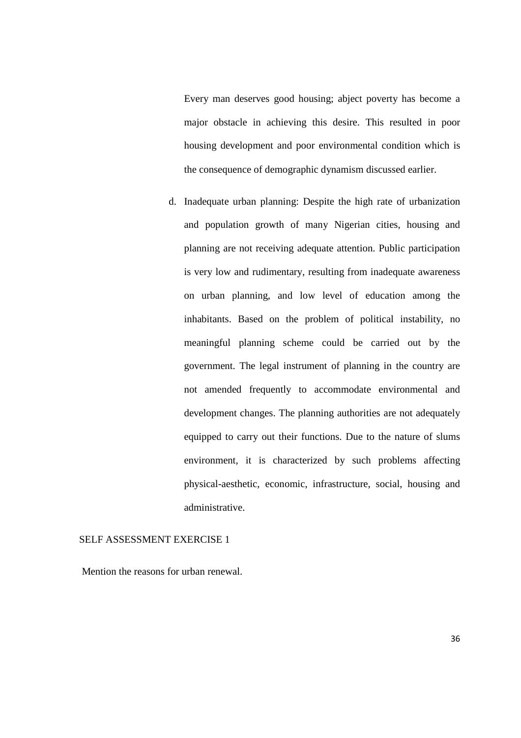Every man deserves good housing; abject poverty has become a major obstacle in achieving this desire. This resulted in poor housing development and poor environmental condition which is the consequence of demographic dynamism discussed earlier.

d. Inadequate urban planning: Despite the high rate of urbanization and population growth of many Nigerian cities, housing and planning are not receiving adequate attention. Public participation is very low and rudimentary, resulting from inadequate awareness on urban planning, and low level of education among the inhabitants. Based on the problem of political instability, no meaningful planning scheme could be carried out by the government. The legal instrument of planning in the country are not amended frequently to accommodate environmental and development changes. The planning authorities are not adequately equipped to carry out their functions. Due to the nature of slums environment, it is characterized by such problems affecting physical-aesthetic, economic, infrastructure, social, housing and administrative.

SELF ASSESSMENT EXERCISE 1

Mention the reasons for urban renewal.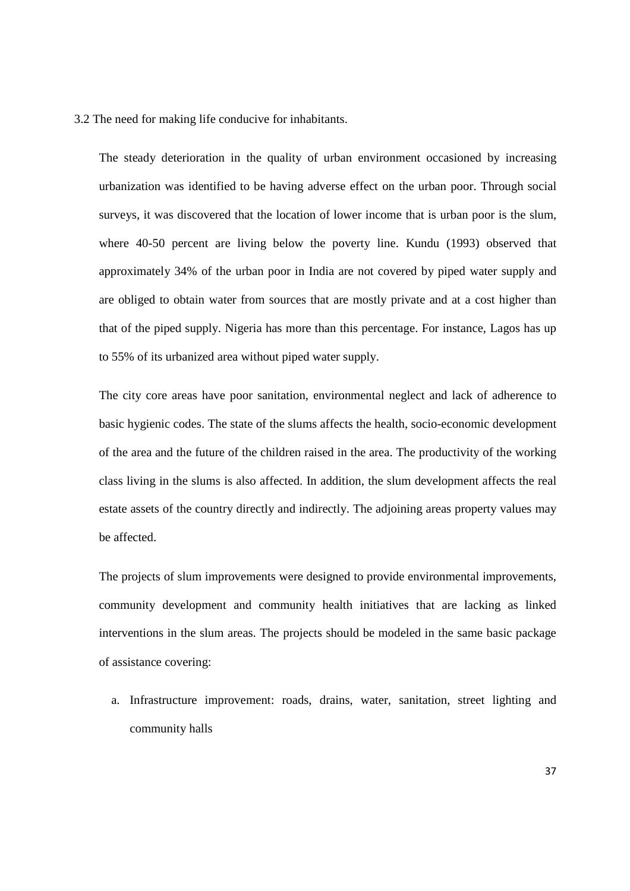## 3.2 The need for making life conducive for inhabitants.

The steady deterioration in the quality of urban environment occasioned by increasing urbanization was identified to be having adverse effect on the urban poor. Through social surveys, it was discovered that the location of lower income that is urban poor is the slum, where 40-50 percent are living below the poverty line. Kundu (1993) observed that approximately 34% of the urban poor in India are not covered by piped water supply and are obliged to obtain water from sources that are mostly private and at a cost higher than that of the piped supply. Nigeria has more than this percentage. For instance, Lagos has up to 55% of its urbanized area without piped water supply.

The city core areas have poor sanitation, environmental neglect and lack of adherence to basic hygienic codes. The state of the slums affects the health, socio-economic development of the area and the future of the children raised in the area. The productivity of the working class living in the slums is also affected. In addition, the slum development affects the real estate assets of the country directly and indirectly. The adjoining areas property values may be affected.

The projects of slum improvements were designed to provide environmental improvements, community development and community health initiatives that are lacking as linked interventions in the slum areas. The projects should be modeled in the same basic package of assistance covering:

a. Infrastructure improvement: roads, drains, water, sanitation, street lighting and community halls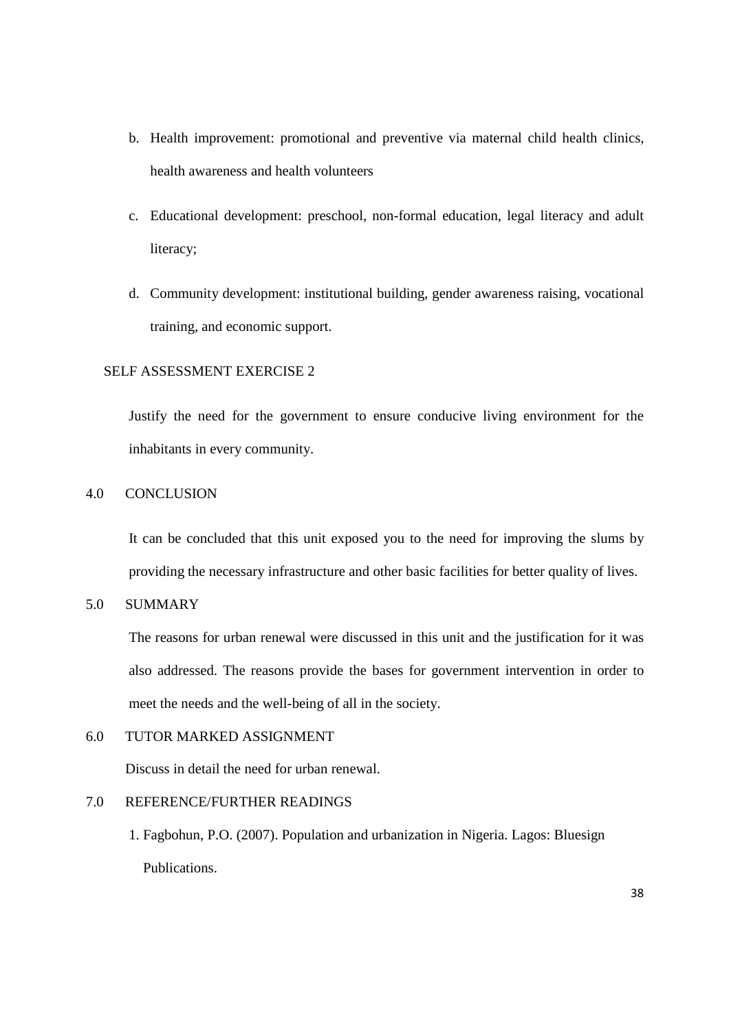b. Health improvement: promotional and preventive via maternal child health clinics, health awareness and health volunteers

c. Educational development: preschool, non-formal education, legal literacy and adult literacy;

d. Community development: institutional building, gender awareness raising, vocational training, and economic support.

SELF ASSESSMENT EXERCISE 2

Justify the need for the government to ensure conducive living environment for the inhabitants in every community.

## 4.0 CONCLUSION

It can be concluded that this unit exposed you to the need for improving the slums by providing the necessary infrastructure and other basic facilities for better quality of lives.

## 5.0 SUMMARY

The reasons for urban renewal were discussed in this unit and the justification for it was also addressed. The reasons provide the bases for government intervention in order to meet the needs and the well-being of all in the society.

## 6.0 TUTOR MARKED ASSIGNMENT

Discuss in detail the need for urban renewal.

## 7.0 REFERENCE/FURTHER READINGS

1. Fagbohun, P.O. (2007). Population and urbanization in Nigeria. Lagos: Bluesign Publications.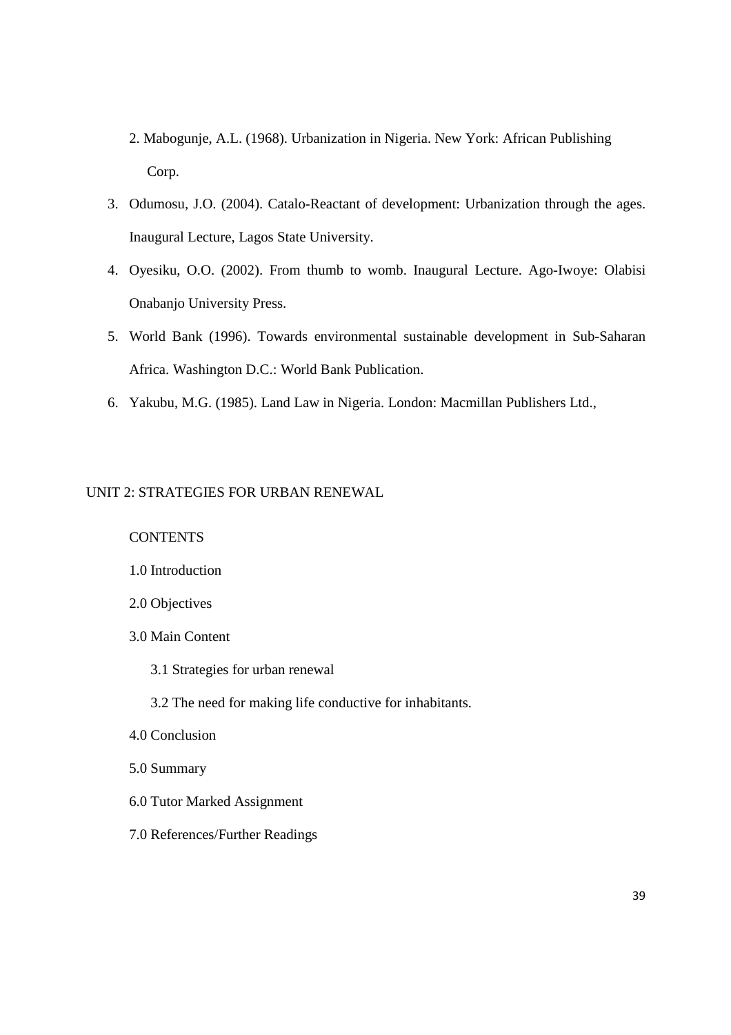2. Mabogunje, A.L. (1968). Urbanization in Nigeria. New York: African Publishing Corp.
3. Odumosu, J.O. (2004). Catalo-Reactant of development: Urbanization through the ages. Inaugural Lecture, Lagos State University.
4. Oyesiku, O.O. (2002). From thumb to womb. Inaugural Lecture. Ago-Iwoye: Olabisi Onabanjo University Press.
5. World Bank (1996). Towards environmental sustainable development in Sub-Saharan Africa. Washington D.C.: World Bank Publication.
6. Yakubu, M.G. (1985). Land Law in Nigeria. London: Macmillan Publishers Ltd.,

## UNIT 2: STRATEGIES FOR URBAN RENEWAL

CONTENTS

1.0 Introduction

2.0 Objectives

3.0 Main Content

- 3.1 Strategies for urban renewal
- 3.2 The need for making life conductive for inhabitants.

4.0 Conclusion

5.0 Summary

6.0 Tutor Marked Assignment

7.0 References/Further Readings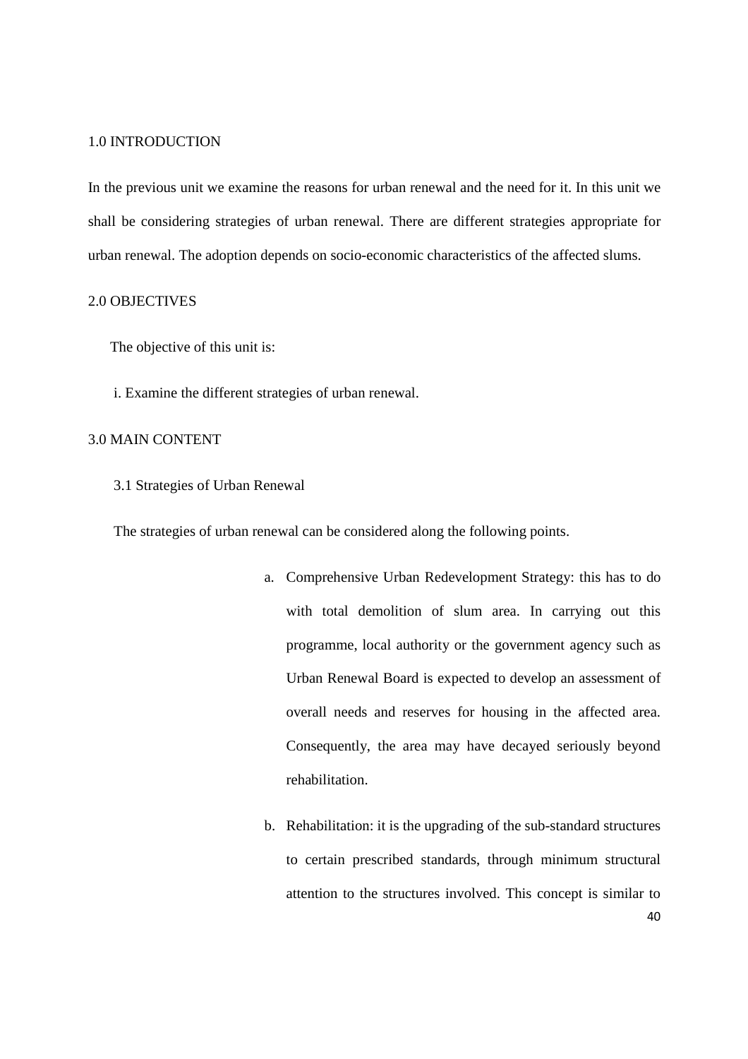## 1.0 INTRODUCTION

In the previous unit we examine the reasons for urban renewal and the need for it. In this unit we shall be considering strategies of urban renewal. There are different strategies appropriate for urban renewal. The adoption depends on socio-economic characteristics of the affected slums.

## 2.0 OBJECTIVES

The objective of this unit is:

i. Examine the different strategies of urban renewal.

## 3.0 MAIN CONTENT

### 3.1 Strategies of Urban Renewal

The strategies of urban renewal can be considered along the following points.

a. Comprehensive Urban Redevelopment Strategy: this has to do with total demolition of slum area. In carrying out this programme, local authority or the government agency such as Urban Renewal Board is expected to develop an assessment of overall needs and reserves for housing in the affected area. Consequently, the area may have decayed seriously beyond rehabilitation.

b. Rehabilitation: it is the upgrading of the sub-standard structures to certain prescribed standards, through minimum structural attention to the structures involved. This concept is similar to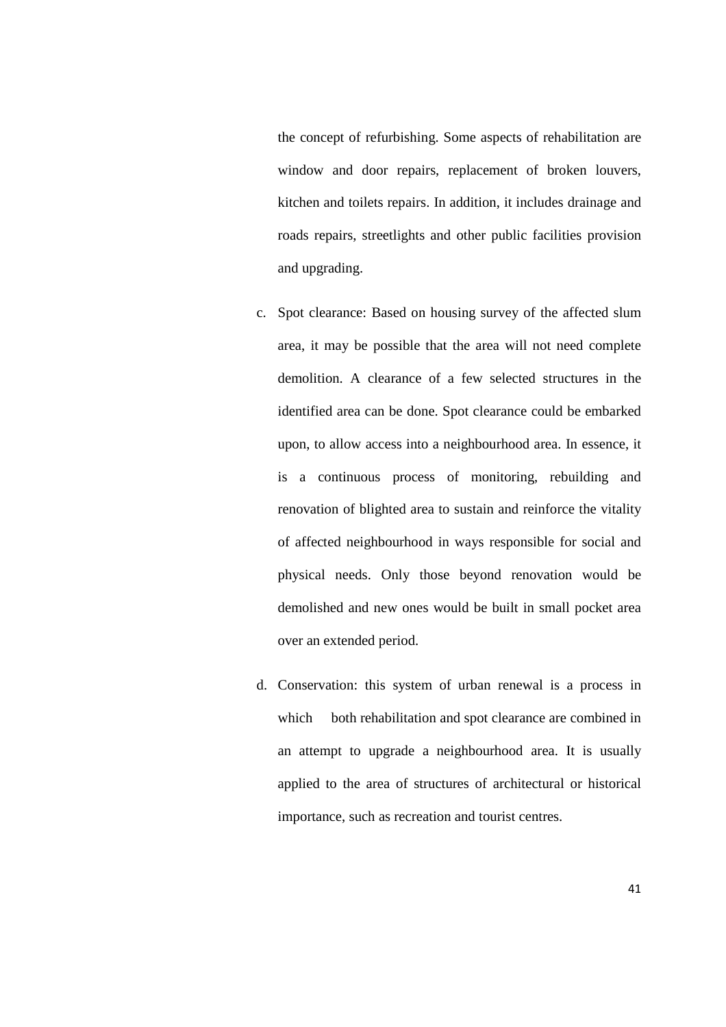the concept of refurbishing. Some aspects of rehabilitation are window and door repairs, replacement of broken louvers, kitchen and toilets repairs. In addition, it includes drainage and roads repairs, streetlights and other public facilities provision and upgrading.

c. Spot clearance: Based on housing survey of the affected slum area, it may be possible that the area will not need complete demolition. A clearance of a few selected structures in the identified area can be done. Spot clearance could be embarked upon, to allow access into a neighbourhood area. In essence, it is a continuous process of monitoring, rebuilding and renovation of blighted area to sustain and reinforce the vitality of affected neighbourhood in ways responsible for social and physical needs. Only those beyond renovation would be demolished and new ones would be built in small pocket area over an extended period.

d. Conservation: this system of urban renewal is a process in which both rehabilitation and spot clearance are combined in an attempt to upgrade a neighbourhood area. It is usually applied to the area of structures of architectural or historical importance, such as recreation and tourist centres.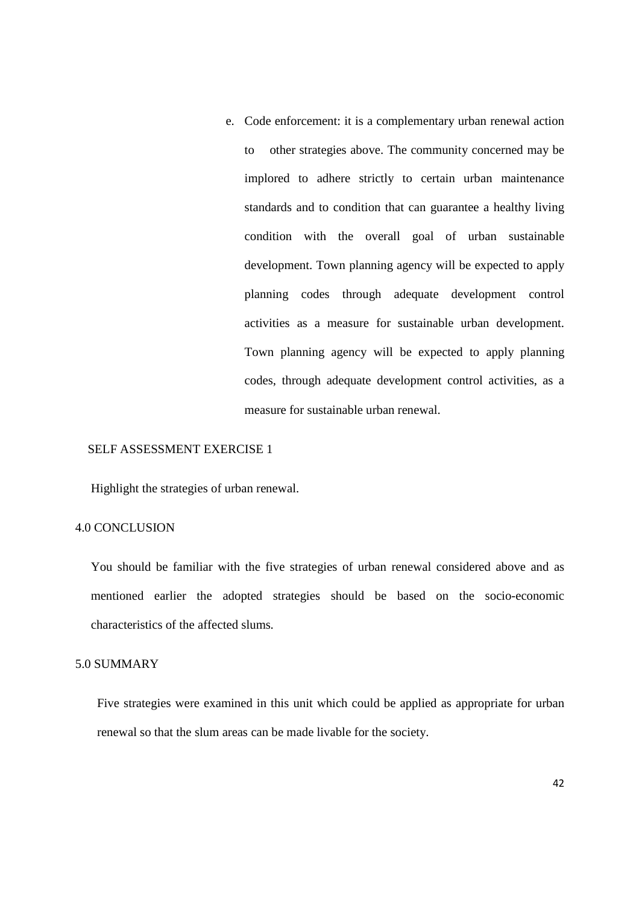e. Code enforcement: it is a complementary urban renewal action to other strategies above. The community concerned may be implored to adhere strictly to certain urban maintenance standards and to condition that can guarantee a healthy living condition with the overall goal of urban sustainable development. Town planning agency will be expected to apply planning codes through adequate development control activities as a measure for sustainable urban development. Town planning agency will be expected to apply planning codes, through adequate development control activities, as a measure for sustainable urban renewal.

SELF ASSESSMENT EXERCISE 1

Highlight the strategies of urban renewal.

## 4.0 CONCLUSION

You should be familiar with the five strategies of urban renewal considered above and as mentioned earlier the adopted strategies should be based on the socio-economic characteristics of the affected slums.

## 5.0 SUMMARY

Five strategies were examined in this unit which could be applied as appropriate for urban renewal so that the slum areas can be made livable for the society.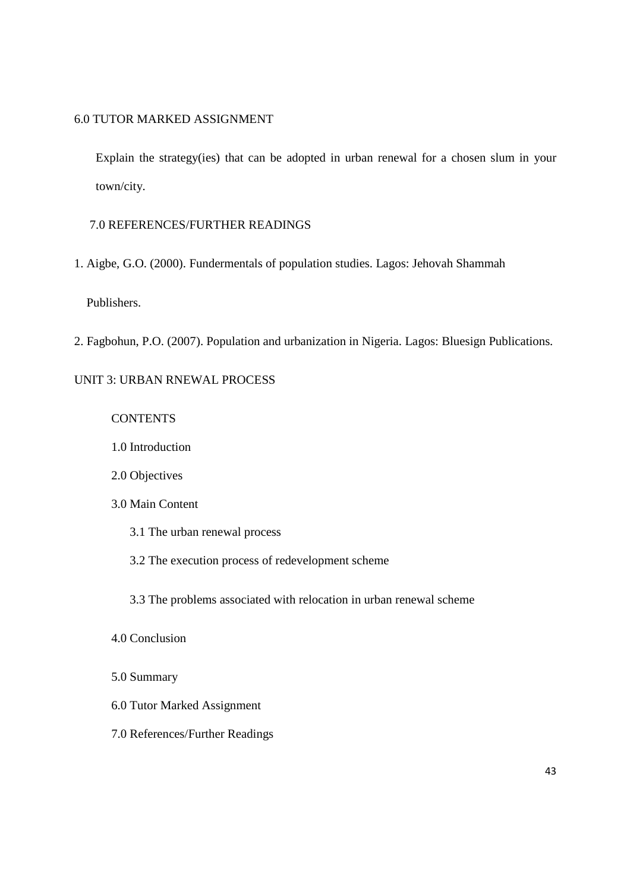## 6.0 TUTOR MARKED ASSIGNMENT

Explain the strategy(ies) that can be adopted in urban renewal for a chosen slum in your town/city.

## 7.0 REFERENCES/FURTHER READINGS

1. Aigbe, G.O. (2000). Fundermentals of population studies. Lagos: Jehovah Shammah Publishers.
2. Fagbohun, P.O. (2007). Population and urbanization in Nigeria. Lagos: Bluesign Publications.

# UNIT 3: URBAN RNEWAL PROCESS

CONTENTS

1.0 Introduction

2.0 Objectives

3.0 Main Content

- 3.1 The urban renewal process
- 3.2 The execution process of redevelopment scheme
- 3.3 The problems associated with relocation in urban renewal scheme

4.0 Conclusion

5.0 Summary

6.0 Tutor Marked Assignment

7.0 References/Further Readings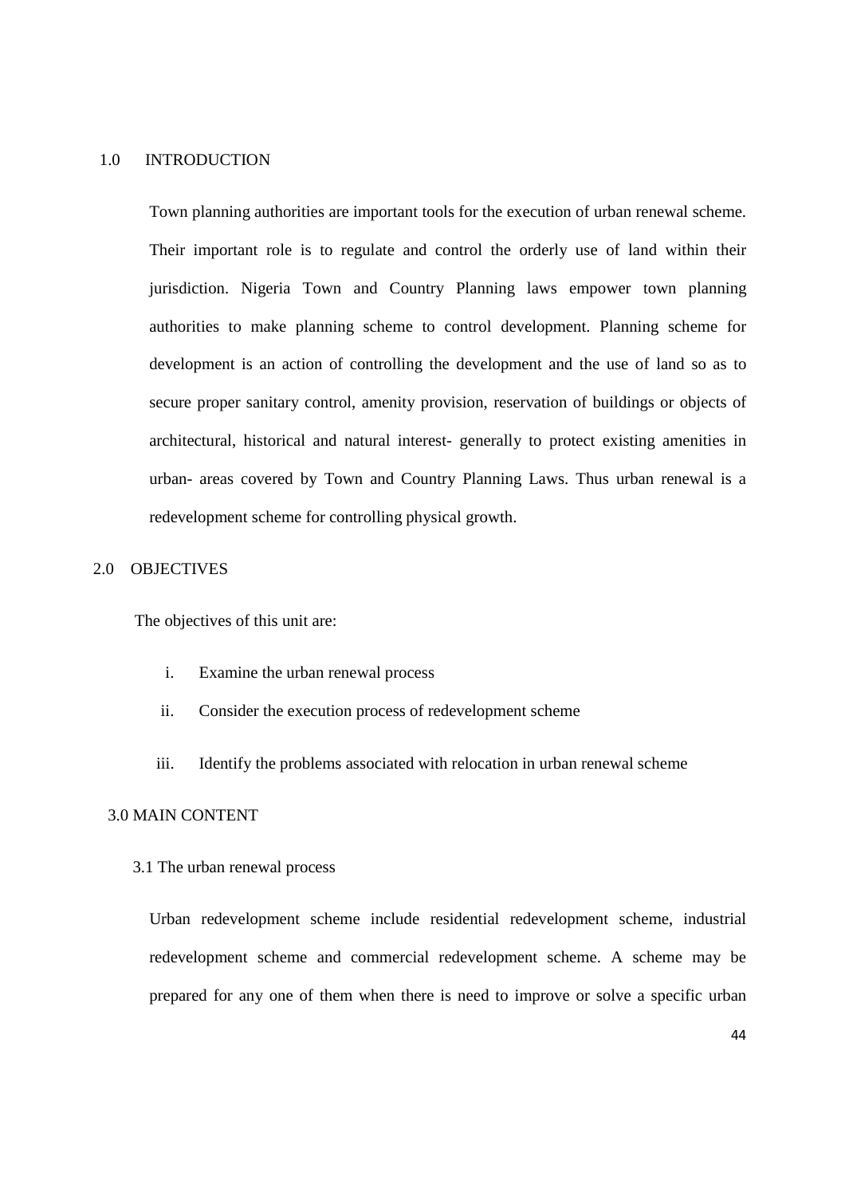## 1.0 INTRODUCTION

Town planning authorities are important tools for the execution of urban renewal scheme. Their important role is to regulate and control the orderly use of land within their jurisdiction. Nigeria Town and Country Planning laws empower town planning authorities to make planning scheme to control development. Planning scheme for development is an action of controlling the development and the use of land so as to secure proper sanitary control, amenity provision, reservation of buildings or objects of architectural, historical and natural interest- generally to protect existing amenities in urban- areas covered by Town and Country Planning Laws. Thus urban renewal is a redevelopment scheme for controlling physical growth.

## 2.0 OBJECTIVES

The objectives of this unit are:

i. Examine the urban renewal process

ii. Consider the execution process of redevelopment scheme

iii. Identify the problems associated with relocation in urban renewal scheme

## 3.0 MAIN CONTENT

### 3.1 The urban renewal process

Urban redevelopment scheme include residential redevelopment scheme, industrial redevelopment scheme and commercial redevelopment scheme. A scheme may be prepared for any one of them when there is need to improve or solve a specific urban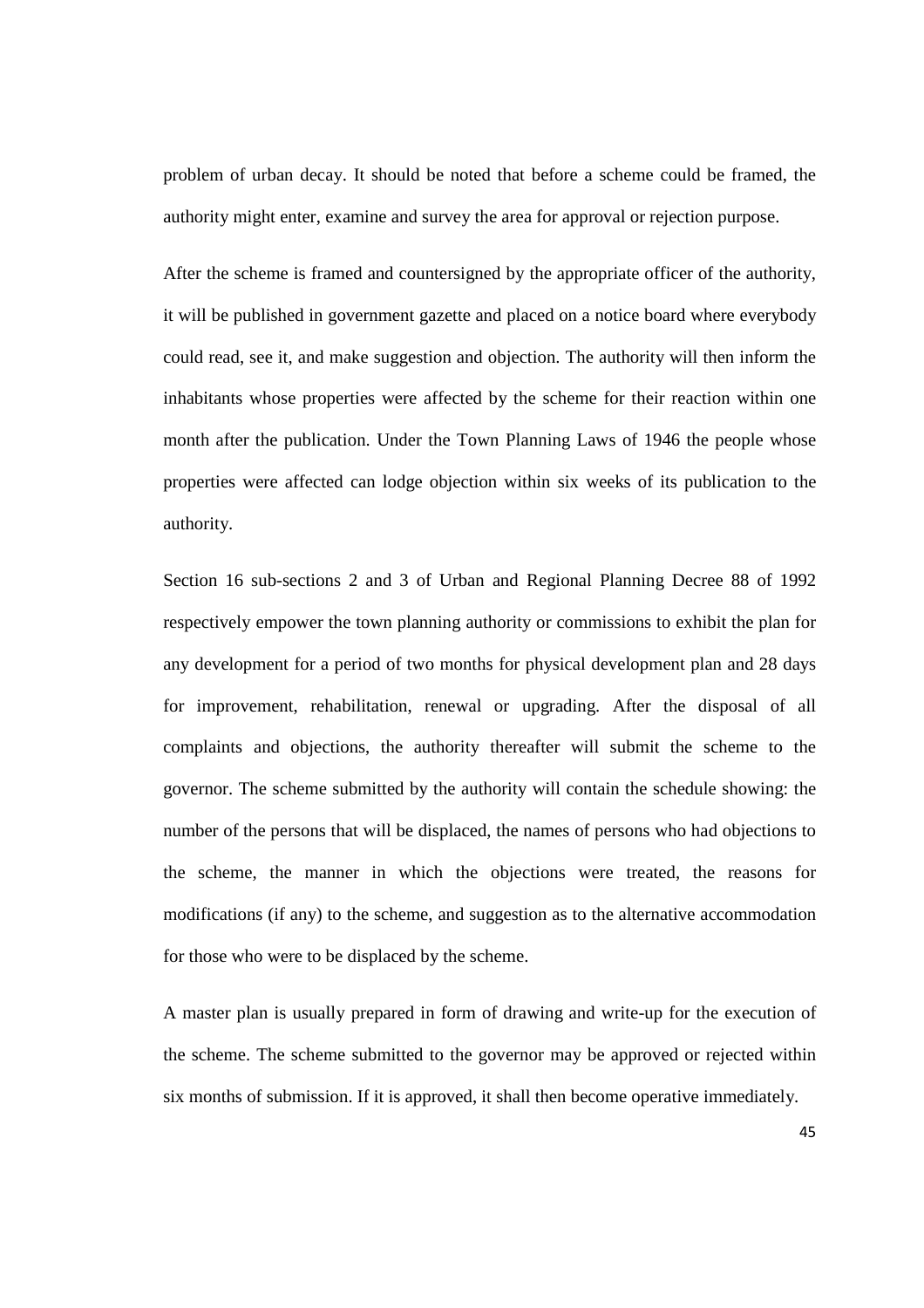problem of urban decay. It should be noted that before a scheme could be framed, the authority might enter, examine and survey the area for approval or rejection purpose.

After the scheme is framed and countersigned by the appropriate officer of the authority, it will be published in government gazette and placed on a notice board where everybody could read, see it, and make suggestion and objection. The authority will then inform the inhabitants whose properties were affected by the scheme for their reaction within one month after the publication. Under the Town Planning Laws of 1946 the people whose properties were affected can lodge objection within six weeks of its publication to the authority.

Section 16 sub-sections 2 and 3 of Urban and Regional Planning Decree 88 of 1992 respectively empower the town planning authority or commissions to exhibit the plan for any development for a period of two months for physical development plan and 28 days for improvement, rehabilitation, renewal or upgrading. After the disposal of all complaints and objections, the authority thereafter will submit the scheme to the governor. The scheme submitted by the authority will contain the schedule showing: the number of the persons that will be displaced, the names of persons who had objections to the scheme, the manner in which the objections were treated, the reasons for modifications (if any) to the scheme, and suggestion as to the alternative accommodation for those who were to be displaced by the scheme.

A master plan is usually prepared in form of drawing and write-up for the execution of the scheme. The scheme submitted to the governor may be approved or rejected within six months of submission. If it is approved, it shall then become operative immediately.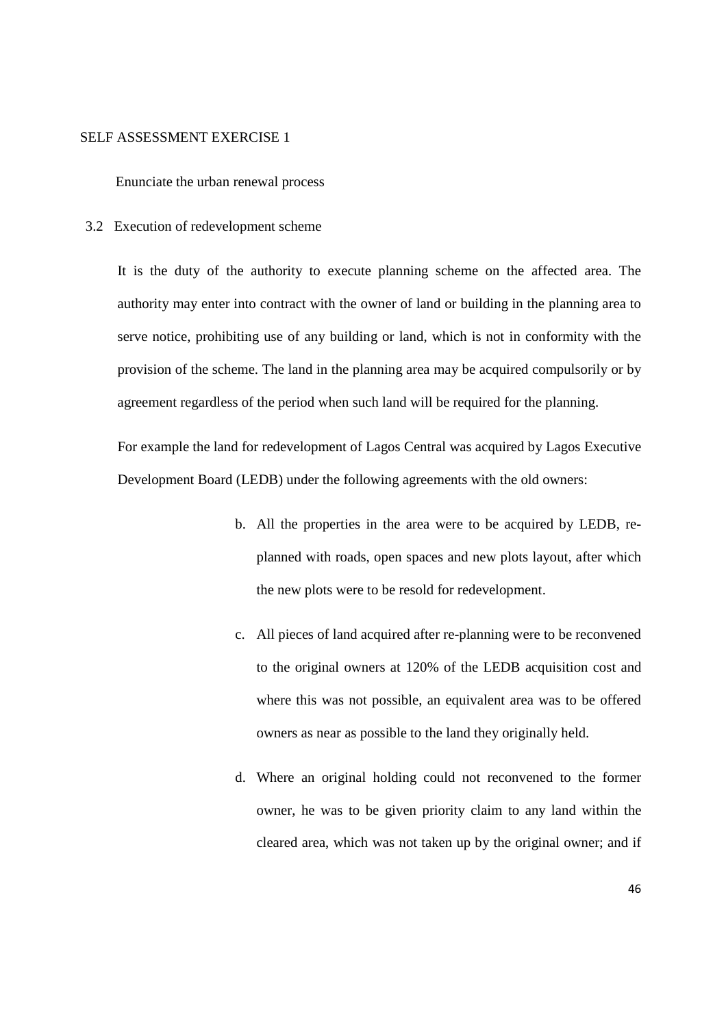SELF ASSESSMENT EXERCISE 1

Enunciate the urban renewal process

## 3.2 Execution of redevelopment scheme

It is the duty of the authority to execute planning scheme on the affected area. The authority may enter into contract with the owner of land or building in the planning area to serve notice, prohibiting use of any building or land, which is not in conformity with the provision of the scheme. The land in the planning area may be acquired compulsorily or by agreement regardless of the period when such land will be required for the planning.

For example the land for redevelopment of Lagos Central was acquired by Lagos Executive Development Board (LEDB) under the following agreements with the old owners:

b. All the properties in the area were to be acquired by LEDB, re-planned with roads, open spaces and new plots layout, after which the new plots were to be resold for redevelopment.

c. All pieces of land acquired after re-planning were to be reconvened to the original owners at 120% of the LEDB acquisition cost and where this was not possible, an equivalent area was to be offered owners as near as possible to the land they originally held.

d. Where an original holding could not reconvened to the former owner, he was to be given priority claim to any land within the cleared area, which was not taken up by the original owner; and if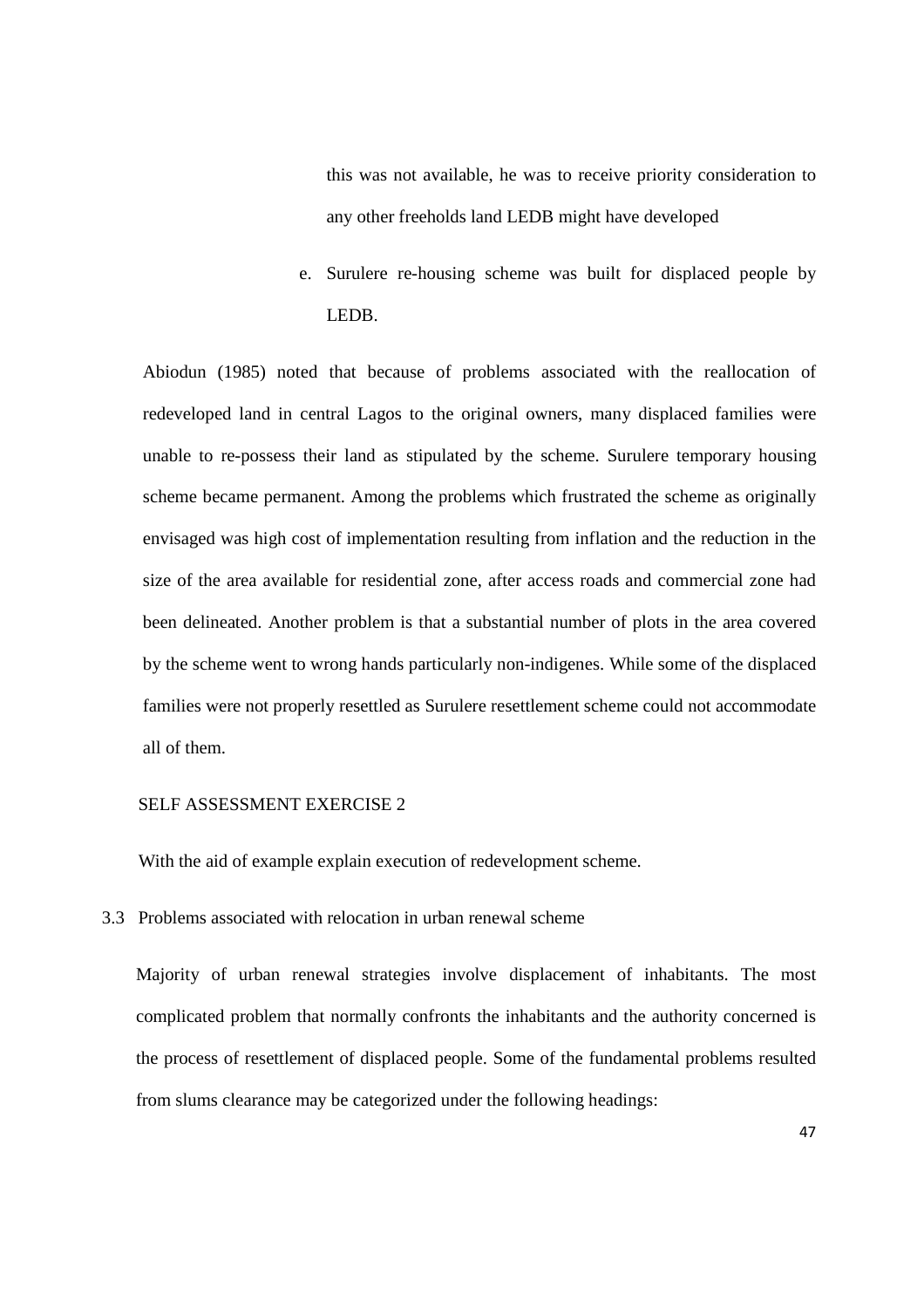this was not available, he was to receive priority consideration to any other freeholds land LEDB might have developed

e. Surulere re-housing scheme was built for displaced people by LEDB.

Abiodun (1985) noted that because of problems associated with the reallocation of redeveloped land in central Lagos to the original owners, many displaced families were unable to re-possess their land as stipulated by the scheme. Surulere temporary housing scheme became permanent. Among the problems which frustrated the scheme as originally envisaged was high cost of implementation resulting from inflation and the reduction in the size of the area available for residential zone, after access roads and commercial zone had been delineated. Another problem is that a substantial number of plots in the area covered by the scheme went to wrong hands particularly non-indigenes. While some of the displaced families were not properly resettled as Surulere resettlement scheme could not accommodate all of them.

SELF ASSESSMENT EXERCISE 2

With the aid of example explain execution of redevelopment scheme.

### 3.3 Problems associated with relocation in urban renewal scheme

Majority of urban renewal strategies involve displacement of inhabitants. The most complicated problem that normally confronts the inhabitants and the authority concerned is the process of resettlement of displaced people. Some of the fundamental problems resulted from slums clearance may be categorized under the following headings: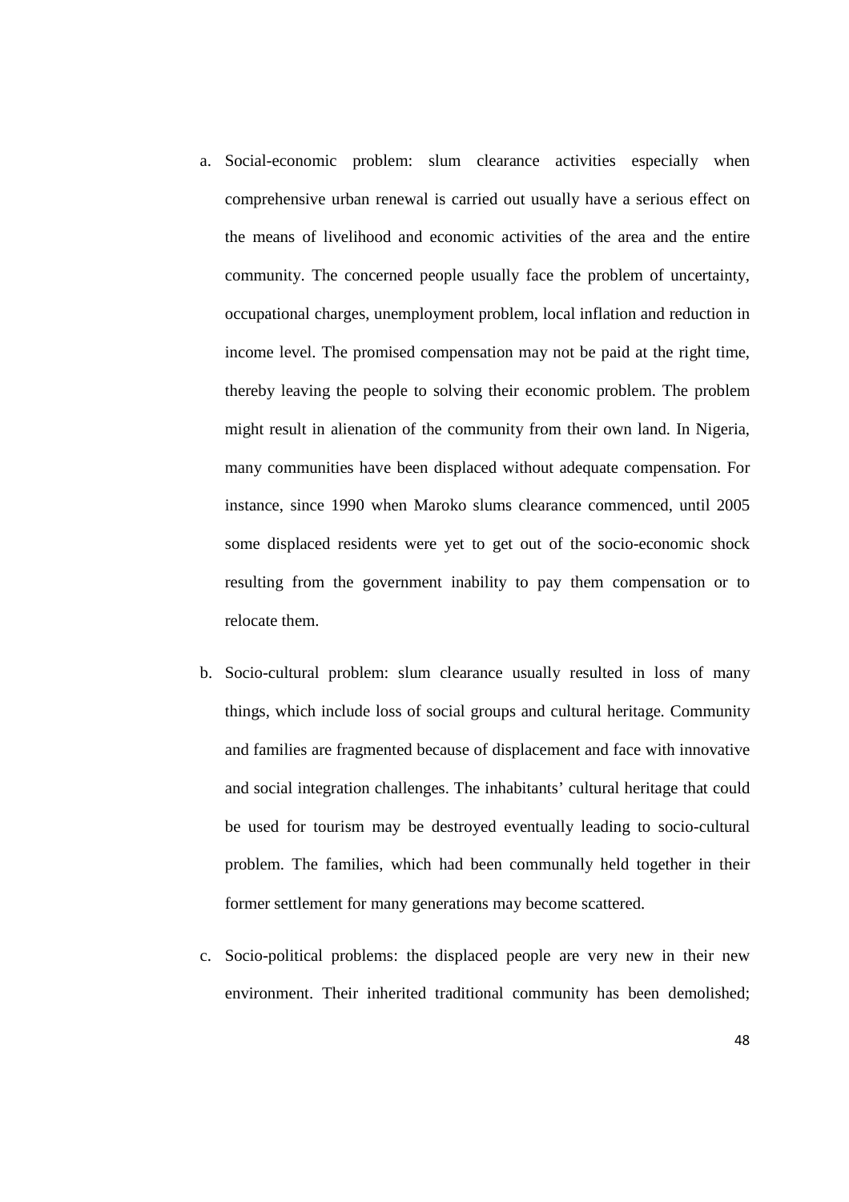a. Social-economic problem: slum clearance activities especially when comprehensive urban renewal is carried out usually have a serious effect on the means of livelihood and economic activities of the area and the entire community. The concerned people usually face the problem of uncertainty, occupational charges, unemployment problem, local inflation and reduction in income level. The promised compensation may not be paid at the right time, thereby leaving the people to solving their economic problem. The problem might result in alienation of the community from their own land. In Nigeria, many communities have been displaced without adequate compensation. For instance, since 1990 when Maroko slums clearance commenced, until 2005 some displaced residents were yet to get out of the socio-economic shock resulting from the government inability to pay them compensation or to relocate them.

b. Socio-cultural problem: slum clearance usually resulted in loss of many things, which include loss of social groups and cultural heritage. Community and families are fragmented because of displacement and face with innovative and social integration challenges. The inhabitants' cultural heritage that could be used for tourism may be destroyed eventually leading to socio-cultural problem. The families, which had been communally held together in their former settlement for many generations may become scattered.

c. Socio-political problems: the displaced people are very new in their new environment. Their inherited traditional community has been demolished;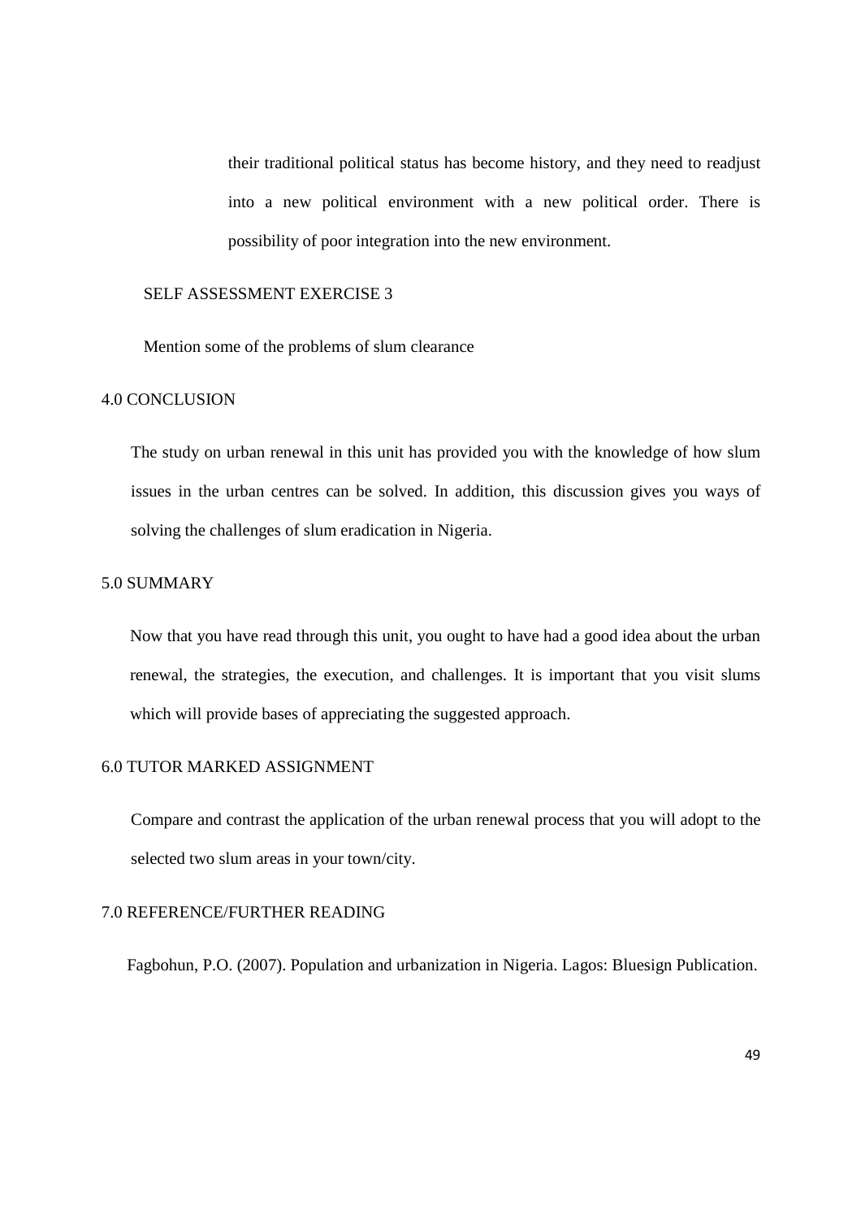their traditional political status has become history, and they need to readjust into a new political environment with a new political order. There is possibility of poor integration into the new environment.

SELF ASSESSMENT EXERCISE 3

Mention some of the problems of slum clearance

## 4.0 CONCLUSION

The study on urban renewal in this unit has provided you with the knowledge of how slum issues in the urban centres can be solved. In addition, this discussion gives you ways of solving the challenges of slum eradication in Nigeria.

## 5.0 SUMMARY

Now that you have read through this unit, you ought to have had a good idea about the urban renewal, the strategies, the execution, and challenges. It is important that you visit slums which will provide bases of appreciating the suggested approach.

## 6.0 TUTOR MARKED ASSIGNMENT

Compare and contrast the application of the urban renewal process that you will adopt to the selected two slum areas in your town/city.

## 7.0 REFERENCE/FURTHER READING

Fagbohun, P.O. (2007). Population and urbanization in Nigeria. Lagos: Bluesign Publication.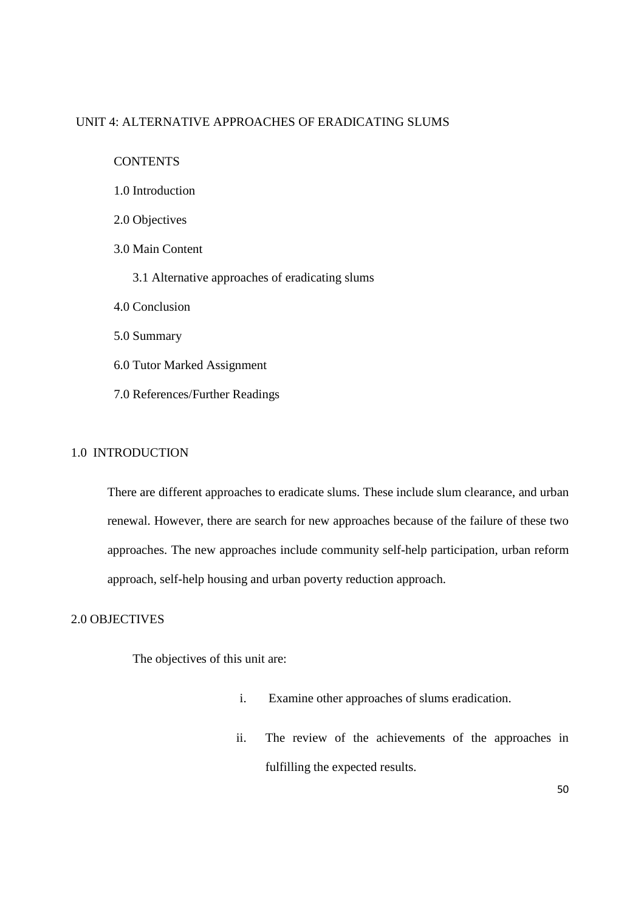## UNIT 4: ALTERNATIVE APPROACHES OF ERADICATING SLUMS

CONTENTS

1.0 Introduction

2.0 Objectives

3.0 Main Content

3.1 Alternative approaches of eradicating slums

4.0 Conclusion

5.0 Summary

6.0 Tutor Marked Assignment

7.0 References/Further Readings

### 1.0 INTRODUCTION

There are different approaches to eradicate slums. These include slum clearance, and urban renewal. However, there are search for new approaches because of the failure of these two approaches. The new approaches include community self-help participation, urban reform approach, self-help housing and urban poverty reduction approach.

### 2.0 OBJECTIVES

The objectives of this unit are:

i. Examine other approaches of slums eradication.

ii. The review of the achievements of the approaches in fulfilling the expected results.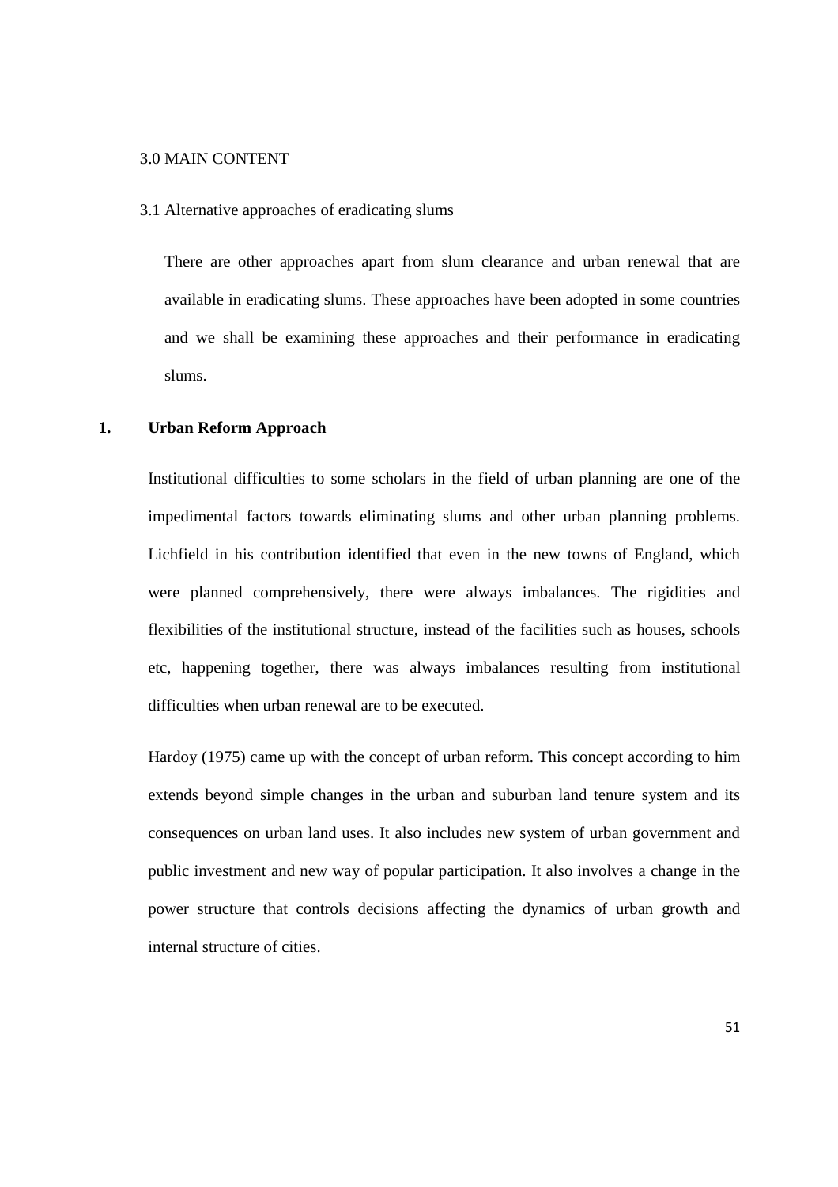## 3.0 MAIN CONTENT

### 3.1 Alternative approaches of eradicating slums

There are other approaches apart from slum clearance and urban renewal that are available in eradicating slums. These approaches have been adopted in some countries and we shall be examining these approaches and their performance in eradicating slums.

**1. Urban Reform Approach**

Institutional difficulties to some scholars in the field of urban planning are one of the impedimental factors towards eliminating slums and other urban planning problems. Lichfield in his contribution identified that even in the new towns of England, which were planned comprehensively, there were always imbalances. The rigidities and flexibilities of the institutional structure, instead of the facilities such as houses, schools etc, happening together, there was always imbalances resulting from institutional difficulties when urban renewal are to be executed.

Hardoy (1975) came up with the concept of urban reform. This concept according to him extends beyond simple changes in the urban and suburban land tenure system and its consequences on urban land uses. It also includes new system of urban government and public investment and new way of popular participation. It also involves a change in the power structure that controls decisions affecting the dynamics of urban growth and internal structure of cities.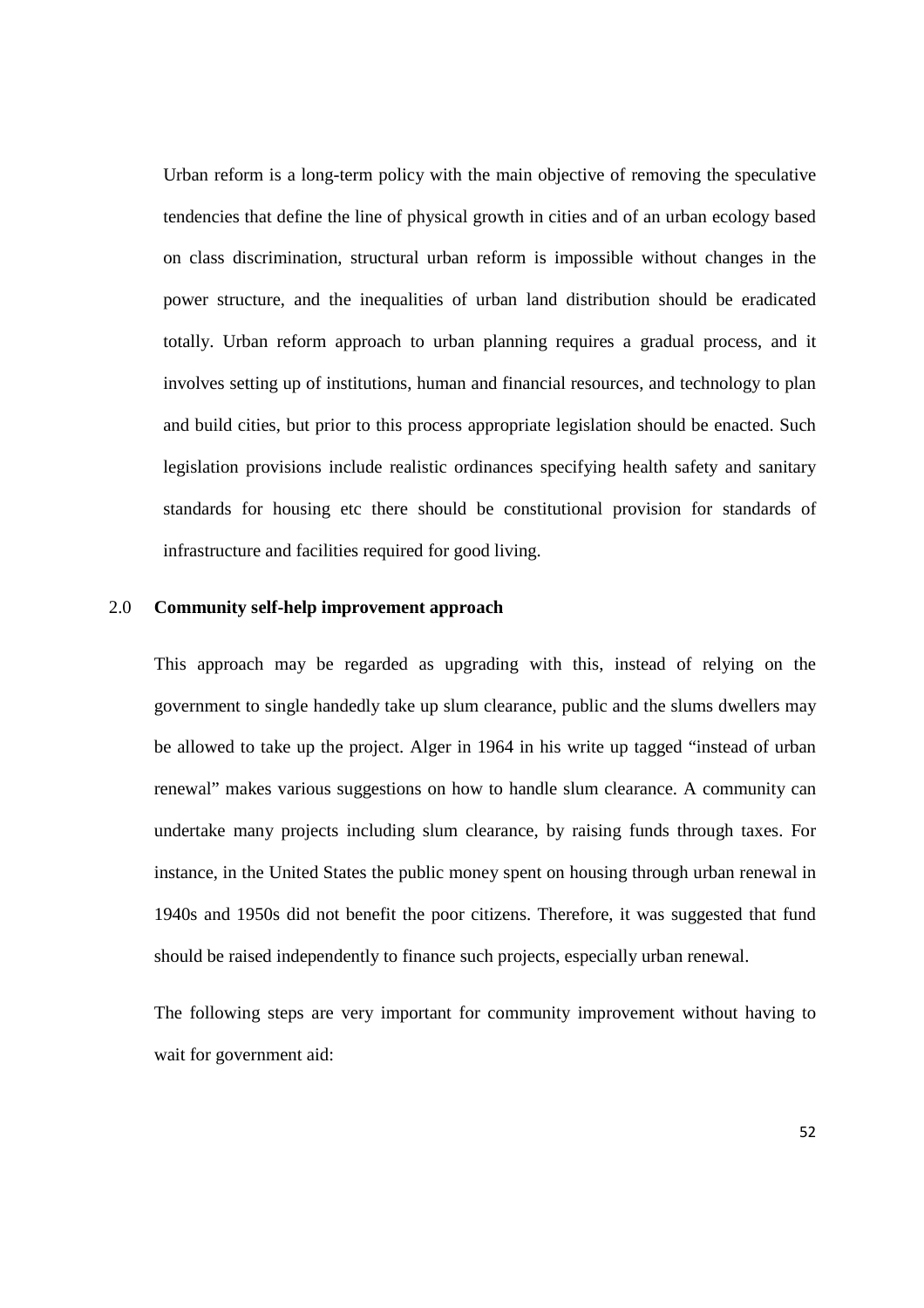Urban reform is a long-term policy with the main objective of removing the speculative tendencies that define the line of physical growth in cities and of an urban ecology based on class discrimination, structural urban reform is impossible without changes in the power structure, and the inequalities of urban land distribution should be eradicated totally. Urban reform approach to urban planning requires a gradual process, and it involves setting up of institutions, human and financial resources, and technology to plan and build cities, but prior to this process appropriate legislation should be enacted. Such legislation provisions include realistic ordinances specifying health safety and sanitary standards for housing etc there should be constitutional provision for standards of infrastructure and facilities required for good living.

## 2.0 Community self-help improvement approach

This approach may be regarded as upgrading with this, instead of relying on the government to single handedly take up slum clearance, public and the slums dwellers may be allowed to take up the project. Alger in 1964 in his write up tagged "instead of urban renewal" makes various suggestions on how to handle slum clearance. A community can undertake many projects including slum clearance, by raising funds through taxes. For instance, in the United States the public money spent on housing through urban renewal in 1940s and 1950s did not benefit the poor citizens. Therefore, it was suggested that fund should be raised independently to finance such projects, especially urban renewal.

The following steps are very important for community improvement without having to wait for government aid: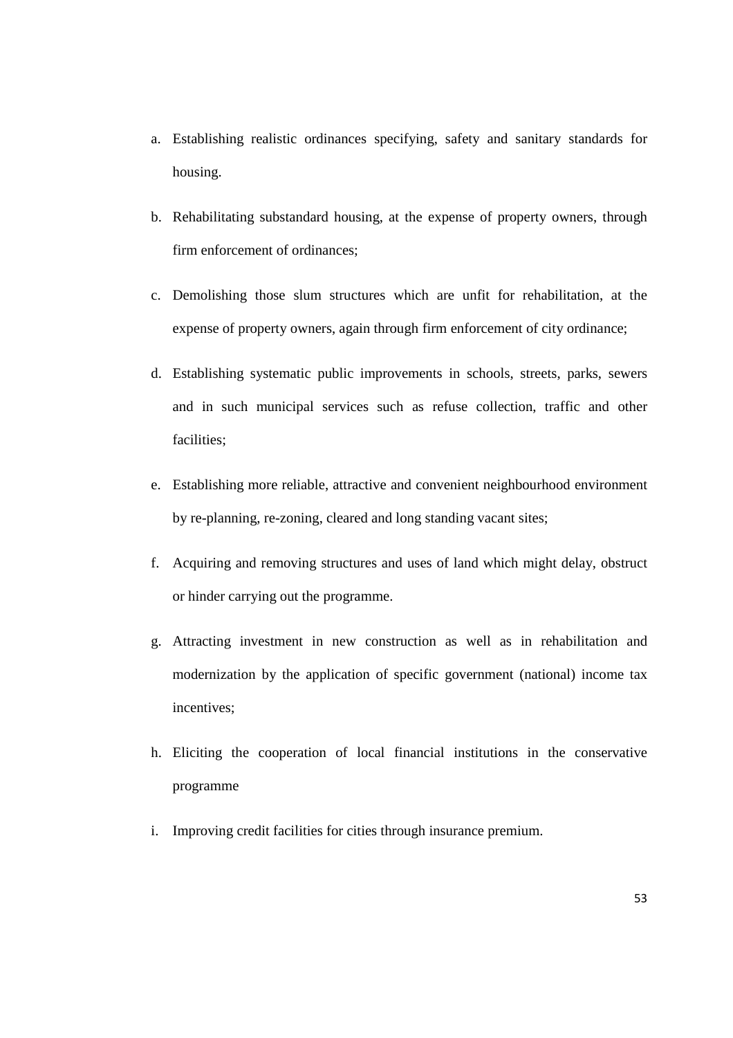a. Establishing realistic ordinances specifying, safety and sanitary standards for housing.
b. Rehabilitating substandard housing, at the expense of property owners, through firm enforcement of ordinances;
c. Demolishing those slum structures which are unfit for rehabilitation, at the expense of property owners, again through firm enforcement of city ordinance;
d. Establishing systematic public improvements in schools, streets, parks, sewers and in such municipal services such as refuse collection, traffic and other facilities;
e. Establishing more reliable, attractive and convenient neighbourhood environment by re-planning, re-zoning, cleared and long standing vacant sites;
f. Acquiring and removing structures and uses of land which might delay, obstruct or hinder carrying out the programme.
g. Attracting investment in new construction as well as in rehabilitation and modernization by the application of specific government (national) income tax incentives;
h. Eliciting the cooperation of local financial institutions in the conservative programme
i. Improving credit facilities for cities through insurance premium.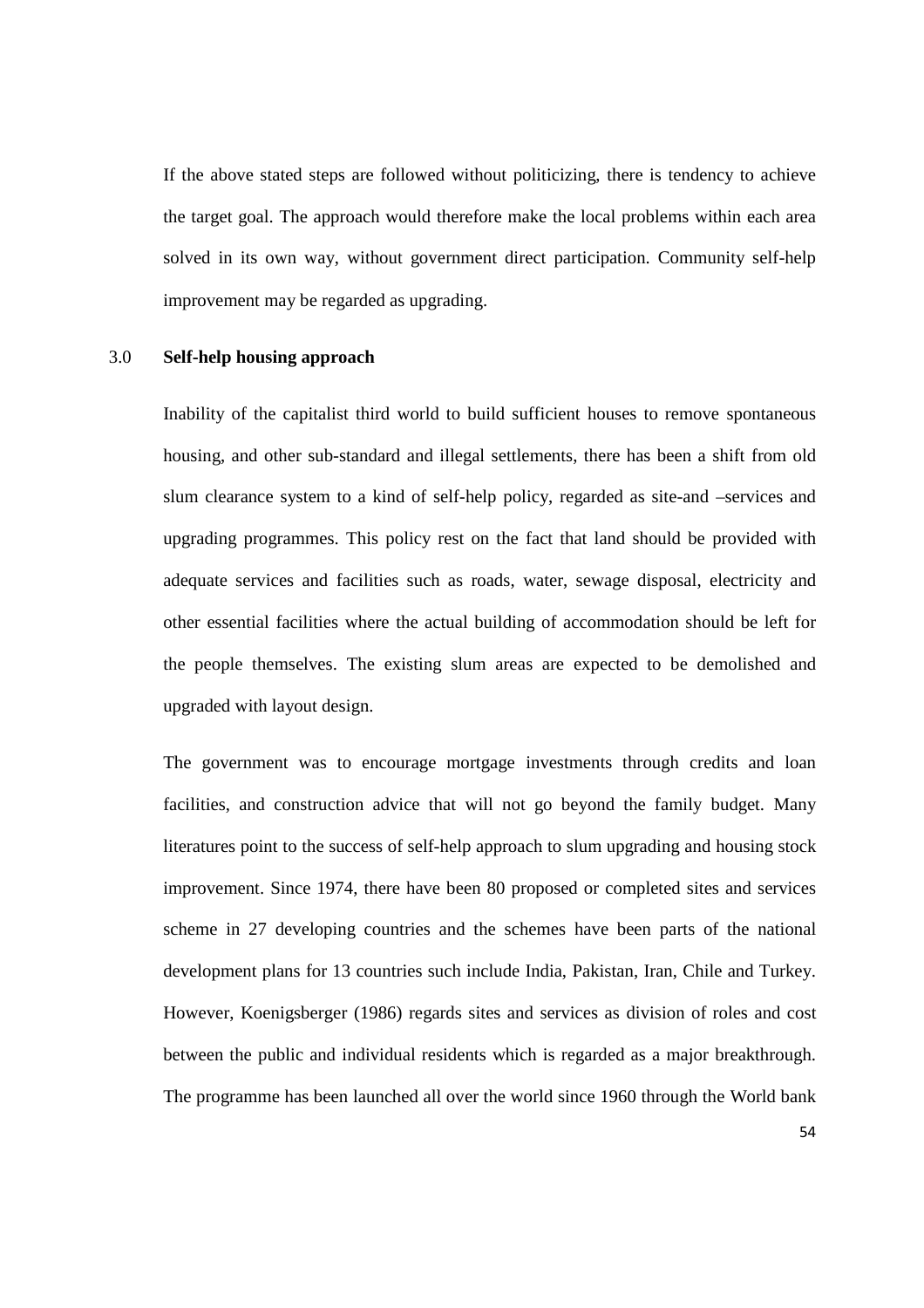If the above stated steps are followed without politicizing, there is tendency to achieve the target goal. The approach would therefore make the local problems within each area solved in its own way, without government direct participation. Community self-help improvement may be regarded as upgrading.

## 3.0 Self-help housing approach

Inability of the capitalist third world to build sufficient houses to remove spontaneous housing, and other sub-standard and illegal settlements, there has been a shift from old slum clearance system to a kind of self-help policy, regarded as site-and –services and upgrading programmes. This policy rest on the fact that land should be provided with adequate services and facilities such as roads, water, sewage disposal, electricity and other essential facilities where the actual building of accommodation should be left for the people themselves. The existing slum areas are expected to be demolished and upgraded with layout design.

The government was to encourage mortgage investments through credits and loan facilities, and construction advice that will not go beyond the family budget. Many literatures point to the success of self-help approach to slum upgrading and housing stock improvement. Since 1974, there have been 80 proposed or completed sites and services scheme in 27 developing countries and the schemes have been parts of the national development plans for 13 countries such include India, Pakistan, Iran, Chile and Turkey. However, Koenigsberger (1986) regards sites and services as division of roles and cost between the public and individual residents which is regarded as a major breakthrough. The programme has been launched all over the world since 1960 through the World bank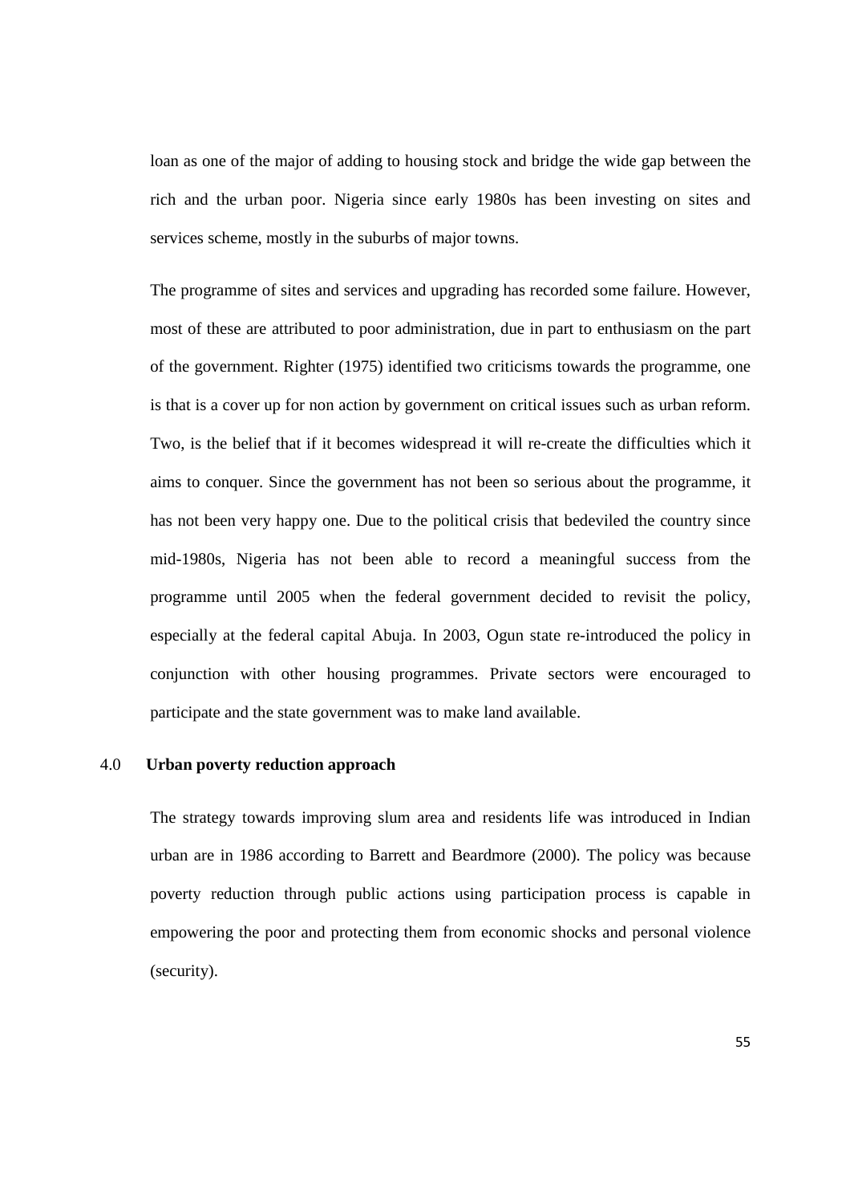loan as one of the major of adding to housing stock and bridge the wide gap between the rich and the urban poor. Nigeria since early 1980s has been investing on sites and services scheme, mostly in the suburbs of major towns.

The programme of sites and services and upgrading has recorded some failure. However, most of these are attributed to poor administration, due in part to enthusiasm on the part of the government. Righter (1975) identified two criticisms towards the programme, one is that is a cover up for non action by government on critical issues such as urban reform. Two, is the belief that if it becomes widespread it will re-create the difficulties which it aims to conquer. Since the government has not been so serious about the programme, it has not been very happy one. Due to the political crisis that bedeviled the country since mid-1980s, Nigeria has not been able to record a meaningful success from the programme until 2005 when the federal government decided to revisit the policy, especially at the federal capital Abuja. In 2003, Ogun state re-introduced the policy in conjunction with other housing programmes. Private sectors were encouraged to participate and the state government was to make land available.

## 4.0 Urban poverty reduction approach

The strategy towards improving slum area and residents life was introduced in Indian urban are in 1986 according to Barrett and Beardmore (2000). The policy was because poverty reduction through public actions using participation process is capable in empowering the poor and protecting them from economic shocks and personal violence (security).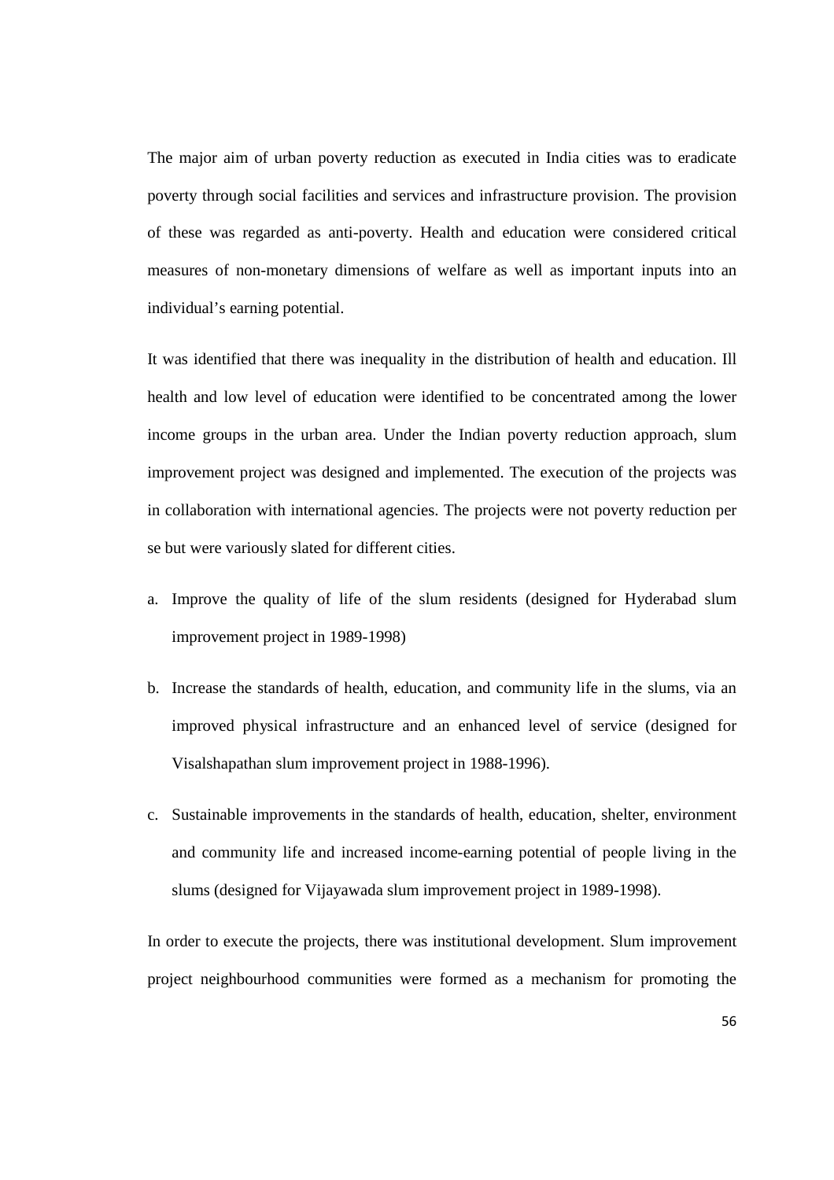The major aim of urban poverty reduction as executed in India cities was to eradicate poverty through social facilities and services and infrastructure provision. The provision of these was regarded as anti-poverty. Health and education were considered critical measures of non-monetary dimensions of welfare as well as important inputs into an individual's earning potential.

It was identified that there was inequality in the distribution of health and education. Ill health and low level of education were identified to be concentrated among the lower income groups in the urban area. Under the Indian poverty reduction approach, slum improvement project was designed and implemented. The execution of the projects was in collaboration with international agencies. The projects were not poverty reduction per se but were variously slated for different cities.

a. Improve the quality of life of the slum residents (designed for Hyderabad slum improvement project in 1989-1998)

b. Increase the standards of health, education, and community life in the slums, via an improved physical infrastructure and an enhanced level of service (designed for Visalshapathan slum improvement project in 1988-1996).

c. Sustainable improvements in the standards of health, education, shelter, environment and community life and increased income-earning potential of people living in the slums (designed for Vijayawada slum improvement project in 1989-1998).

In order to execute the projects, there was institutional development. Slum improvement project neighbourhood communities were formed as a mechanism for promoting the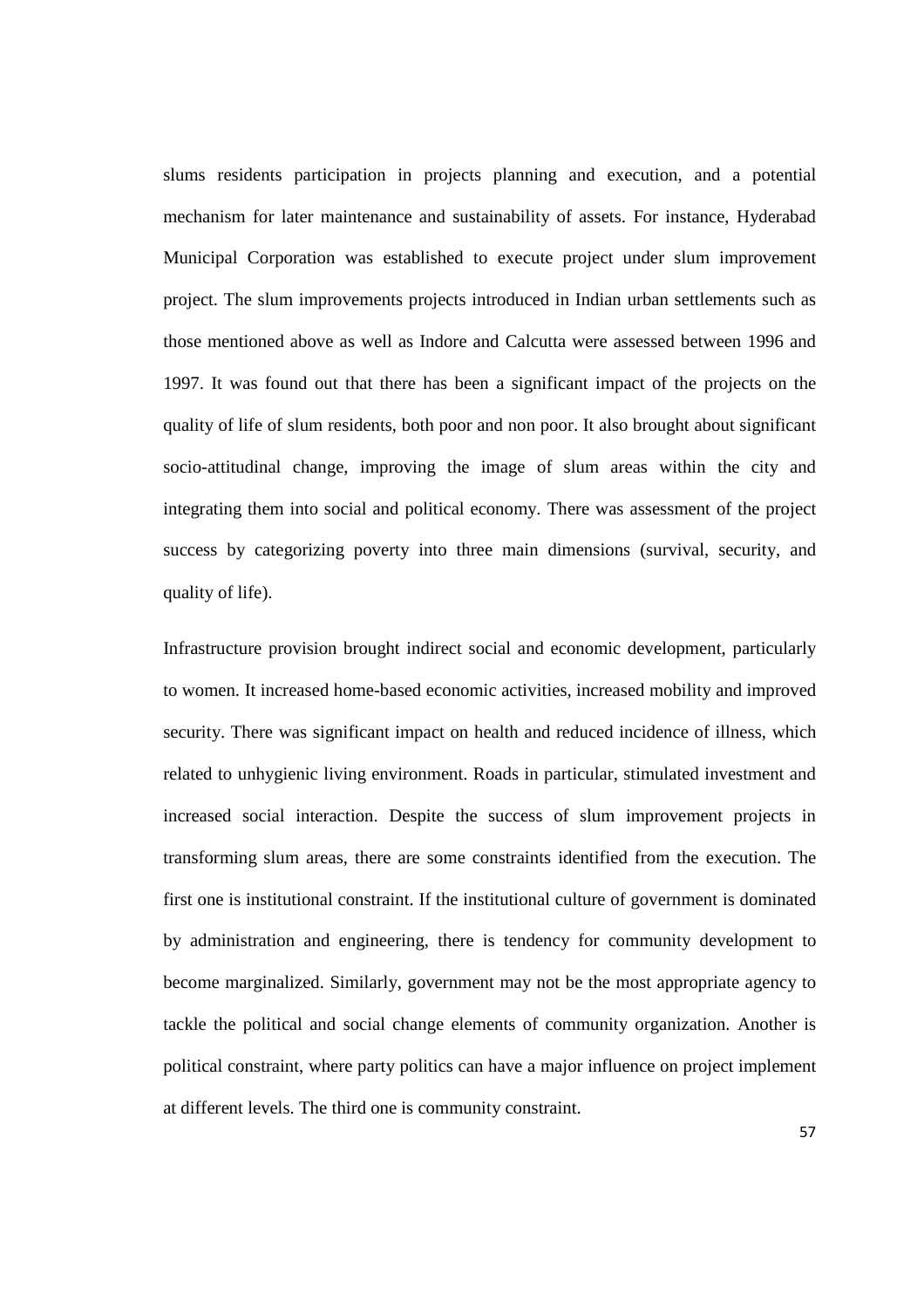slums residents participation in projects planning and execution, and a potential mechanism for later maintenance and sustainability of assets. For instance, Hyderabad Municipal Corporation was established to execute project under slum improvement project. The slum improvements projects introduced in Indian urban settlements such as those mentioned above as well as Indore and Calcutta were assessed between 1996 and 1997. It was found out that there has been a significant impact of the projects on the quality of life of slum residents, both poor and non poor. It also brought about significant socio-attitudinal change, improving the image of slum areas within the city and integrating them into social and political economy. There was assessment of the project success by categorizing poverty into three main dimensions (survival, security, and quality of life).

Infrastructure provision brought indirect social and economic development, particularly to women. It increased home-based economic activities, increased mobility and improved security. There was significant impact on health and reduced incidence of illness, which related to unhygienic living environment. Roads in particular, stimulated investment and increased social interaction. Despite the success of slum improvement projects in transforming slum areas, there are some constraints identified from the execution. The first one is institutional constraint. If the institutional culture of government is dominated by administration and engineering, there is tendency for community development to become marginalized. Similarly, government may not be the most appropriate agency to tackle the political and social change elements of community organization. Another is political constraint, where party politics can have a major influence on project implement at different levels. The third one is community constraint.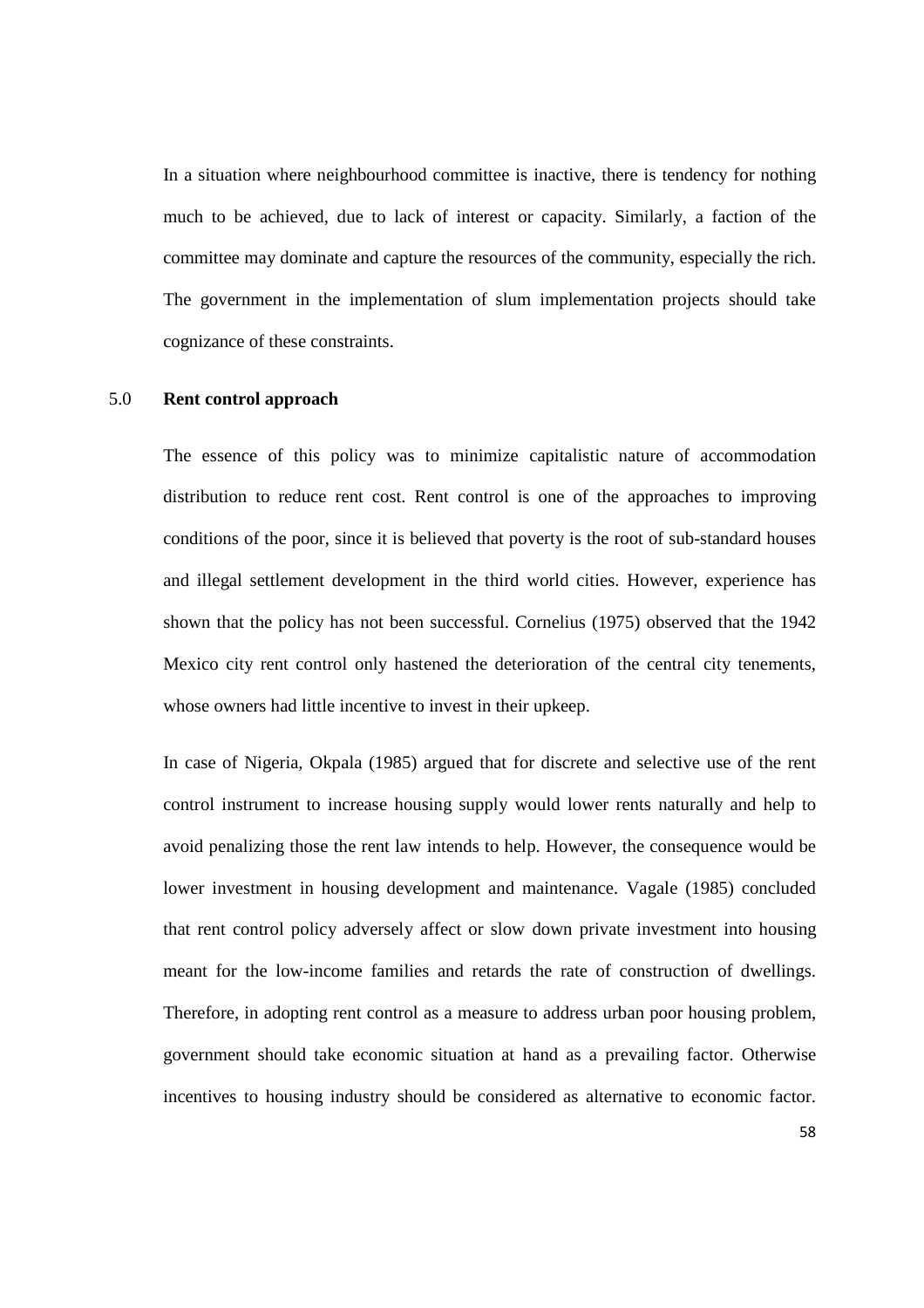In a situation where neighbourhood committee is inactive, there is tendency for nothing much to be achieved, due to lack of interest or capacity. Similarly, a faction of the committee may dominate and capture the resources of the community, especially the rich. The government in the implementation of slum implementation projects should take cognizance of these constraints.

## 5.0 Rent control approach

The essence of this policy was to minimize capitalistic nature of accommodation distribution to reduce rent cost. Rent control is one of the approaches to improving conditions of the poor, since it is believed that poverty is the root of sub-standard houses and illegal settlement development in the third world cities. However, experience has shown that the policy has not been successful. Cornelius (1975) observed that the 1942 Mexico city rent control only hastened the deterioration of the central city tenements, whose owners had little incentive to invest in their upkeep.

In case of Nigeria, Okpala (1985) argued that for discrete and selective use of the rent control instrument to increase housing supply would lower rents naturally and help to avoid penalizing those the rent law intends to help. However, the consequence would be lower investment in housing development and maintenance. Vagale (1985) concluded that rent control policy adversely affect or slow down private investment into housing meant for the low-income families and retards the rate of construction of dwellings. Therefore, in adopting rent control as a measure to address urban poor housing problem, government should take economic situation at hand as a prevailing factor. Otherwise incentives to housing industry should be considered as alternative to economic factor.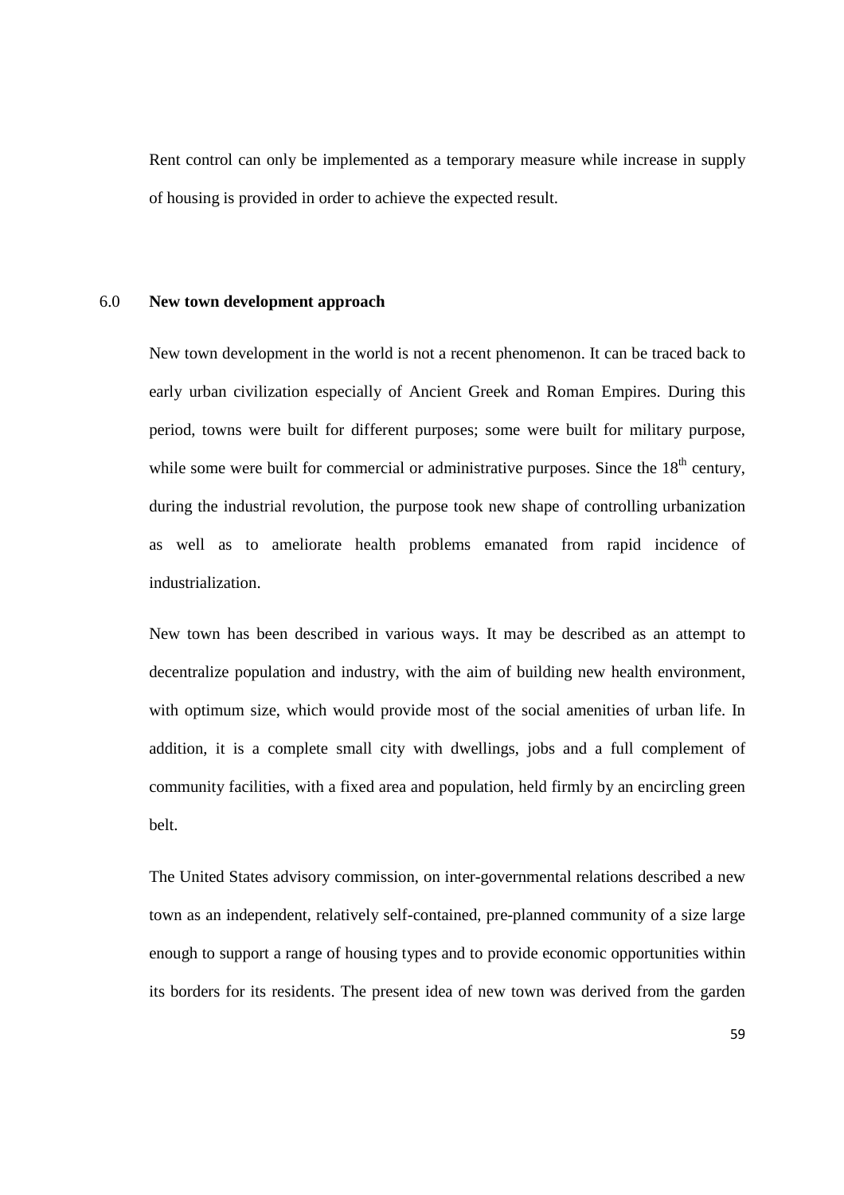Rent control can only be implemented as a temporary measure while increase in supply of housing is provided in order to achieve the expected result.

## 6.0 New town development approach

New town development in the world is not a recent phenomenon. It can be traced back to early urban civilization especially of Ancient Greek and Roman Empires. During this period, towns were built for different purposes; some were built for military purpose, while some were built for commercial or administrative purposes. Since the 18th century, during the industrial revolution, the purpose took new shape of controlling urbanization as well as to ameliorate health problems emanated from rapid incidence of industrialization.

New town has been described in various ways. It may be described as an attempt to decentralize population and industry, with the aim of building new health environment, with optimum size, which would provide most of the social amenities of urban life. In addition, it is a complete small city with dwellings, jobs and a full complement of community facilities, with a fixed area and population, held firmly by an encircling green belt.

The United States advisory commission, on inter-governmental relations described a new town as an independent, relatively self-contained, pre-planned community of a size large enough to support a range of housing types and to provide economic opportunities within its borders for its residents. The present idea of new town was derived from the garden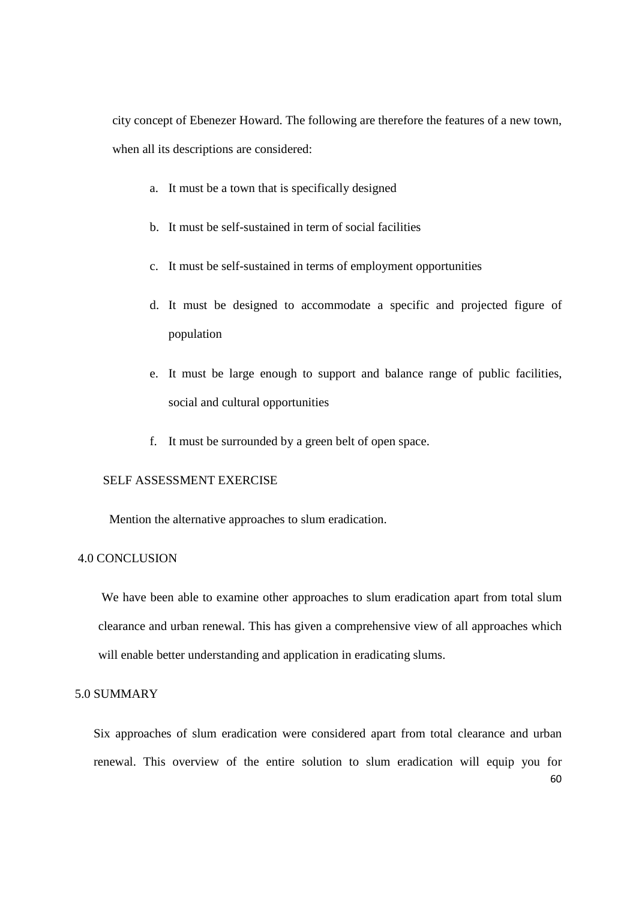city concept of Ebenezer Howard. The following are therefore the features of a new town, when all its descriptions are considered:

a. It must be a town that is specifically designed
b. It must be self-sustained in term of social facilities
c. It must be self-sustained in terms of employment opportunities
d. It must be designed to accommodate a specific and projected figure of population
e. It must be large enough to support and balance range of public facilities, social and cultural opportunities
f. It must be surrounded by a green belt of open space.

SELF ASSESSMENT EXERCISE

Mention the alternative approaches to slum eradication.

## 4.0 CONCLUSION

We have been able to examine other approaches to slum eradication apart from total slum clearance and urban renewal. This has given a comprehensive view of all approaches which will enable better understanding and application in eradicating slums.

## 5.0 SUMMARY

Six approaches of slum eradication were considered apart from total clearance and urban renewal. This overview of the entire solution to slum eradication will equip you for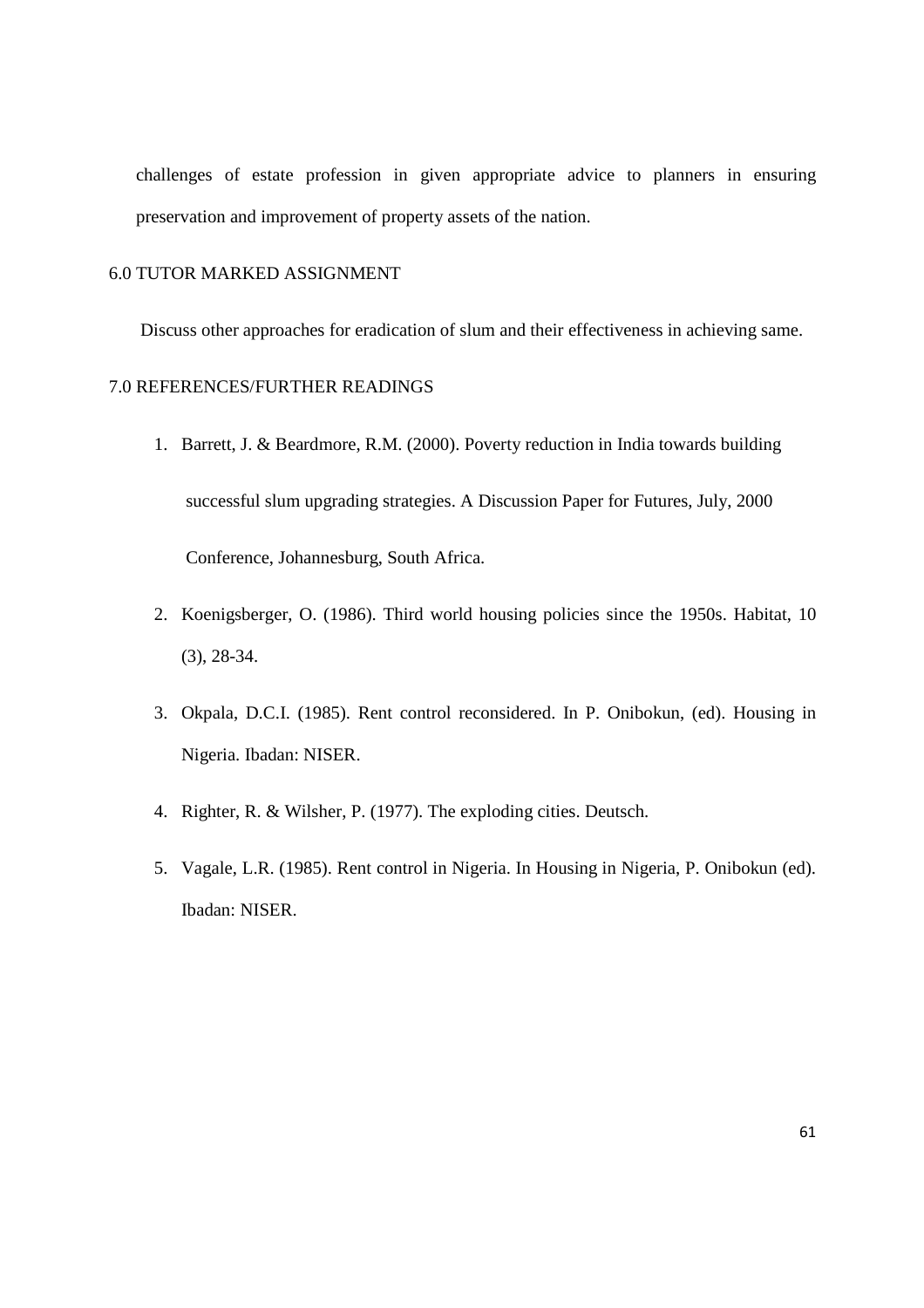challenges of estate profession in given appropriate advice to planners in ensuring preservation and improvement of property assets of the nation.

## 6.0 TUTOR MARKED ASSIGNMENT

Discuss other approaches for eradication of slum and their effectiveness in achieving same.

## 7.0 REFERENCES/FURTHER READINGS

1. Barrett, J. & Beardmore, R.M. (2000). Poverty reduction in India towards building successful slum upgrading strategies. A Discussion Paper for Futures, July, 2000 Conference, Johannesburg, South Africa.
2. Koenigsberger, O. (1986). Third world housing policies since the 1950s. Habitat, 10 (3), 28-34.
3. Okpala, D.C.I. (1985). Rent control reconsidered. In P. Onibokun, (ed). Housing in Nigeria. Ibadan: NISER.
4. Righter, R. & Wilsher, P. (1977). The exploding cities. Deutsch.
5. Vagale, L.R. (1985). Rent control in Nigeria. In Housing in Nigeria, P. Onibokun (ed). Ibadan: NISER.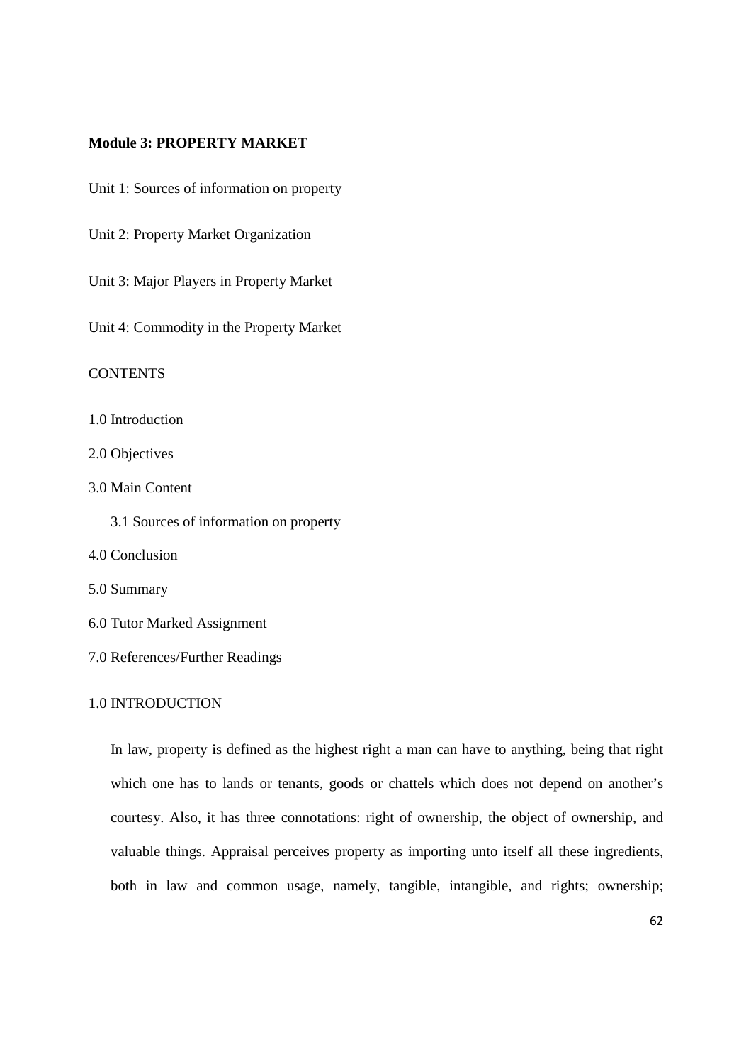**Module 3: PROPERTY MARKET**

Unit 1: Sources of information on property

Unit 2: Property Market Organization

Unit 3: Major Players in Property Market

Unit 4: Commodity in the Property Market

CONTENTS

1.0 Introduction

2.0 Objectives

3.0 Main Content

  3.1 Sources of information on property

4.0 Conclusion

5.0 Summary

6.0 Tutor Marked Assignment

7.0 References/Further Readings

1.0 INTRODUCTION

In law, property is defined as the highest right a man can have to anything, being that right which one has to lands or tenants, goods or chattels which does not depend on another's courtesy. Also, it has three connotations: right of ownership, the object of ownership, and valuable things. Appraisal perceives property as importing unto itself all these ingredients, both in law and common usage, namely, tangible, intangible, and rights; ownership;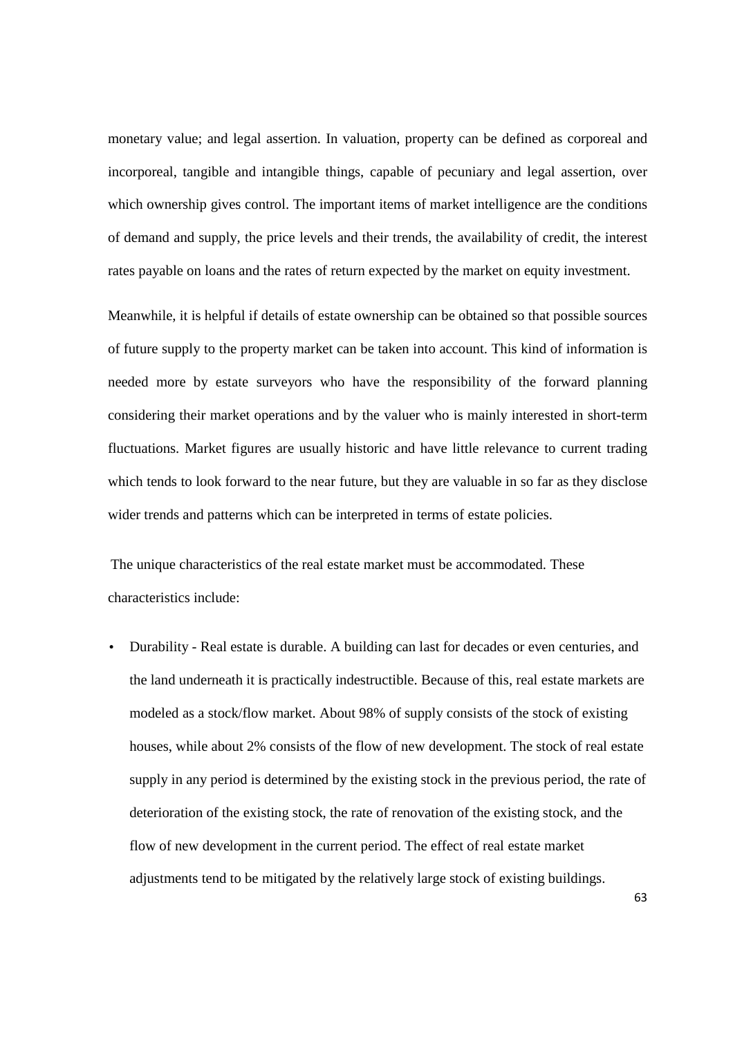monetary value; and legal assertion. In valuation, property can be defined as corporeal and incorporeal, tangible and intangible things, capable of pecuniary and legal assertion, over which ownership gives control. The important items of market intelligence are the conditions of demand and supply, the price levels and their trends, the availability of credit, the interest rates payable on loans and the rates of return expected by the market on equity investment.

Meanwhile, it is helpful if details of estate ownership can be obtained so that possible sources of future supply to the property market can be taken into account. This kind of information is needed more by estate surveyors who have the responsibility of the forward planning considering their market operations and by the valuer who is mainly interested in short-term fluctuations. Market figures are usually historic and have little relevance to current trading which tends to look forward to the near future, but they are valuable in so far as they disclose wider trends and patterns which can be interpreted in terms of estate policies.

The unique characteristics of the real estate market must be accommodated. These characteristics include:

- Durability - Real estate is durable. A building can last for decades or even centuries, and the land underneath it is practically indestructible. Because of this, real estate markets are modeled as a stock/flow market. About 98% of supply consists of the stock of existing houses, while about 2% consists of the flow of new development. The stock of real estate supply in any period is determined by the existing stock in the previous period, the rate of deterioration of the existing stock, the rate of renovation of the existing stock, and the flow of new development in the current period. The effect of real estate market adjustments tend to be mitigated by the relatively large stock of existing buildings.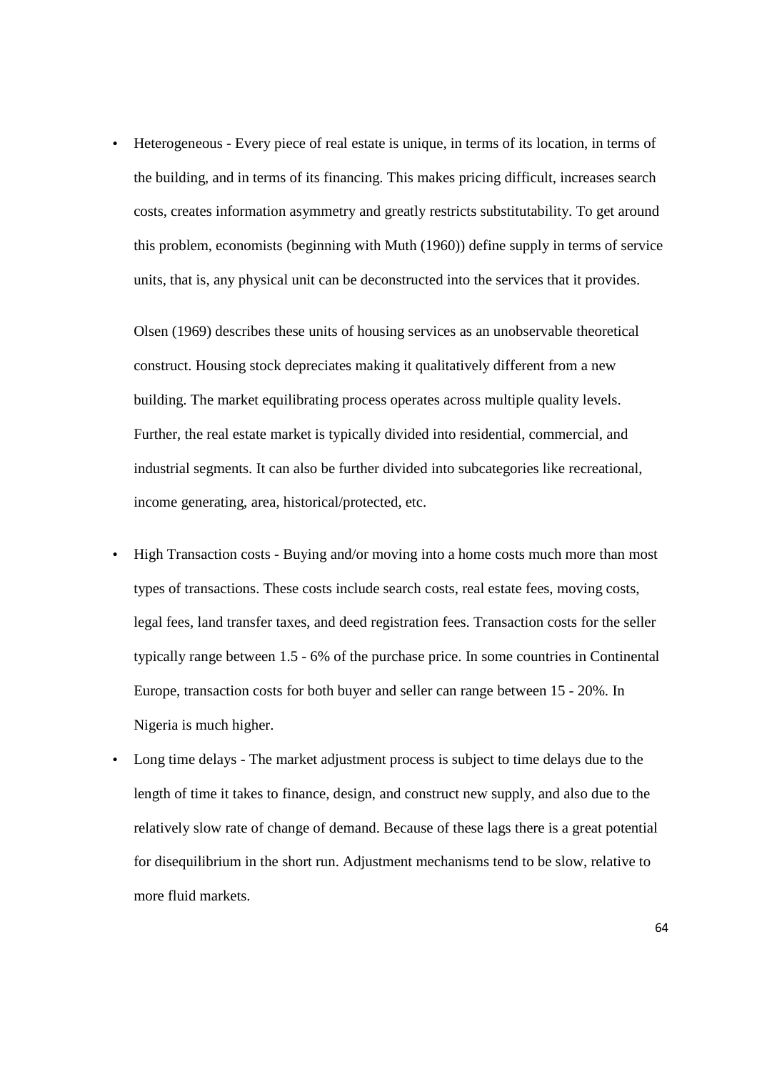- Heterogeneous - Every piece of real estate is unique, in terms of its location, in terms of the building, and in terms of its financing. This makes pricing difficult, increases search costs, creates information asymmetry and greatly restricts substitutability. To get around this problem, economists (beginning with Muth (1960)) define supply in terms of service units, that is, any physical unit can be deconstructed into the services that it provides.

  Olsen (1969) describes these units of housing services as an unobservable theoretical construct. Housing stock depreciates making it qualitatively different from a new building. The market equilibrating process operates across multiple quality levels. Further, the real estate market is typically divided into residential, commercial, and industrial segments. It can also be further divided into subcategories like recreational, income generating, area, historical/protected, etc.

- High Transaction costs - Buying and/or moving into a home costs much more than most types of transactions. These costs include search costs, real estate fees, moving costs, legal fees, land transfer taxes, and deed registration fees. Transaction costs for the seller typically range between 1.5 - 6% of the purchase price. In some countries in Continental Europe, transaction costs for both buyer and seller can range between 15 - 20%. In Nigeria is much higher.
- Long time delays - The market adjustment process is subject to time delays due to the length of time it takes to finance, design, and construct new supply, and also due to the relatively slow rate of change of demand. Because of these lags there is a great potential for disequilibrium in the short run. Adjustment mechanisms tend to be slow, relative to more fluid markets.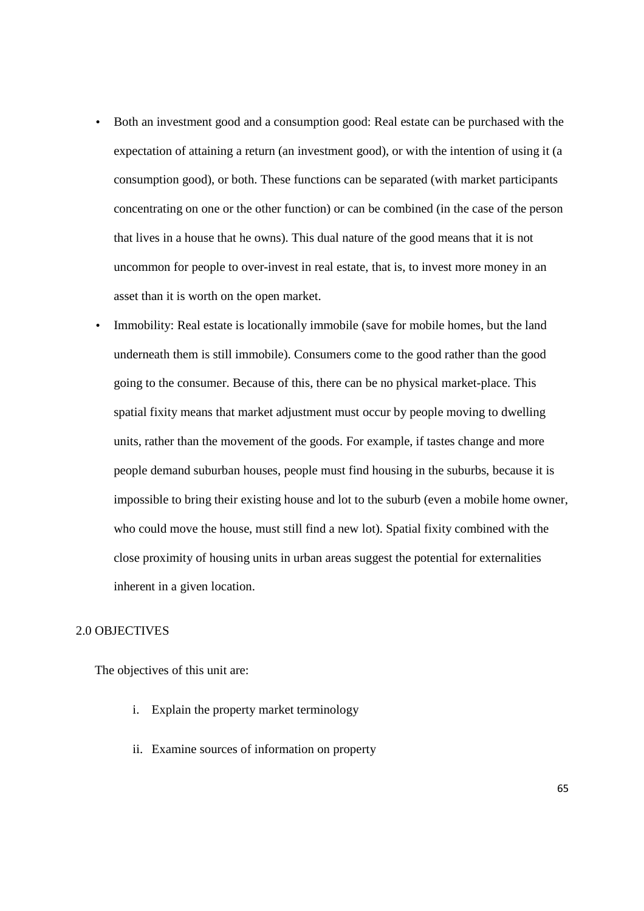- Both an investment good and a consumption good: Real estate can be purchased with the expectation of attaining a return (an investment good), or with the intention of using it (a consumption good), or both. These functions can be separated (with market participants concentrating on one or the other function) or can be combined (in the case of the person that lives in a house that he owns). This dual nature of the good means that it is not uncommon for people to over-invest in real estate, that is, to invest more money in an asset than it is worth on the open market.
- Immobility: Real estate is locationally immobile (save for mobile homes, but the land underneath them is still immobile). Consumers come to the good rather than the good going to the consumer. Because of this, there can be no physical market-place. This spatial fixity means that market adjustment must occur by people moving to dwelling units, rather than the movement of the goods. For example, if tastes change and more people demand suburban houses, people must find housing in the suburbs, because it is impossible to bring their existing house and lot to the suburb (even a mobile home owner, who could move the house, must still find a new lot). Spatial fixity combined with the close proximity of housing units in urban areas suggest the potential for externalities inherent in a given location.

## 2.0 OBJECTIVES

The objectives of this unit are:

i. Explain the property market terminology

ii. Examine sources of information on property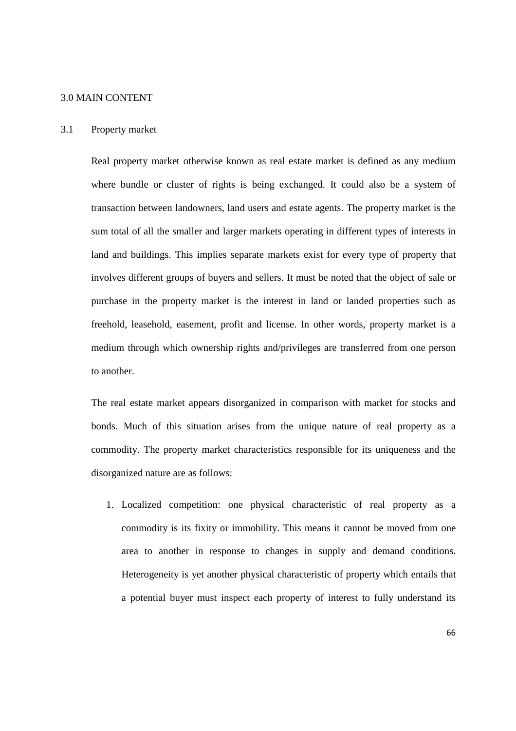## 3.0 MAIN CONTENT

### 3.1 Property market

Real property market otherwise known as real estate market is defined as any medium where bundle or cluster of rights is being exchanged. It could also be a system of transaction between landowners, land users and estate agents. The property market is the sum total of all the smaller and larger markets operating in different types of interests in land and buildings. This implies separate markets exist for every type of property that involves different groups of buyers and sellers. It must be noted that the object of sale or purchase in the property market is the interest in land or landed properties such as freehold, leasehold, easement, profit and license. In other words, property market is a medium through which ownership rights and/privileges are transferred from one person to another.

The real estate market appears disorganized in comparison with market for stocks and bonds. Much of this situation arises from the unique nature of real property as a commodity. The property market characteristics responsible for its uniqueness and the disorganized nature are as follows:

1. Localized competition: one physical characteristic of real property as a commodity is its fixity or immobility. This means it cannot be moved from one area to another in response to changes in supply and demand conditions. Heterogeneity is yet another physical characteristic of property which entails that a potential buyer must inspect each property of interest to fully understand its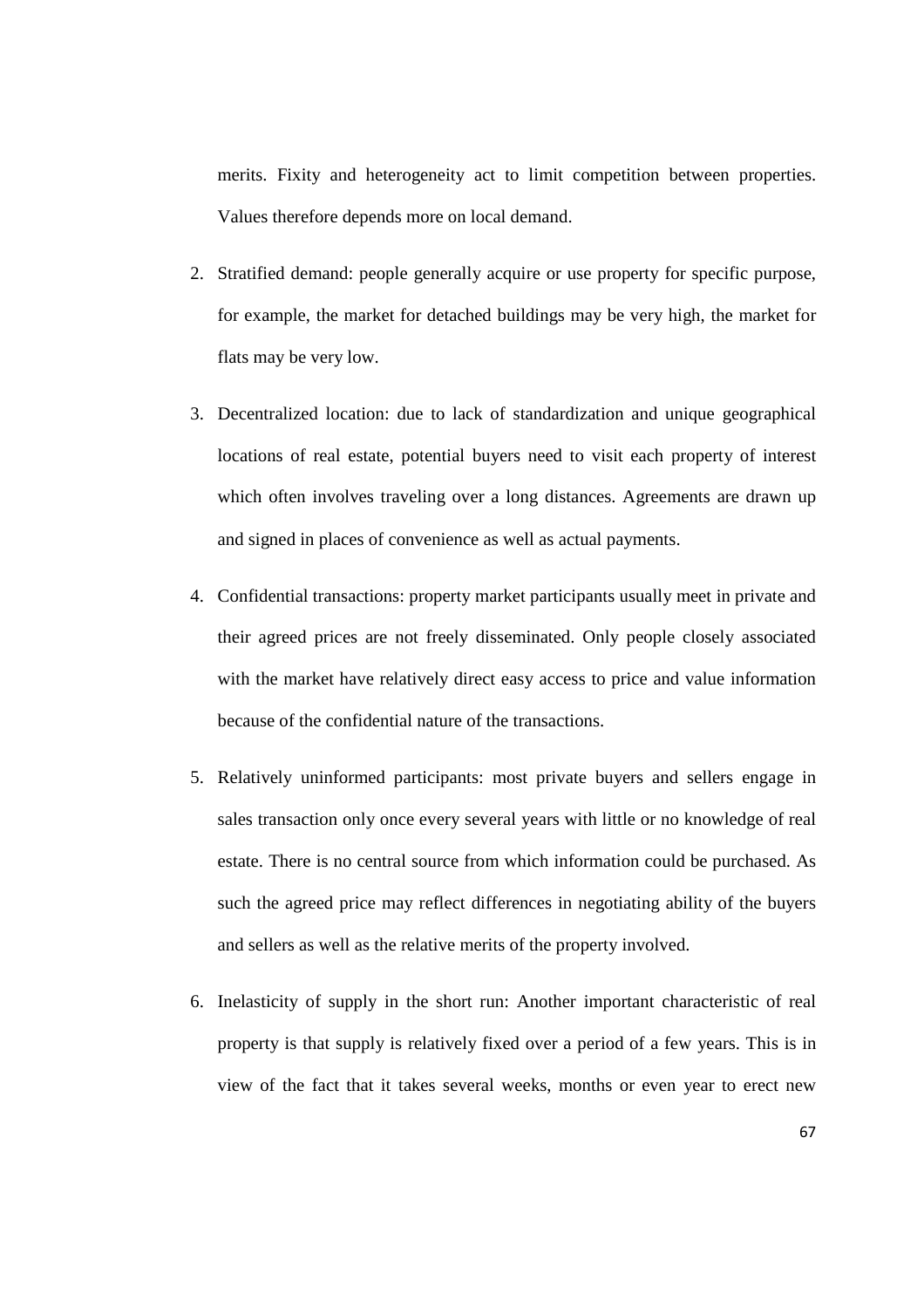merits. Fixity and heterogeneity act to limit competition between properties. Values therefore depends more on local demand.

2. Stratified demand: people generally acquire or use property for specific purpose, for example, the market for detached buildings may be very high, the market for flats may be very low.

3. Decentralized location: due to lack of standardization and unique geographical locations of real estate, potential buyers need to visit each property of interest which often involves traveling over a long distances. Agreements are drawn up and signed in places of convenience as well as actual payments.

4. Confidential transactions: property market participants usually meet in private and their agreed prices are not freely disseminated. Only people closely associated with the market have relatively direct easy access to price and value information because of the confidential nature of the transactions.

5. Relatively uninformed participants: most private buyers and sellers engage in sales transaction only once every several years with little or no knowledge of real estate. There is no central source from which information could be purchased. As such the agreed price may reflect differences in negotiating ability of the buyers and sellers as well as the relative merits of the property involved.

6. Inelasticity of supply in the short run: Another important characteristic of real property is that supply is relatively fixed over a period of a few years. This is in view of the fact that it takes several weeks, months or even year to erect new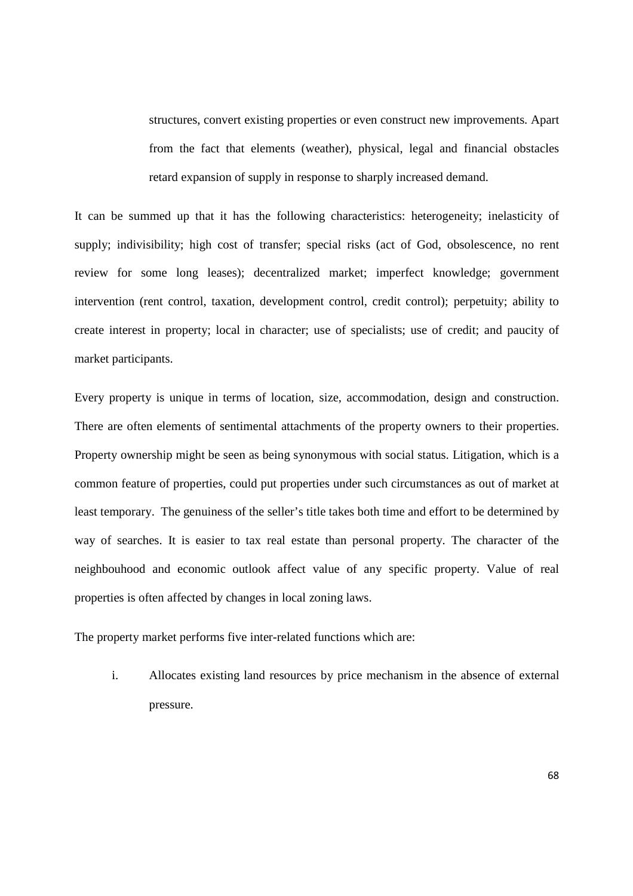structures, convert existing properties or even construct new improvements. Apart from the fact that elements (weather), physical, legal and financial obstacles retard expansion of supply in response to sharply increased demand.

It can be summed up that it has the following characteristics: heterogeneity; inelasticity of supply; indivisibility; high cost of transfer; special risks (act of God, obsolescence, no rent review for some long leases); decentralized market; imperfect knowledge; government intervention (rent control, taxation, development control, credit control); perpetuity; ability to create interest in property; local in character; use of specialists; use of credit; and paucity of market participants.

Every property is unique in terms of location, size, accommodation, design and construction. There are often elements of sentimental attachments of the property owners to their properties. Property ownership might be seen as being synonymous with social status. Litigation, which is a common feature of properties, could put properties under such circumstances as out of market at least temporary. The genuiness of the seller's title takes both time and effort to be determined by way of searches. It is easier to tax real estate than personal property. The character of the neighbouhood and economic outlook affect value of any specific property. Value of real properties is often affected by changes in local zoning laws.

The property market performs five inter-related functions which are:

i. Allocates existing land resources by price mechanism in the absence of external pressure.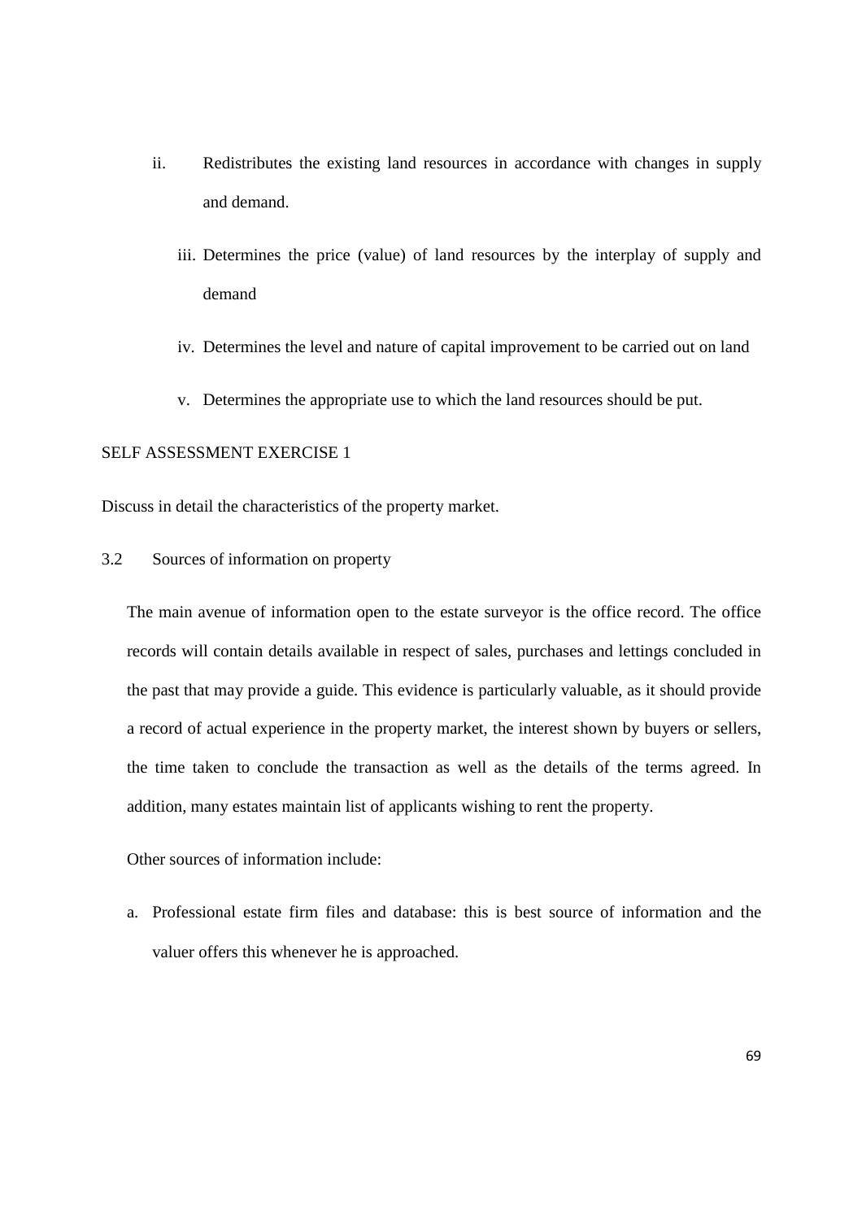ii. Redistributes the existing land resources in accordance with changes in supply and demand.

iii. Determines the price (value) of land resources by the interplay of supply and demand

iv. Determines the level and nature of capital improvement to be carried out on land

v. Determines the appropriate use to which the land resources should be put.

SELF ASSESSMENT EXERCISE 1

Discuss in detail the characteristics of the property market.

## 3.2 Sources of information on property

The main avenue of information open to the estate surveyor is the office record. The office records will contain details available in respect of sales, purchases and lettings concluded in the past that may provide a guide. This evidence is particularly valuable, as it should provide a record of actual experience in the property market, the interest shown by buyers or sellers, the time taken to conclude the transaction as well as the details of the terms agreed. In addition, many estates maintain list of applicants wishing to rent the property.

Other sources of information include:

a. Professional estate firm files and database: this is best source of information and the valuer offers this whenever he is approached.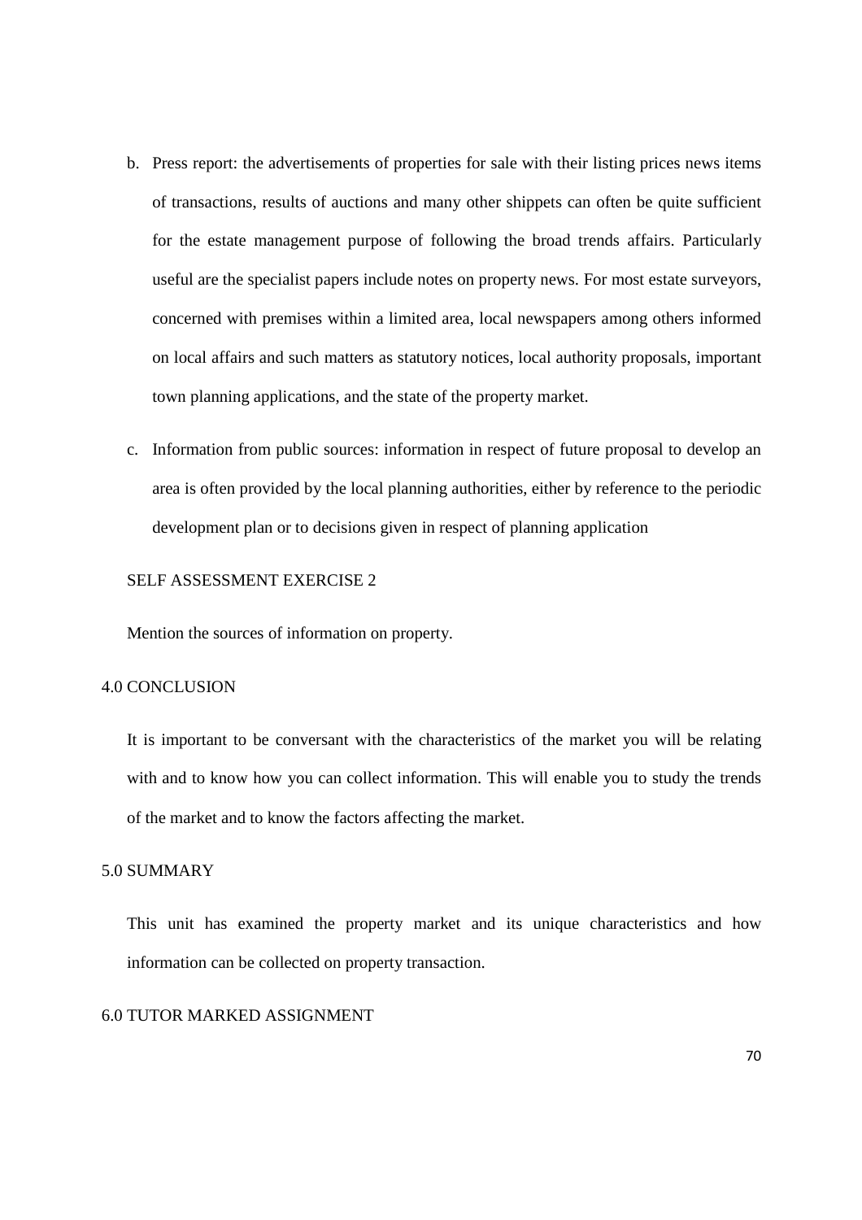b. Press report: the advertisements of properties for sale with their listing prices news items of transactions, results of auctions and many other shippets can often be quite sufficient for the estate management purpose of following the broad trends affairs. Particularly useful are the specialist papers include notes on property news. For most estate surveyors, concerned with premises within a limited area, local newspapers among others informed on local affairs and such matters as statutory notices, local authority proposals, important town planning applications, and the state of the property market.

c. Information from public sources: information in respect of future proposal to develop an area is often provided by the local planning authorities, either by reference to the periodic development plan or to decisions given in respect of planning application

SELF ASSESSMENT EXERCISE 2

Mention the sources of information on property.

## 4.0 CONCLUSION

It is important to be conversant with the characteristics of the market you will be relating with and to know how you can collect information. This will enable you to study the trends of the market and to know the factors affecting the market.

## 5.0 SUMMARY

This unit has examined the property market and its unique characteristics and how information can be collected on property transaction.

## 6.0 TUTOR MARKED ASSIGNMENT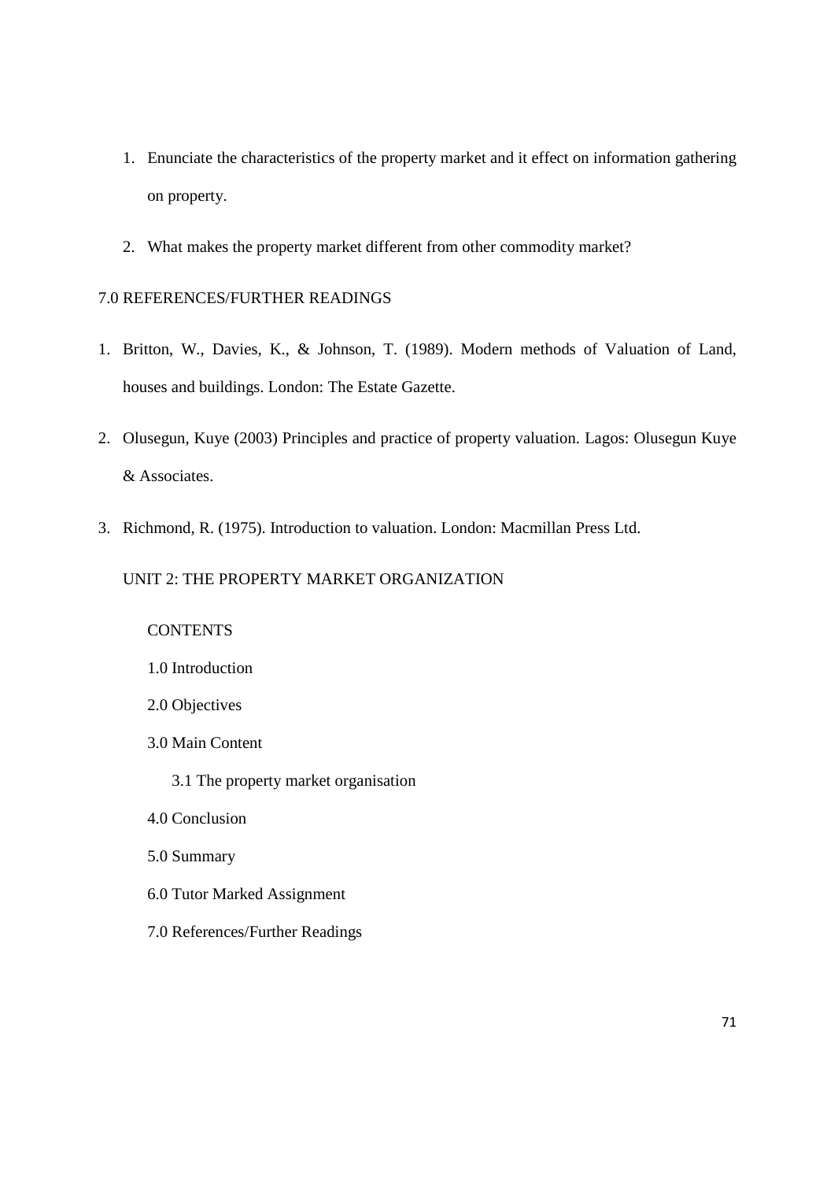1. Enunciate the characteristics of the property market and it effect on information gathering on property.
2. What makes the property market different from other commodity market?

## 7.0 REFERENCES/FURTHER READINGS

1. Britton, W., Davies, K., & Johnson, T. (1989). Modern methods of Valuation of Land, houses and buildings. London: The Estate Gazette.
2. Olusegun, Kuye (2003) Principles and practice of property valuation. Lagos: Olusegun Kuye & Associates.
3. Richmond, R. (1975). Introduction to valuation. London: Macmillan Press Ltd.

# UNIT 2: THE PROPERTY MARKET ORGANIZATION

CONTENTS

1.0 Introduction

2.0 Objectives

3.0 Main Content

  3.1 The property market organisation

4.0 Conclusion

5.0 Summary

6.0 Tutor Marked Assignment

7.0 References/Further Readings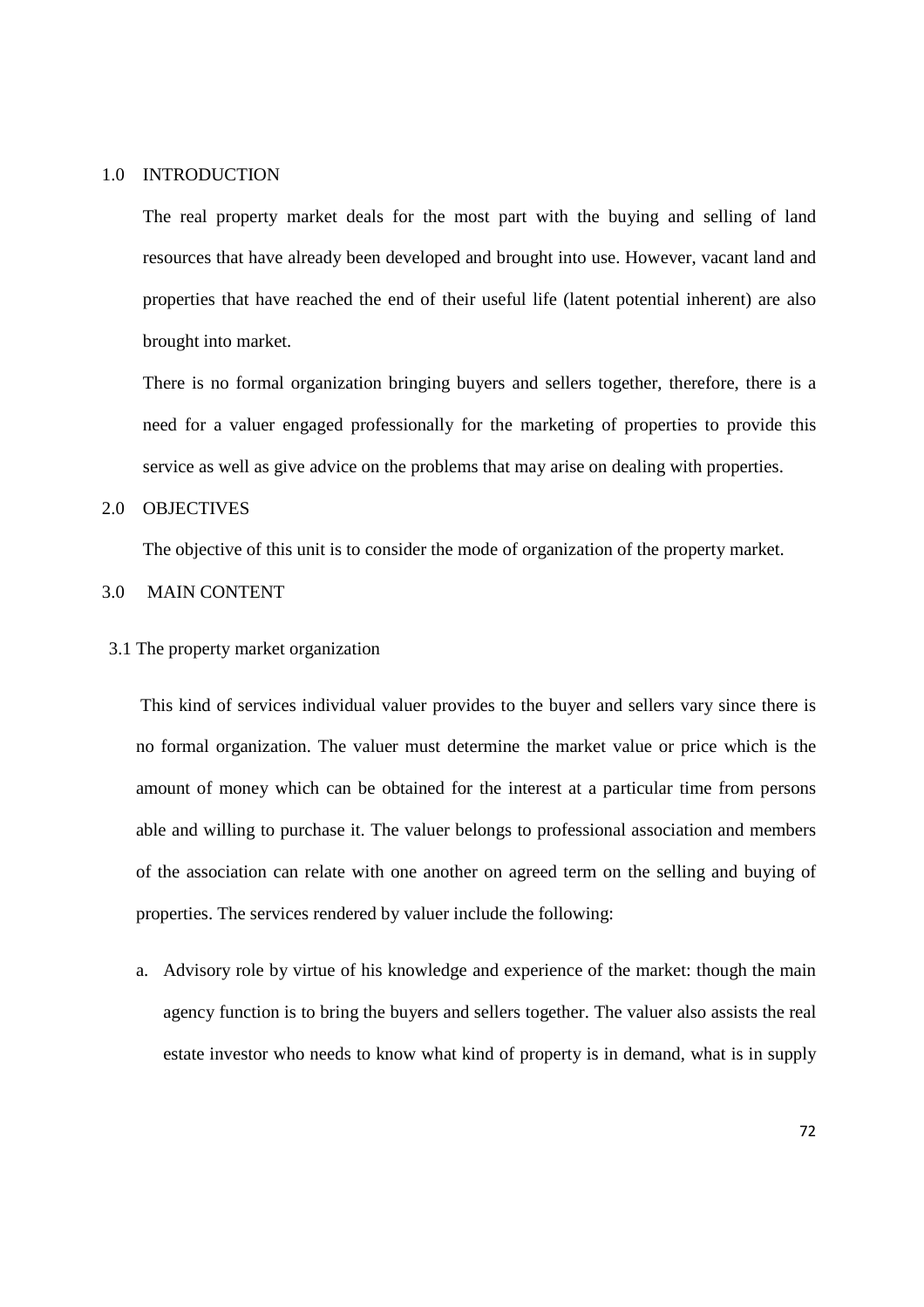## 1.0 INTRODUCTION

The real property market deals for the most part with the buying and selling of land resources that have already been developed and brought into use. However, vacant land and properties that have reached the end of their useful life (latent potential inherent) are also brought into market.

There is no formal organization bringing buyers and sellers together, therefore, there is a need for a valuer engaged professionally for the marketing of properties to provide this service as well as give advice on the problems that may arise on dealing with properties.

## 2.0 OBJECTIVES

The objective of this unit is to consider the mode of organization of the property market.

## 3.0 MAIN CONTENT

### 3.1 The property market organization

This kind of services individual valuer provides to the buyer and sellers vary since there is no formal organization. The valuer must determine the market value or price which is the amount of money which can be obtained for the interest at a particular time from persons able and willing to purchase it. The valuer belongs to professional association and members of the association can relate with one another on agreed term on the selling and buying of properties. The services rendered by valuer include the following:

a. Advisory role by virtue of his knowledge and experience of the market: though the main agency function is to bring the buyers and sellers together. The valuer also assists the real estate investor who needs to know what kind of property is in demand, what is in supply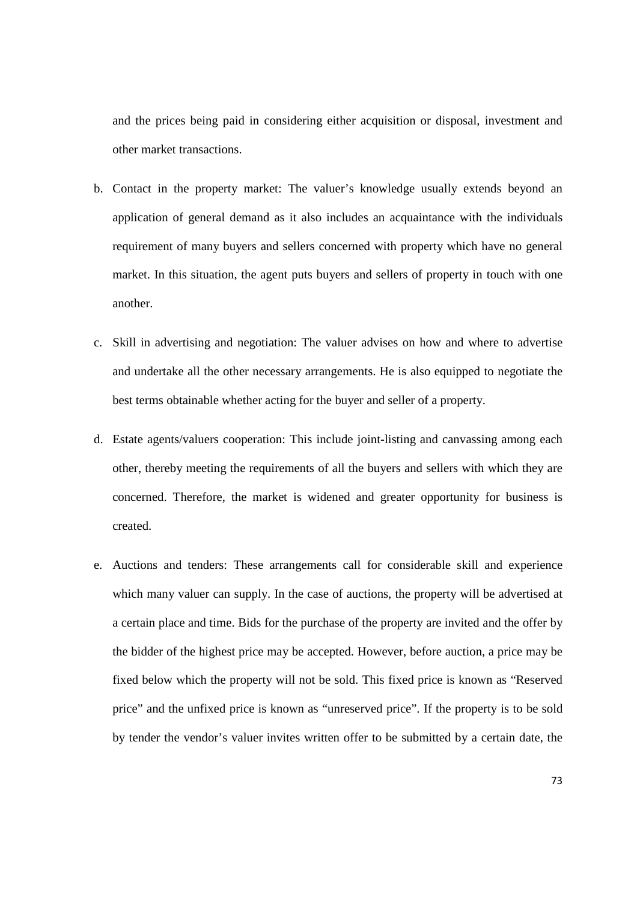and the prices being paid in considering either acquisition or disposal, investment and other market transactions.

b. Contact in the property market: The valuer's knowledge usually extends beyond an application of general demand as it also includes an acquaintance with the individuals requirement of many buyers and sellers concerned with property which have no general market. In this situation, the agent puts buyers and sellers of property in touch with one another.

c. Skill in advertising and negotiation: The valuer advises on how and where to advertise and undertake all the other necessary arrangements. He is also equipped to negotiate the best terms obtainable whether acting for the buyer and seller of a property.

d. Estate agents/valuers cooperation: This include joint-listing and canvassing among each other, thereby meeting the requirements of all the buyers and sellers with which they are concerned. Therefore, the market is widened and greater opportunity for business is created.

e. Auctions and tenders: These arrangements call for considerable skill and experience which many valuer can supply. In the case of auctions, the property will be advertised at a certain place and time. Bids for the purchase of the property are invited and the offer by the bidder of the highest price may be accepted. However, before auction, a price may be fixed below which the property will not be sold. This fixed price is known as "Reserved price" and the unfixed price is known as "unreserved price". If the property is to be sold by tender the vendor's valuer invites written offer to be submitted by a certain date, the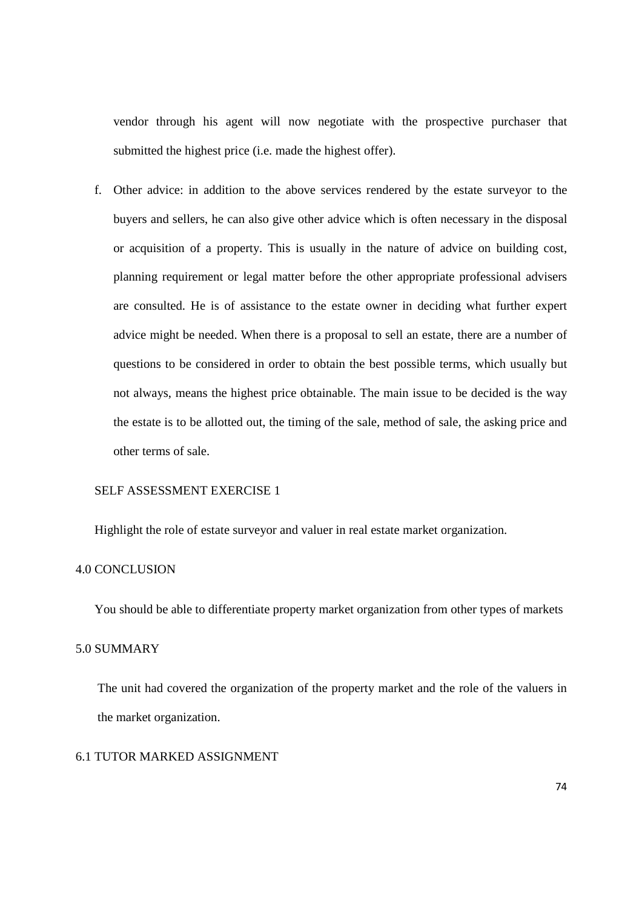vendor through his agent will now negotiate with the prospective purchaser that submitted the highest price (i.e. made the highest offer).

f. Other advice: in addition to the above services rendered by the estate surveyor to the buyers and sellers, he can also give other advice which is often necessary in the disposal or acquisition of a property. This is usually in the nature of advice on building cost, planning requirement or legal matter before the other appropriate professional advisers are consulted. He is of assistance to the estate owner in deciding what further expert advice might be needed. When there is a proposal to sell an estate, there are a number of questions to be considered in order to obtain the best possible terms, which usually but not always, means the highest price obtainable. The main issue to be decided is the way the estate is to be allotted out, the timing of the sale, method of sale, the asking price and other terms of sale.

SELF ASSESSMENT EXERCISE 1

Highlight the role of estate surveyor and valuer in real estate market organization.

## 4.0 CONCLUSION

You should be able to differentiate property market organization from other types of markets

## 5.0 SUMMARY

The unit had covered the organization of the property market and the role of the valuers in the market organization.

## 6.1 TUTOR MARKED ASSIGNMENT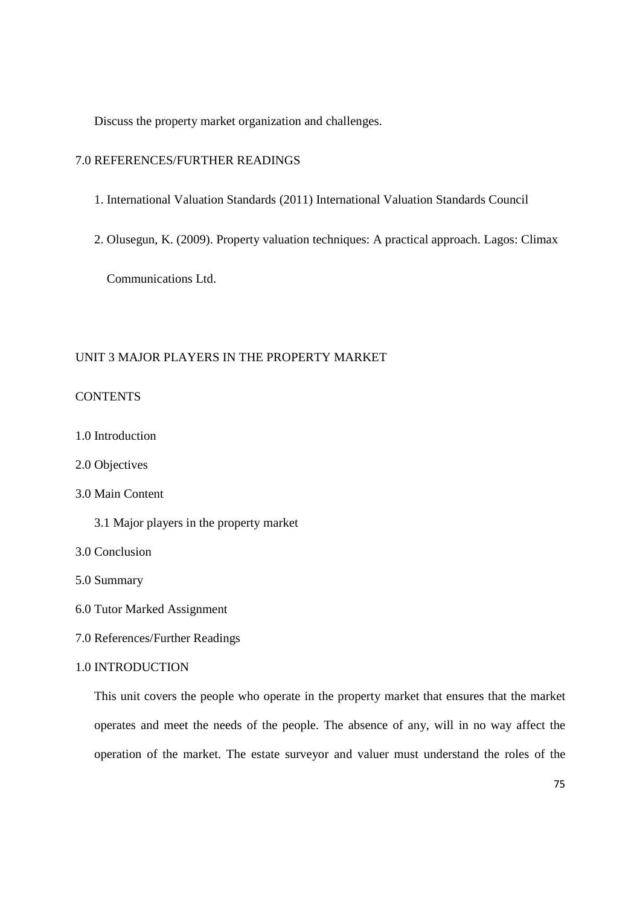Discuss the property market organization and challenges.

## 7.0 REFERENCES/FURTHER READINGS

1. International Valuation Standards (2011) International Valuation Standards Council
2. Olusegun, K. (2009). Property valuation techniques: A practical approach. Lagos: Climax Communications Ltd.

# UNIT 3 MAJOR PLAYERS IN THE PROPERTY MARKET

## CONTENTS

1.0 Introduction

2.0 Objectives

3.0 Main Content

 3.1 Major players in the property market

3.0 Conclusion

5.0 Summary

6.0 Tutor Marked Assignment

7.0 References/Further Readings

## 1.0 INTRODUCTION

This unit covers the people who operate in the property market that ensures that the market operates and meet the needs of the people. The absence of any, will in no way affect the operation of the market. The estate surveyor and valuer must understand the roles of the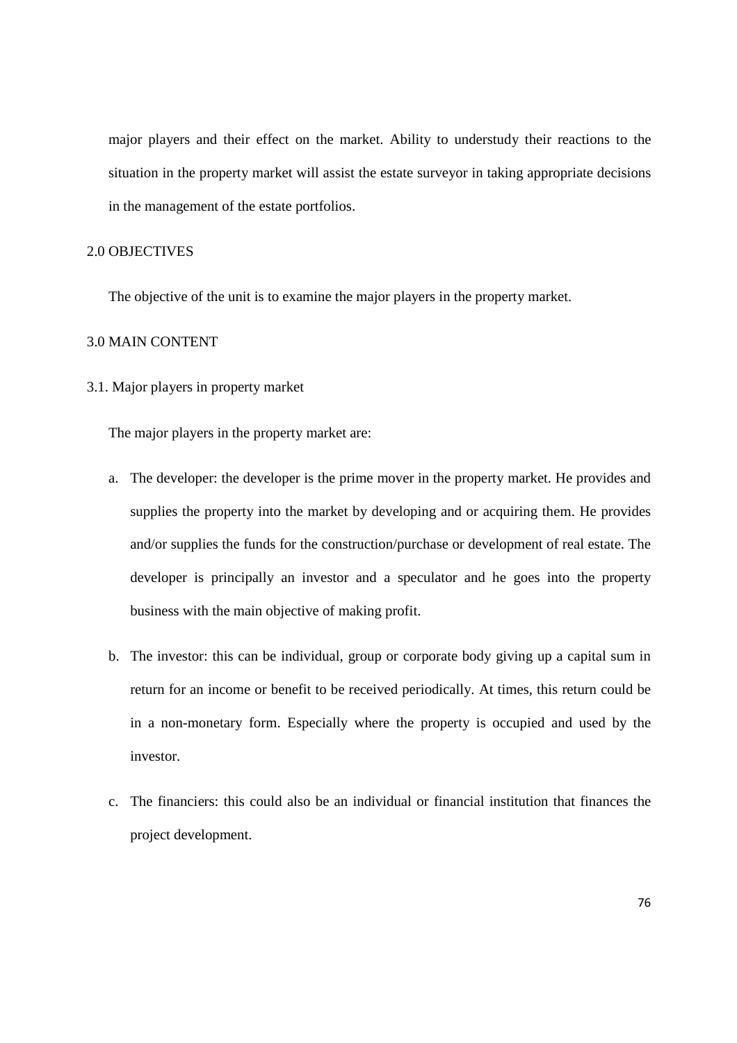major players and their effect on the market. Ability to understudy their reactions to the situation in the property market will assist the estate surveyor in taking appropriate decisions in the management of the estate portfolios.

## 2.0 OBJECTIVES

The objective of the unit is to examine the major players in the property market.

## 3.0 MAIN CONTENT

### 3.1. Major players in property market

The major players in the property market are:

a. The developer: the developer is the prime mover in the property market. He provides and supplies the property into the market by developing and or acquiring them. He provides and/or supplies the funds for the construction/purchase or development of real estate. The developer is principally an investor and a speculator and he goes into the property business with the main objective of making profit.

b. The investor: this can be individual, group or corporate body giving up a capital sum in return for an income or benefit to be received periodically. At times, this return could be in a non-monetary form. Especially where the property is occupied and used by the investor.

c. The financiers: this could also be an individual or financial institution that finances the project development.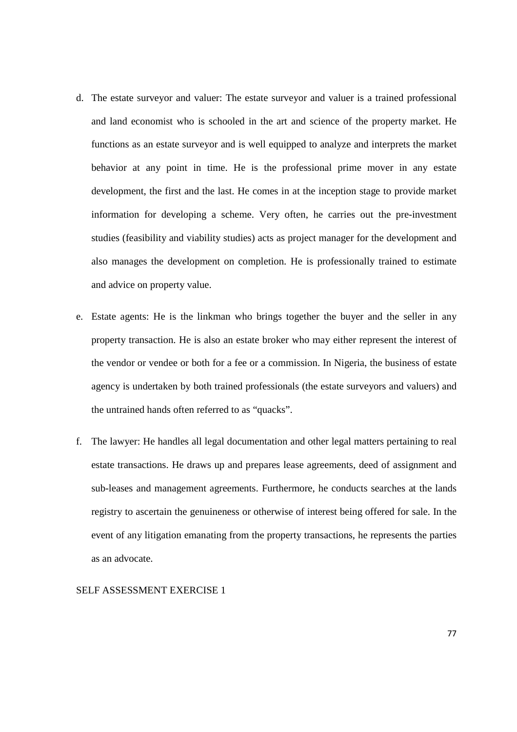d. The estate surveyor and valuer: The estate surveyor and valuer is a trained professional and land economist who is schooled in the art and science of the property market. He functions as an estate surveyor and is well equipped to analyze and interprets the market behavior at any point in time. He is the professional prime mover in any estate development, the first and the last. He comes in at the inception stage to provide market information for developing a scheme. Very often, he carries out the pre-investment studies (feasibility and viability studies) acts as project manager for the development and also manages the development on completion. He is professionally trained to estimate and advice on property value.

e. Estate agents: He is the linkman who brings together the buyer and the seller in any property transaction. He is also an estate broker who may either represent the interest of the vendor or vendee or both for a fee or a commission. In Nigeria, the business of estate agency is undertaken by both trained professionals (the estate surveyors and valuers) and the untrained hands often referred to as "quacks".

f. The lawyer: He handles all legal documentation and other legal matters pertaining to real estate transactions. He draws up and prepares lease agreements, deed of assignment and sub-leases and management agreements. Furthermore, he conducts searches at the lands registry to ascertain the genuineness or otherwise of interest being offered for sale. In the event of any litigation emanating from the property transactions, he represents the parties as an advocate.

SELF ASSESSMENT EXERCISE 1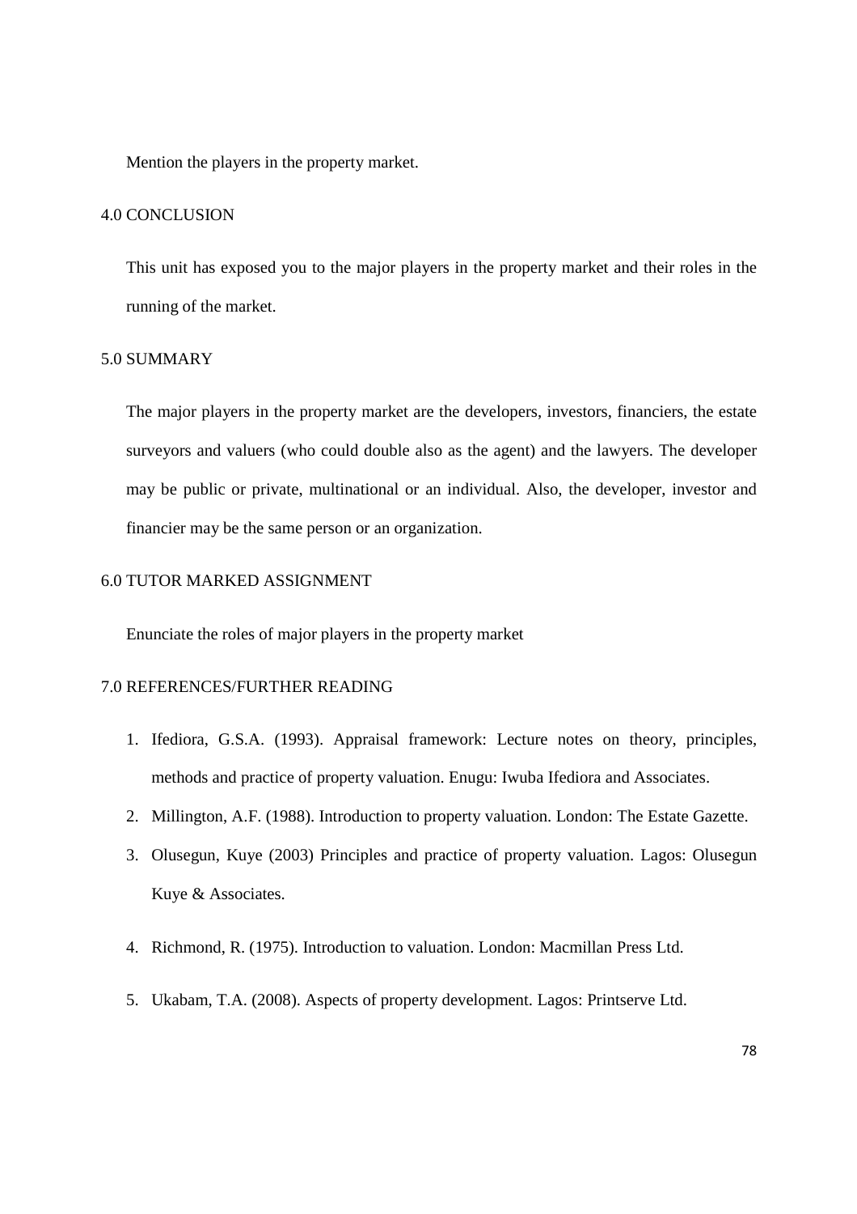Mention the players in the property market.

## 4.0 CONCLUSION

This unit has exposed you to the major players in the property market and their roles in the running of the market.

## 5.0 SUMMARY

The major players in the property market are the developers, investors, financiers, the estate surveyors and valuers (who could double also as the agent) and the lawyers. The developer may be public or private, multinational or an individual. Also, the developer, investor and financier may be the same person or an organization.

## 6.0 TUTOR MARKED ASSIGNMENT

Enunciate the roles of major players in the property market

## 7.0 REFERENCES/FURTHER READING

1. Ifediora, G.S.A. (1993). Appraisal framework: Lecture notes on theory, principles, methods and practice of property valuation. Enugu: Iwuba Ifediora and Associates.
2. Millington, A.F. (1988). Introduction to property valuation. London: The Estate Gazette.
3. Olusegun, Kuye (2003) Principles and practice of property valuation. Lagos: Olusegun Kuye & Associates.
4. Richmond, R. (1975). Introduction to valuation. London: Macmillan Press Ltd.
5. Ukabam, T.A. (2008). Aspects of property development. Lagos: Printserve Ltd.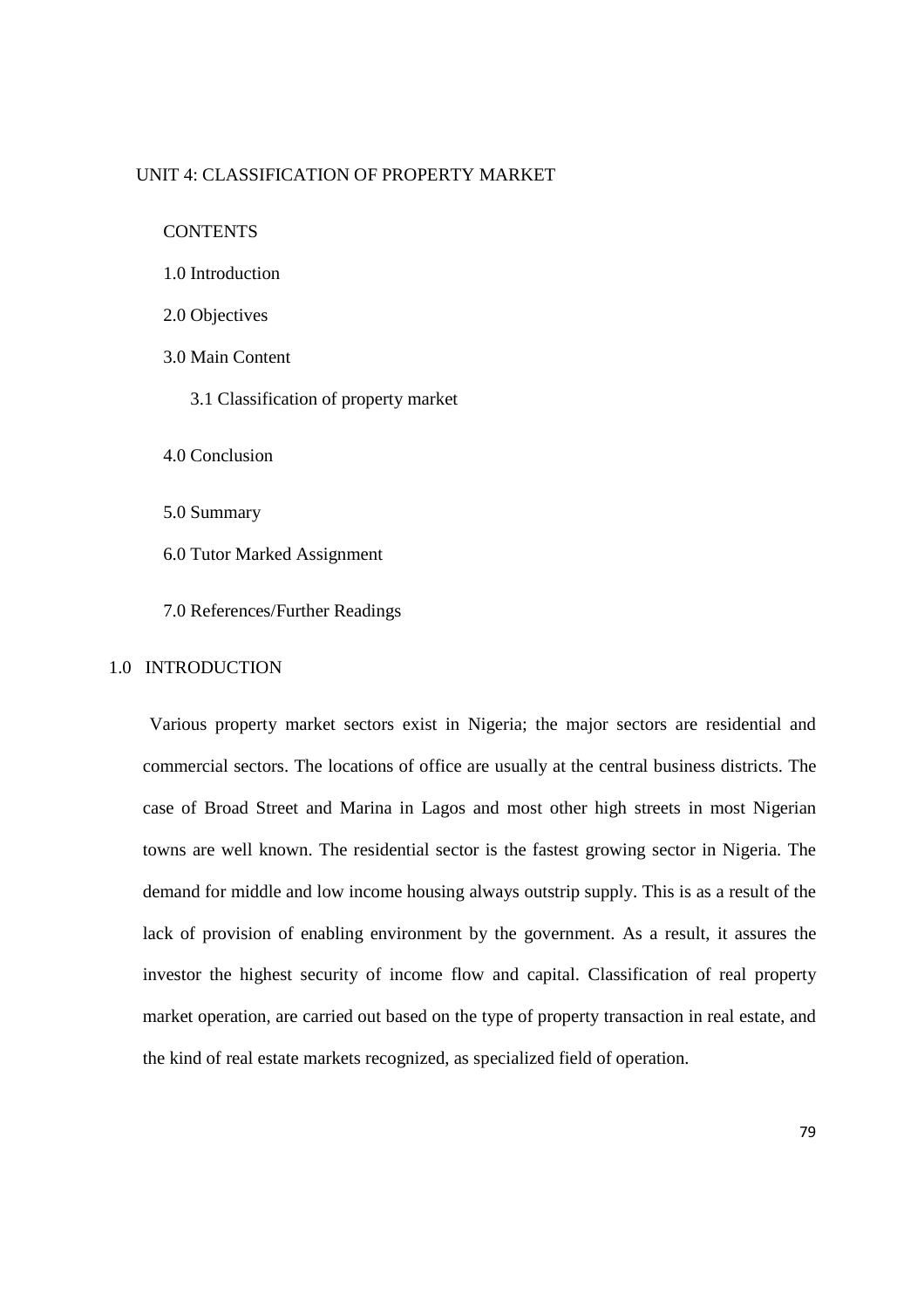## UNIT 4: CLASSIFICATION OF PROPERTY MARKET

CONTENTS

1.0 Introduction

2.0 Objectives

3.0 Main Content

3.1 Classification of property market

4.0 Conclusion

5.0 Summary

6.0 Tutor Marked Assignment

7.0 References/Further Readings

### 1.0 INTRODUCTION

Various property market sectors exist in Nigeria; the major sectors are residential and commercial sectors. The locations of office are usually at the central business districts. The case of Broad Street and Marina in Lagos and most other high streets in most Nigerian towns are well known. The residential sector is the fastest growing sector in Nigeria. The demand for middle and low income housing always outstrip supply. This is as a result of the lack of provision of enabling environment by the government. As a result, it assures the investor the highest security of income flow and capital. Classification of real property market operation, are carried out based on the type of property transaction in real estate, and the kind of real estate markets recognized, as specialized field of operation.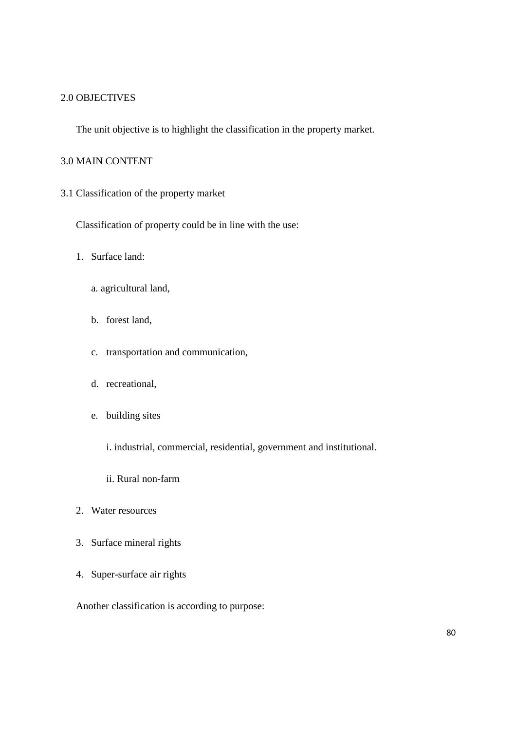## 2.0 OBJECTIVES

The unit objective is to highlight the classification in the property market.

## 3.0 MAIN CONTENT

### 3.1 Classification of the property market

Classification of property could be in line with the use:

1. Surface land:
   - a. agricultural land,
   - b. forest land,
   - c. transportation and communication,
   - d. recreational,
   - e. building sites
     - i. industrial, commercial, residential, government and institutional.
     - ii. Rural non-farm
2. Water resources
3. Surface mineral rights
4. Super-surface air rights

Another classification is according to purpose: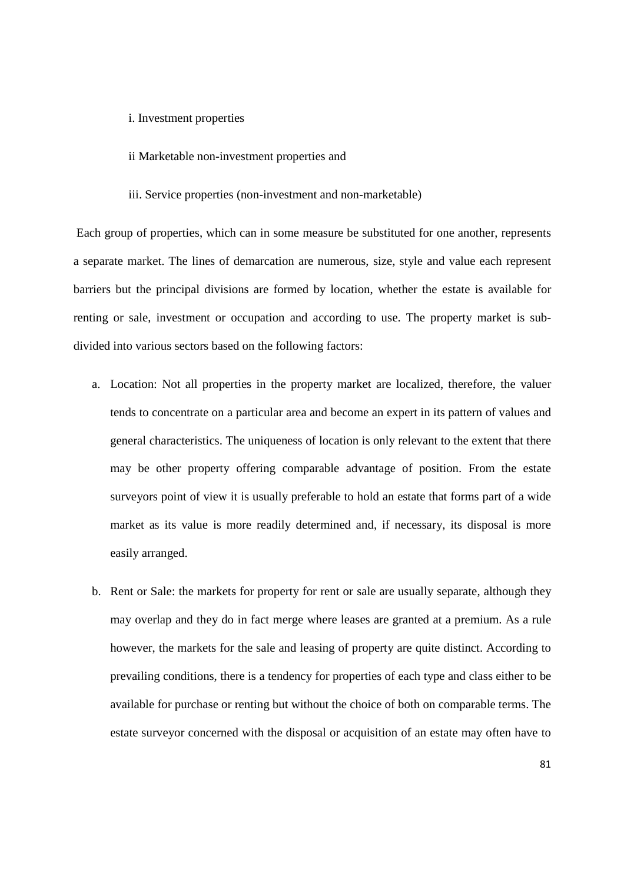i. Investment properties

ii Marketable non-investment properties and

iii. Service properties (non-investment and non-marketable)

Each group of properties, which can in some measure be substituted for one another, represents a separate market. The lines of demarcation are numerous, size, style and value each represent barriers but the principal divisions are formed by location, whether the estate is available for renting or sale, investment or occupation and according to use. The property market is sub-divided into various sectors based on the following factors:

a. Location: Not all properties in the property market are localized, therefore, the valuer tends to concentrate on a particular area and become an expert in its pattern of values and general characteristics. The uniqueness of location is only relevant to the extent that there may be other property offering comparable advantage of position. From the estate surveyors point of view it is usually preferable to hold an estate that forms part of a wide market as its value is more readily determined and, if necessary, its disposal is more easily arranged.

b. Rent or Sale: the markets for property for rent or sale are usually separate, although they may overlap and they do in fact merge where leases are granted at a premium. As a rule however, the markets for the sale and leasing of property are quite distinct. According to prevailing conditions, there is a tendency for properties of each type and class either to be available for purchase or renting but without the choice of both on comparable terms. The estate surveyor concerned with the disposal or acquisition of an estate may often have to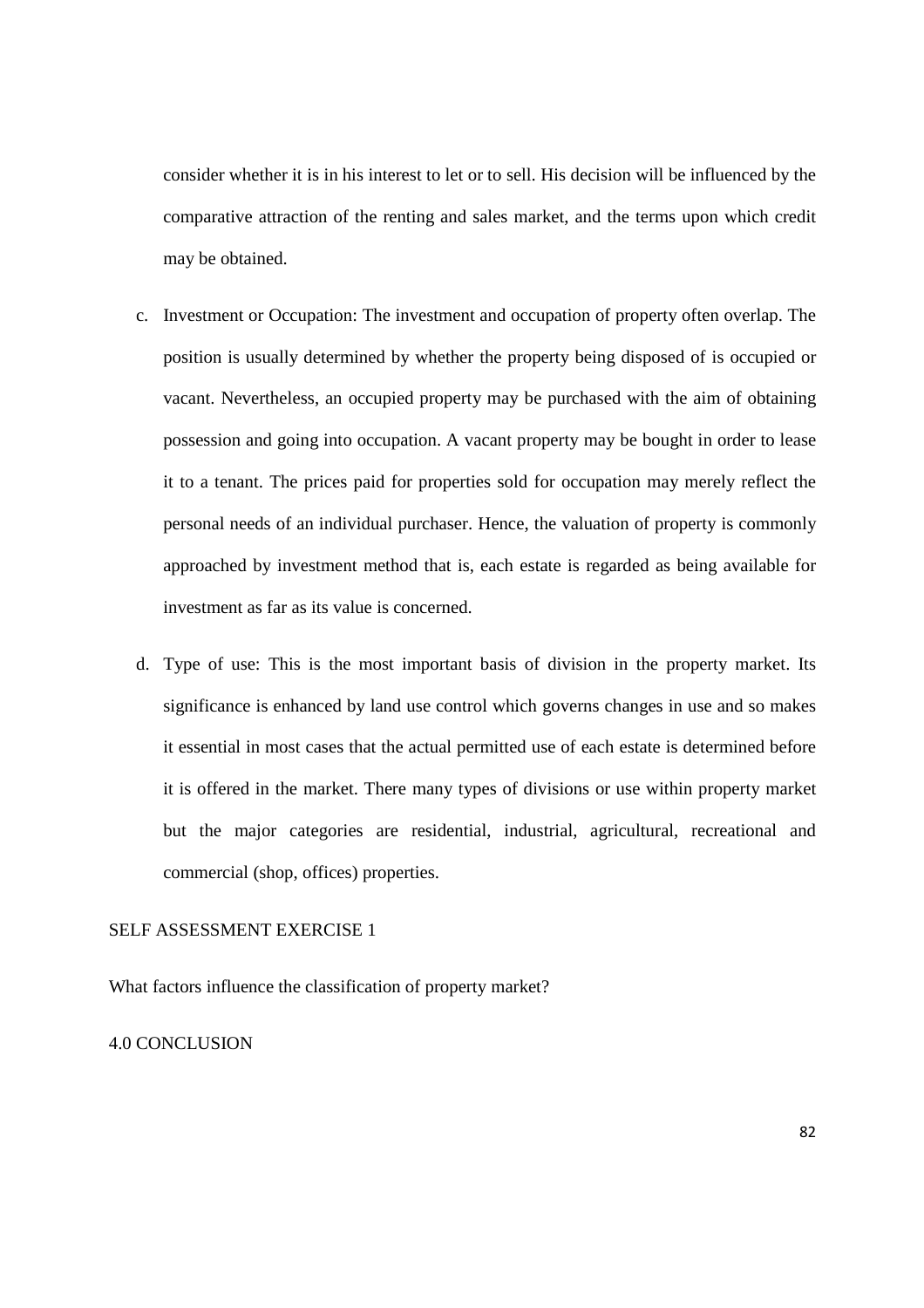consider whether it is in his interest to let or to sell. His decision will be influenced by the comparative attraction of the renting and sales market, and the terms upon which credit may be obtained.

c. Investment or Occupation: The investment and occupation of property often overlap. The position is usually determined by whether the property being disposed of is occupied or vacant. Nevertheless, an occupied property may be purchased with the aim of obtaining possession and going into occupation. A vacant property may be bought in order to lease it to a tenant. The prices paid for properties sold for occupation may merely reflect the personal needs of an individual purchaser. Hence, the valuation of property is commonly approached by investment method that is, each estate is regarded as being available for investment as far as its value is concerned.

d. Type of use: This is the most important basis of division in the property market. Its significance is enhanced by land use control which governs changes in use and so makes it essential in most cases that the actual permitted use of each estate is determined before it is offered in the market. There many types of divisions or use within property market but the major categories are residential, industrial, agricultural, recreational and commercial (shop, offices) properties.

SELF ASSESSMENT EXERCISE 1

What factors influence the classification of property market?

4.0 CONCLUSION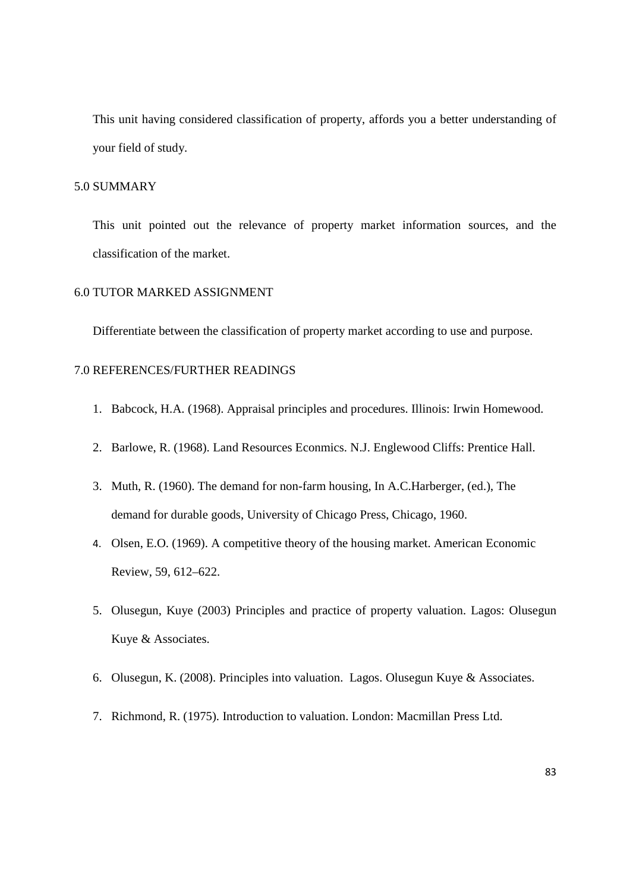This unit having considered classification of property, affords you a better understanding of your field of study.

## 5.0 SUMMARY

This unit pointed out the relevance of property market information sources, and the classification of the market.

## 6.0 TUTOR MARKED ASSIGNMENT

Differentiate between the classification of property market according to use and purpose.

## 7.0 REFERENCES/FURTHER READINGS

1. Babcock, H.A. (1968). Appraisal principles and procedures. Illinois: Irwin Homewood.
2. Barlowe, R. (1968). Land Resources Econmics. N.J. Englewood Cliffs: Prentice Hall.
3. Muth, R. (1960). The demand for non-farm housing, In A.C.Harberger, (ed.), The demand for durable goods, University of Chicago Press, Chicago, 1960.
4. Olsen, E.O. (1969). A competitive theory of the housing market. American Economic Review, 59, 612–622.
5. Olusegun, Kuye (2003) Principles and practice of property valuation. Lagos: Olusegun Kuye & Associates.
6. Olusegun, K. (2008). Principles into valuation. Lagos. Olusegun Kuye & Associates.
7. Richmond, R. (1975). Introduction to valuation. London: Macmillan Press Ltd.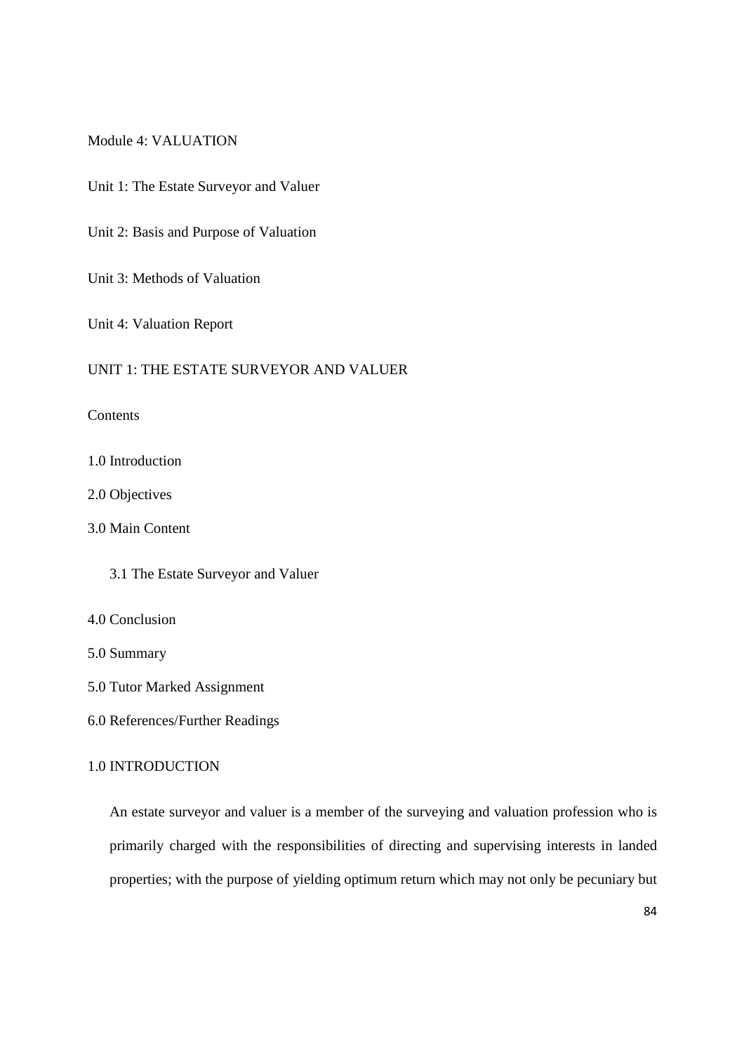Module 4: VALUATION

Unit 1: The Estate Surveyor and Valuer

Unit 2: Basis and Purpose of Valuation

Unit 3: Methods of Valuation

Unit 4: Valuation Report

## UNIT 1: THE ESTATE SURVEYOR AND VALUER

Contents

1.0 Introduction

2.0 Objectives

3.0 Main Content

3.1 The Estate Surveyor and Valuer

4.0 Conclusion

5.0 Summary

5.0 Tutor Marked Assignment

6.0 References/Further Readings

### 1.0 INTRODUCTION

An estate surveyor and valuer is a member of the surveying and valuation profession who is primarily charged with the responsibilities of directing and supervising interests in landed properties; with the purpose of yielding optimum return which may not only be pecuniary but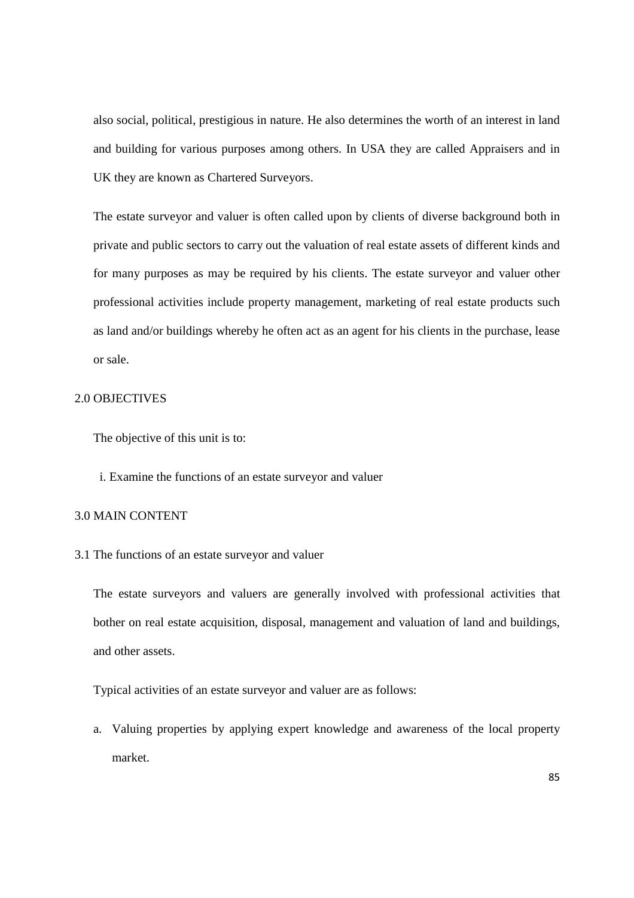also social, political, prestigious in nature. He also determines the worth of an interest in land and building for various purposes among others. In USA they are called Appraisers and in UK they are known as Chartered Surveyors.

The estate surveyor and valuer is often called upon by clients of diverse background both in private and public sectors to carry out the valuation of real estate assets of different kinds and for many purposes as may be required by his clients. The estate surveyor and valuer other professional activities include property management, marketing of real estate products such as land and/or buildings whereby he often act as an agent for his clients in the purchase, lease or sale.

## 2.0 OBJECTIVES

The objective of this unit is to:

i. Examine the functions of an estate surveyor and valuer

## 3.0 MAIN CONTENT

### 3.1 The functions of an estate surveyor and valuer

The estate surveyors and valuers are generally involved with professional activities that bother on real estate acquisition, disposal, management and valuation of land and buildings, and other assets.

Typical activities of an estate surveyor and valuer are as follows:

a. Valuing properties by applying expert knowledge and awareness of the local property market.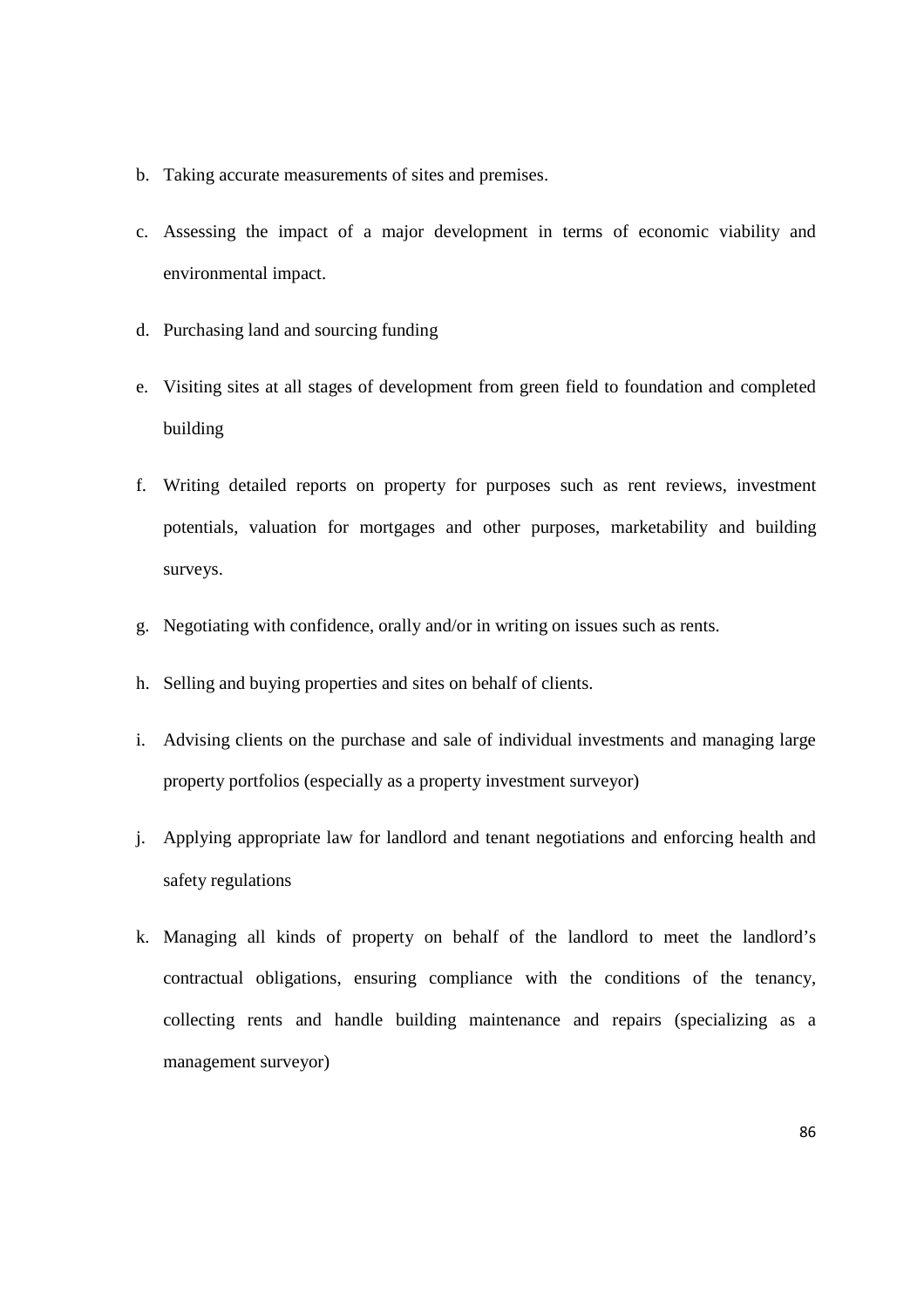b. Taking accurate measurements of sites and premises.

c. Assessing the impact of a major development in terms of economic viability and environmental impact.

d. Purchasing land and sourcing funding

e. Visiting sites at all stages of development from green field to foundation and completed building

f. Writing detailed reports on property for purposes such as rent reviews, investment potentials, valuation for mortgages and other purposes, marketability and building surveys.

g. Negotiating with confidence, orally and/or in writing on issues such as rents.

h. Selling and buying properties and sites on behalf of clients.

i. Advising clients on the purchase and sale of individual investments and managing large property portfolios (especially as a property investment surveyor)

j. Applying appropriate law for landlord and tenant negotiations and enforcing health and safety regulations

k. Managing all kinds of property on behalf of the landlord to meet the landlord's contractual obligations, ensuring compliance with the conditions of the tenancy, collecting rents and handle building maintenance and repairs (specializing as a management surveyor)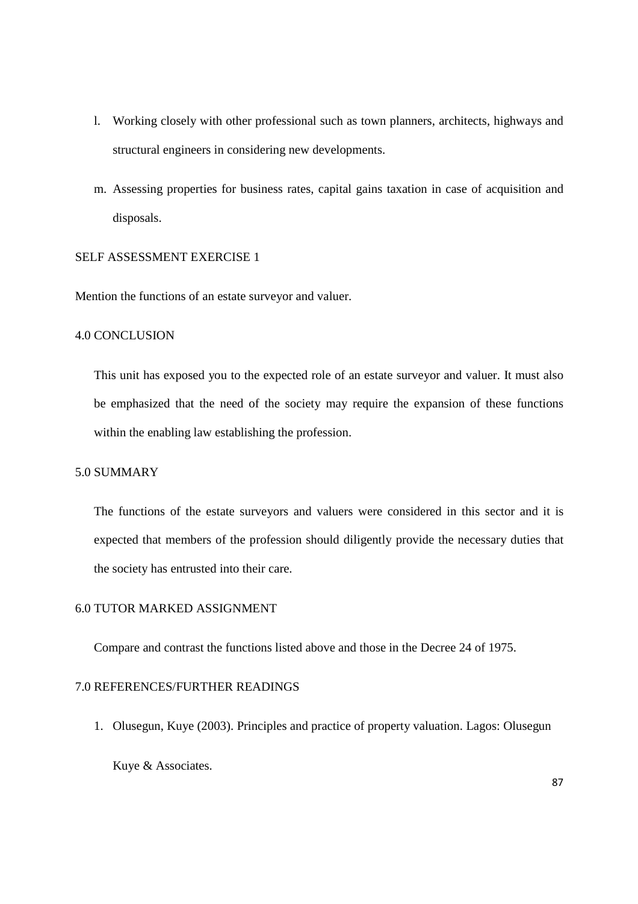l. Working closely with other professional such as town planners, architects, highways and structural engineers in considering new developments.

m. Assessing properties for business rates, capital gains taxation in case of acquisition and disposals.

SELF ASSESSMENT EXERCISE 1

Mention the functions of an estate surveyor and valuer.

## 4.0 CONCLUSION

This unit has exposed you to the expected role of an estate surveyor and valuer. It must also be emphasized that the need of the society may require the expansion of these functions within the enabling law establishing the profession.

## 5.0 SUMMARY

The functions of the estate surveyors and valuers were considered in this sector and it is expected that members of the profession should diligently provide the necessary duties that the society has entrusted into their care.

## 6.0 TUTOR MARKED ASSIGNMENT

Compare and contrast the functions listed above and those in the Decree 24 of 1975.

## 7.0 REFERENCES/FURTHER READINGS

1. Olusegun, Kuye (2003). Principles and practice of property valuation. Lagos: Olusegun Kuye & Associates.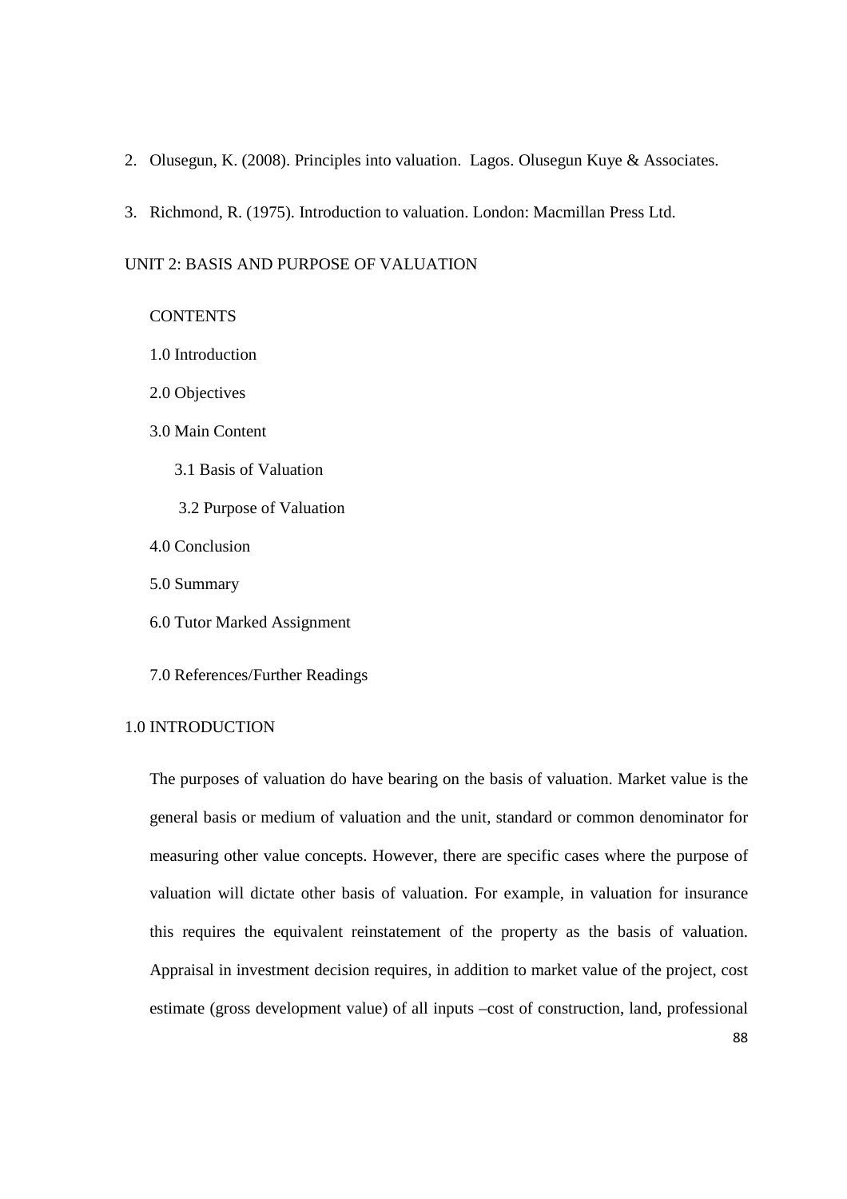2. Olusegun, K. (2008). Principles into valuation. Lagos. Olusegun Kuye & Associates.
3. Richmond, R. (1975). Introduction to valuation. London: Macmillan Press Ltd.

## UNIT 2: BASIS AND PURPOSE OF VALUATION

CONTENTS

1.0 Introduction

2.0 Objectives

3.0 Main Content

3.1 Basis of Valuation

3.2 Purpose of Valuation

4.0 Conclusion

5.0 Summary

6.0 Tutor Marked Assignment

7.0 References/Further Readings

### 1.0 INTRODUCTION

The purposes of valuation do have bearing on the basis of valuation. Market value is the general basis or medium of valuation and the unit, standard or common denominator for measuring other value concepts. However, there are specific cases where the purpose of valuation will dictate other basis of valuation. For example, in valuation for insurance this requires the equivalent reinstatement of the property as the basis of valuation. Appraisal in investment decision requires, in addition to market value of the project, cost estimate (gross development value) of all inputs –cost of construction, land, professional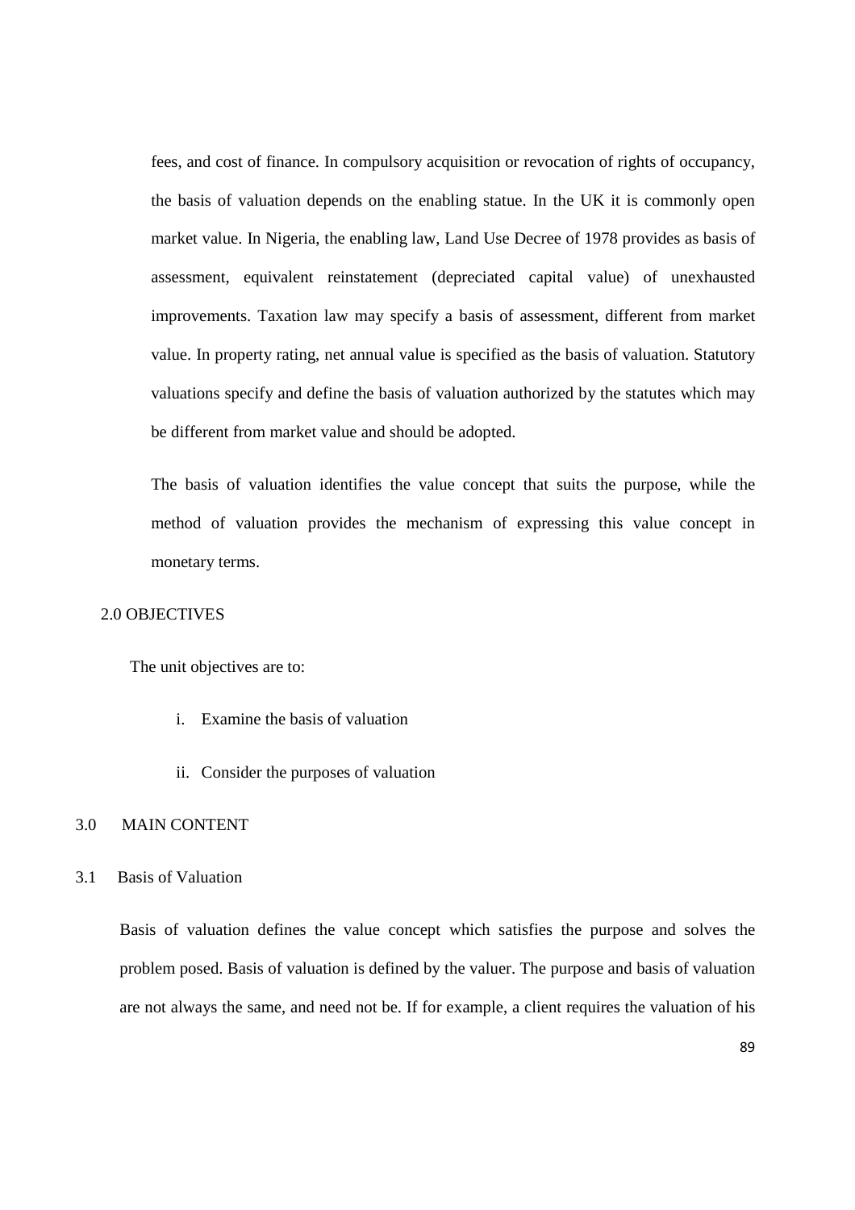fees, and cost of finance. In compulsory acquisition or revocation of rights of occupancy, the basis of valuation depends on the enabling statue. In the UK it is commonly open market value. In Nigeria, the enabling law, Land Use Decree of 1978 provides as basis of assessment, equivalent reinstatement (depreciated capital value) of unexhausted improvements. Taxation law may specify a basis of assessment, different from market value. In property rating, net annual value is specified as the basis of valuation. Statutory valuations specify and define the basis of valuation authorized by the statutes which may be different from market value and should be adopted.

The basis of valuation identifies the value concept that suits the purpose, while the method of valuation provides the mechanism of expressing this value concept in monetary terms.

## 2.0 OBJECTIVES

The unit objectives are to:

i. Examine the basis of valuation

ii. Consider the purposes of valuation

## 3.0 MAIN CONTENT

### 3.1 Basis of Valuation

Basis of valuation defines the value concept which satisfies the purpose and solves the problem posed. Basis of valuation is defined by the valuer. The purpose and basis of valuation are not always the same, and need not be. If for example, a client requires the valuation of his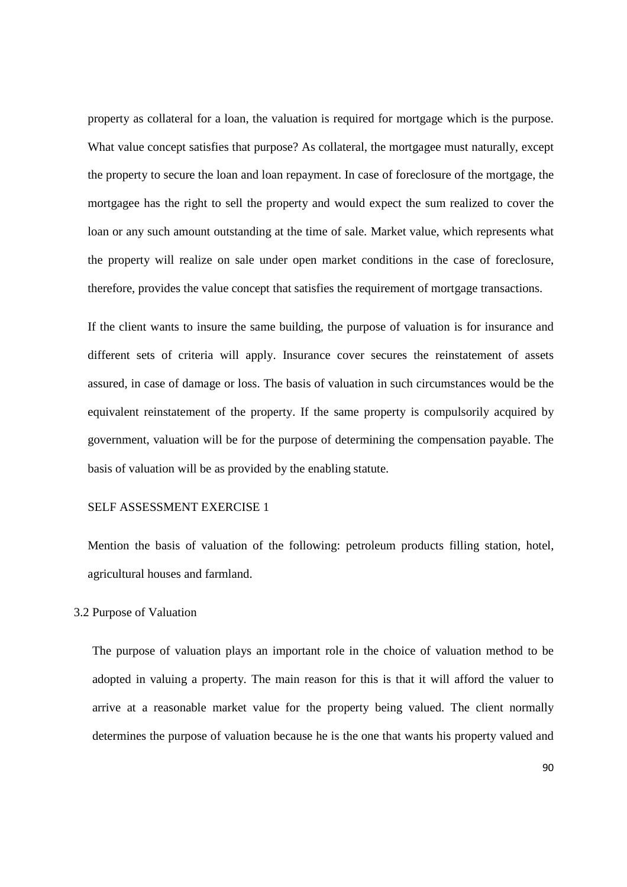property as collateral for a loan, the valuation is required for mortgage which is the purpose. What value concept satisfies that purpose? As collateral, the mortgagee must naturally, except the property to secure the loan and loan repayment. In case of foreclosure of the mortgage, the mortgagee has the right to sell the property and would expect the sum realized to cover the loan or any such amount outstanding at the time of sale. Market value, which represents what the property will realize on sale under open market conditions in the case of foreclosure, therefore, provides the value concept that satisfies the requirement of mortgage transactions.

If the client wants to insure the same building, the purpose of valuation is for insurance and different sets of criteria will apply. Insurance cover secures the reinstatement of assets assured, in case of damage or loss. The basis of valuation in such circumstances would be the equivalent reinstatement of the property. If the same property is compulsorily acquired by government, valuation will be for the purpose of determining the compensation payable. The basis of valuation will be as provided by the enabling statute.

SELF ASSESSMENT EXERCISE 1

Mention the basis of valuation of the following: petroleum products filling station, hotel, agricultural houses and farmland.

## 3.2 Purpose of Valuation

The purpose of valuation plays an important role in the choice of valuation method to be adopted in valuing a property. The main reason for this is that it will afford the valuer to arrive at a reasonable market value for the property being valued. The client normally determines the purpose of valuation because he is the one that wants his property valued and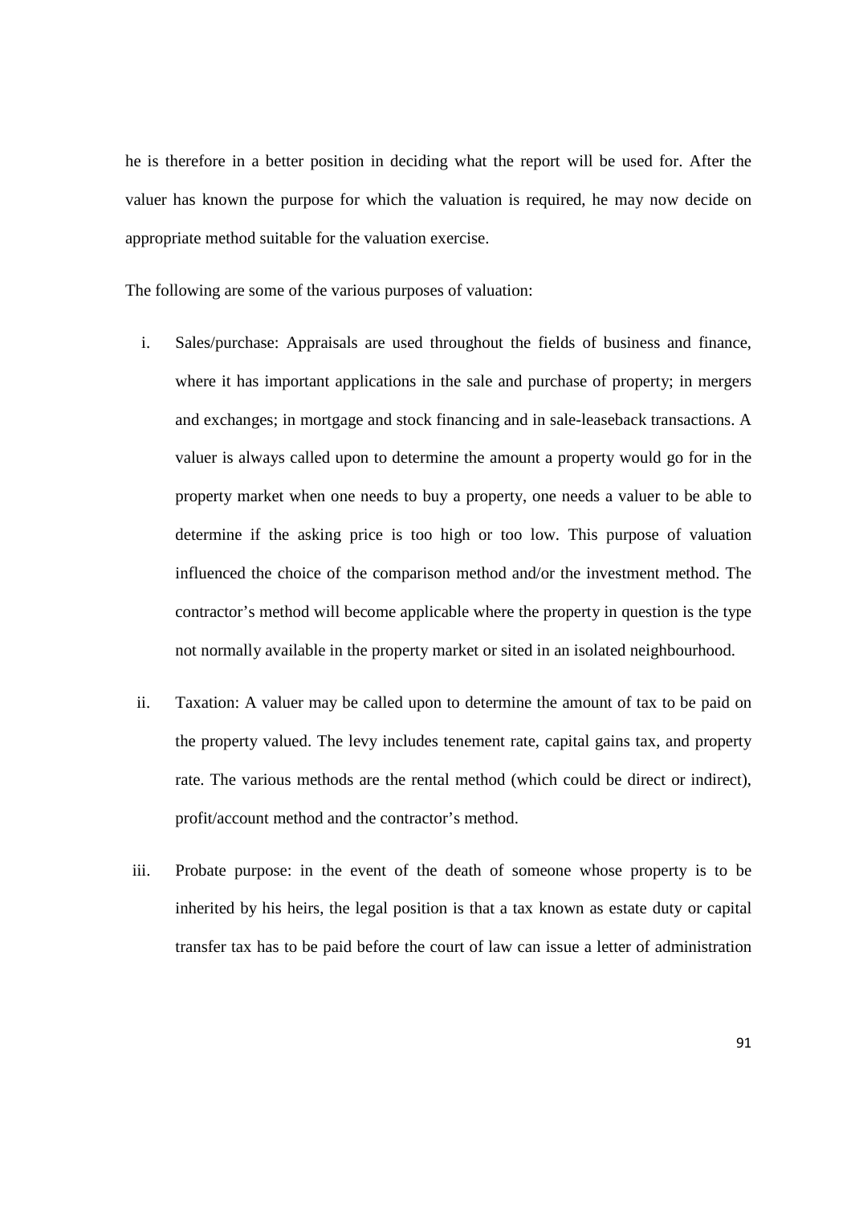he is therefore in a better position in deciding what the report will be used for. After the valuer has known the purpose for which the valuation is required, he may now decide on appropriate method suitable for the valuation exercise.

The following are some of the various purposes of valuation:

i. Sales/purchase: Appraisals are used throughout the fields of business and finance, where it has important applications in the sale and purchase of property; in mergers and exchanges; in mortgage and stock financing and in sale-leaseback transactions. A valuer is always called upon to determine the amount a property would go for in the property market when one needs to buy a property, one needs a valuer to be able to determine if the asking price is too high or too low. This purpose of valuation influenced the choice of the comparison method and/or the investment method. The contractor's method will become applicable where the property in question is the type not normally available in the property market or sited in an isolated neighbourhood.

ii. Taxation: A valuer may be called upon to determine the amount of tax to be paid on the property valued. The levy includes tenement rate, capital gains tax, and property rate. The various methods are the rental method (which could be direct or indirect), profit/account method and the contractor's method.

iii. Probate purpose: in the event of the death of someone whose property is to be inherited by his heirs, the legal position is that a tax known as estate duty or capital transfer tax has to be paid before the court of law can issue a letter of administration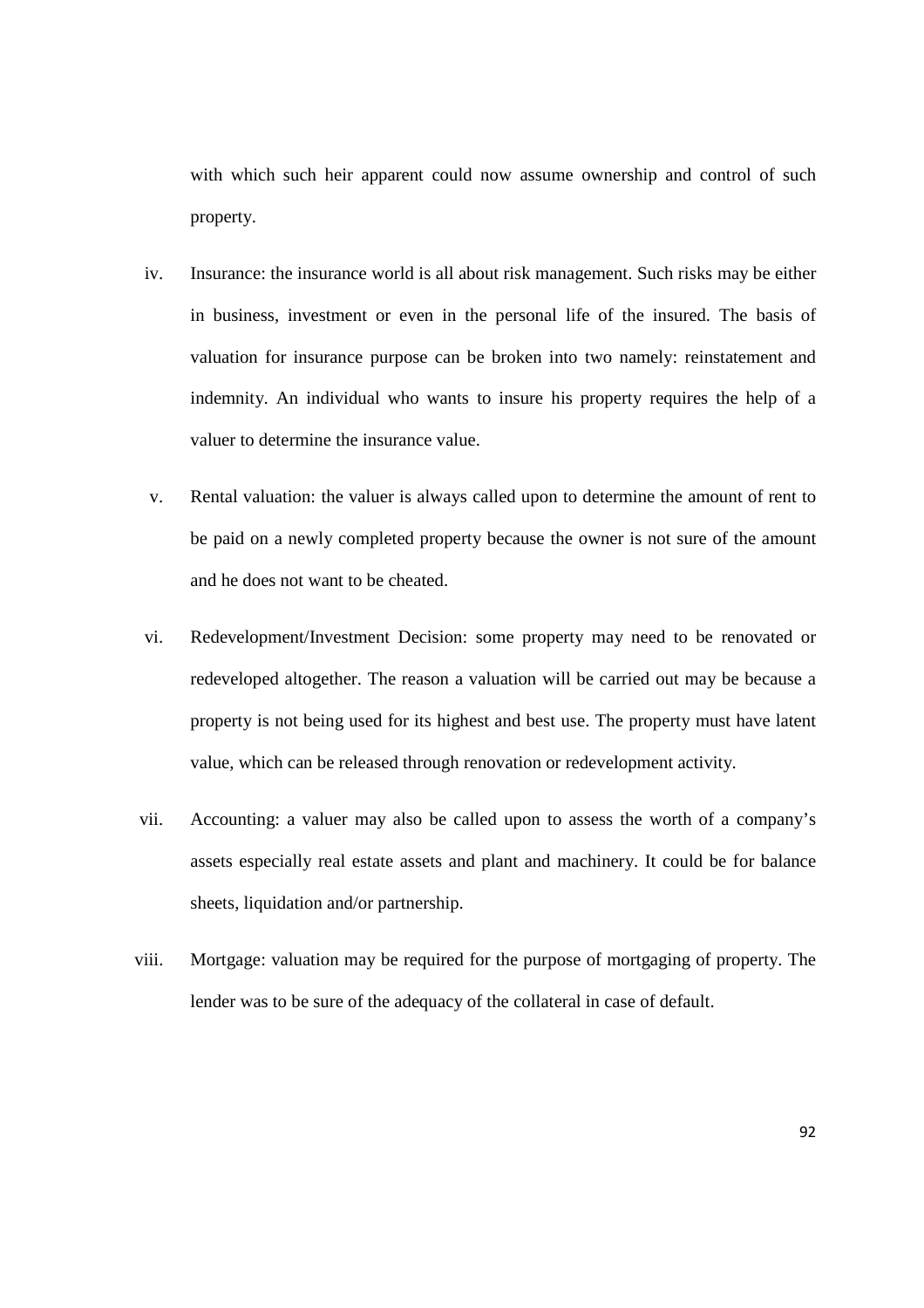with which such heir apparent could now assume ownership and control of such property.

iv. Insurance: the insurance world is all about risk management. Such risks may be either in business, investment or even in the personal life of the insured. The basis of valuation for insurance purpose can be broken into two namely: reinstatement and indemnity. An individual who wants to insure his property requires the help of a valuer to determine the insurance value.

v. Rental valuation: the valuer is always called upon to determine the amount of rent to be paid on a newly completed property because the owner is not sure of the amount and he does not want to be cheated.

vi. Redevelopment/Investment Decision: some property may need to be renovated or redeveloped altogether. The reason a valuation will be carried out may be because a property is not being used for its highest and best use. The property must have latent value, which can be released through renovation or redevelopment activity.

vii. Accounting: a valuer may also be called upon to assess the worth of a company's assets especially real estate assets and plant and machinery. It could be for balance sheets, liquidation and/or partnership.

viii. Mortgage: valuation may be required for the purpose of mortgaging of property. The lender was to be sure of the adequacy of the collateral in case of default.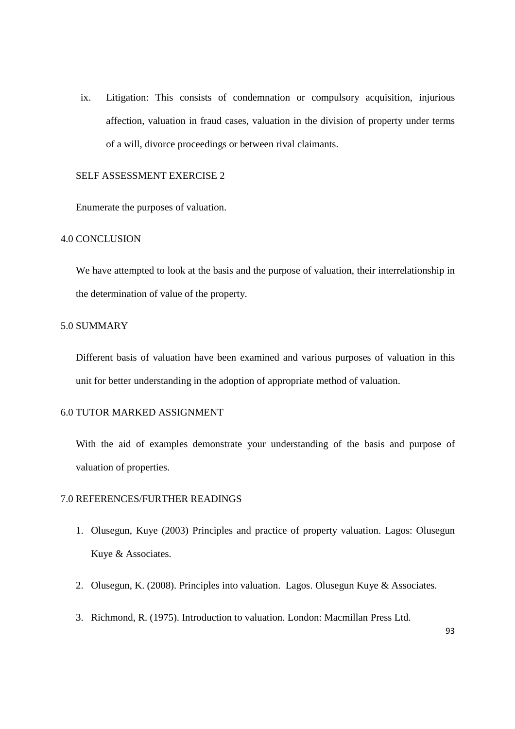ix. Litigation: This consists of condemnation or compulsory acquisition, injurious affection, valuation in fraud cases, valuation in the division of property under terms of a will, divorce proceedings or between rival claimants.

SELF ASSESSMENT EXERCISE 2

Enumerate the purposes of valuation.

## 4.0 CONCLUSION

We have attempted to look at the basis and the purpose of valuation, their interrelationship in the determination of value of the property.

## 5.0 SUMMARY

Different basis of valuation have been examined and various purposes of valuation in this unit for better understanding in the adoption of appropriate method of valuation.

## 6.0 TUTOR MARKED ASSIGNMENT

With the aid of examples demonstrate your understanding of the basis and purpose of valuation of properties.

## 7.0 REFERENCES/FURTHER READINGS

1. Olusegun, Kuye (2003) Principles and practice of property valuation. Lagos: Olusegun Kuye & Associates.
2. Olusegun, K. (2008). Principles into valuation. Lagos. Olusegun Kuye & Associates.
3. Richmond, R. (1975). Introduction to valuation. London: Macmillan Press Ltd.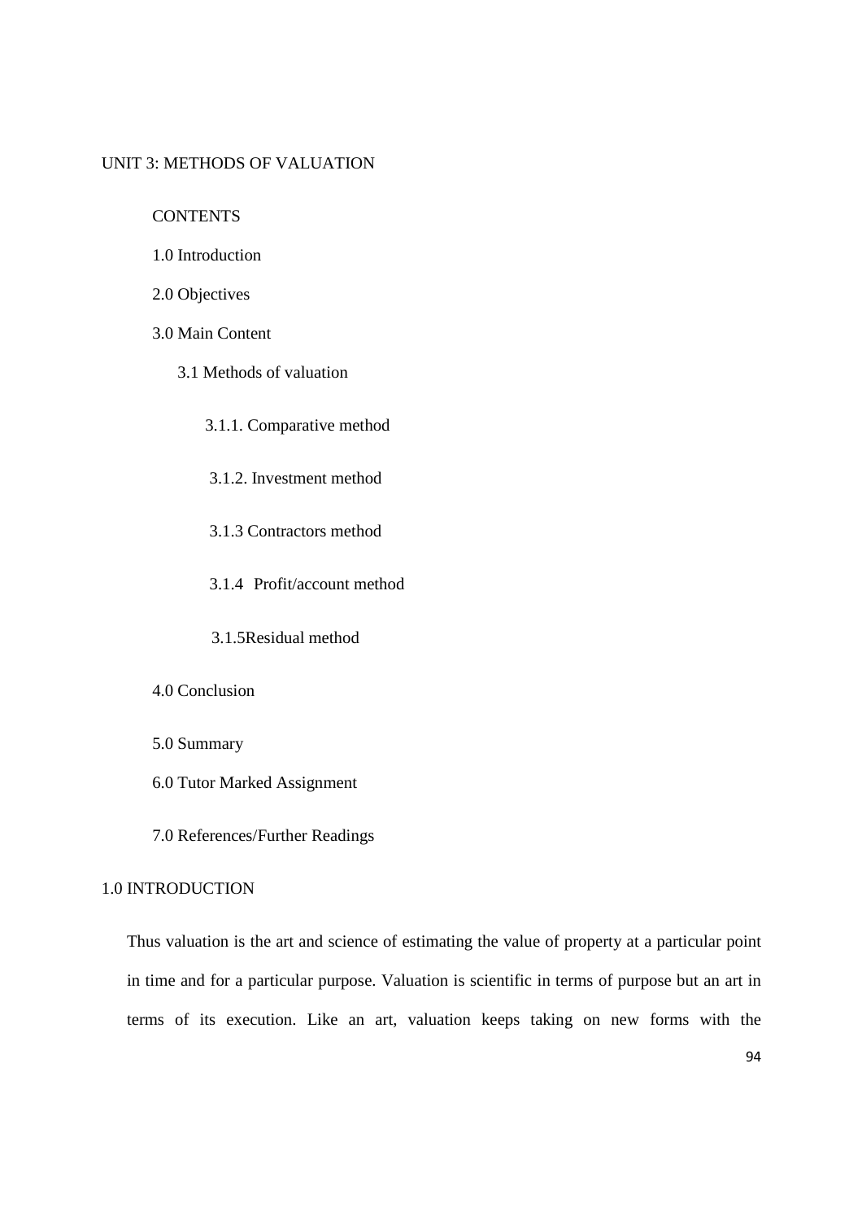## UNIT 3: METHODS OF VALUATION

CONTENTS

1.0 Introduction

2.0 Objectives

3.0 Main Content

3.1 Methods of valuation

3.1.1. Comparative method

3.1.2. Investment method

3.1.3 Contractors method

3.1.4 Profit/account method

3.1.5Residual method

4.0 Conclusion

5.0 Summary

6.0 Tutor Marked Assignment

7.0 References/Further Readings

### 1.0 INTRODUCTION

Thus valuation is the art and science of estimating the value of property at a particular point in time and for a particular purpose. Valuation is scientific in terms of purpose but an art in terms of its execution. Like an art, valuation keeps taking on new forms with the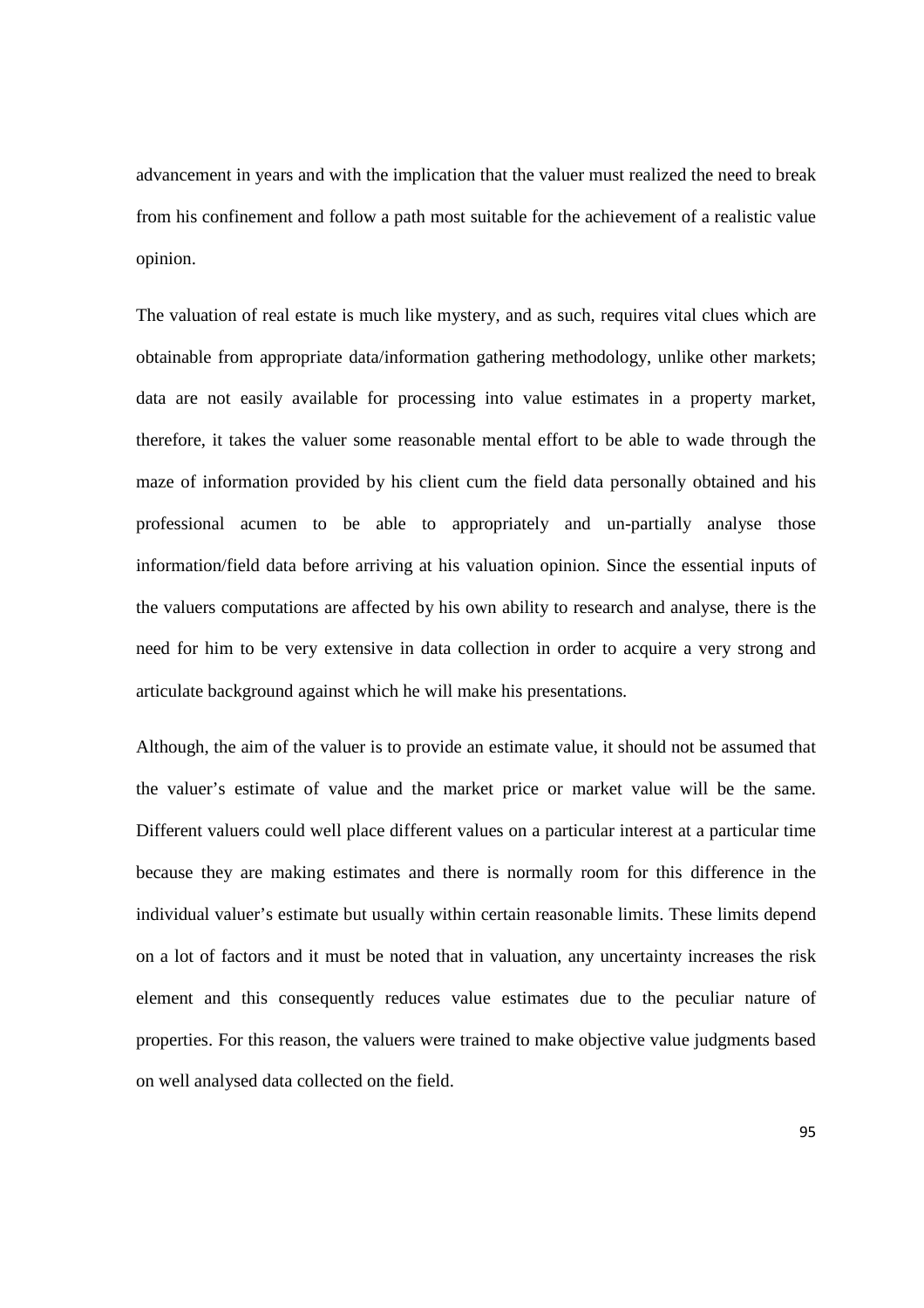advancement in years and with the implication that the valuer must realized the need to break from his confinement and follow a path most suitable for the achievement of a realistic value opinion.

The valuation of real estate is much like mystery, and as such, requires vital clues which are obtainable from appropriate data/information gathering methodology, unlike other markets; data are not easily available for processing into value estimates in a property market, therefore, it takes the valuer some reasonable mental effort to be able to wade through the maze of information provided by his client cum the field data personally obtained and his professional acumen to be able to appropriately and un-partially analyse those information/field data before arriving at his valuation opinion. Since the essential inputs of the valuers computations are affected by his own ability to research and analyse, there is the need for him to be very extensive in data collection in order to acquire a very strong and articulate background against which he will make his presentations.

Although, the aim of the valuer is to provide an estimate value, it should not be assumed that the valuer's estimate of value and the market price or market value will be the same. Different valuers could well place different values on a particular interest at a particular time because they are making estimates and there is normally room for this difference in the individual valuer's estimate but usually within certain reasonable limits. These limits depend on a lot of factors and it must be noted that in valuation, any uncertainty increases the risk element and this consequently reduces value estimates due to the peculiar nature of properties. For this reason, the valuers were trained to make objective value judgments based on well analysed data collected on the field.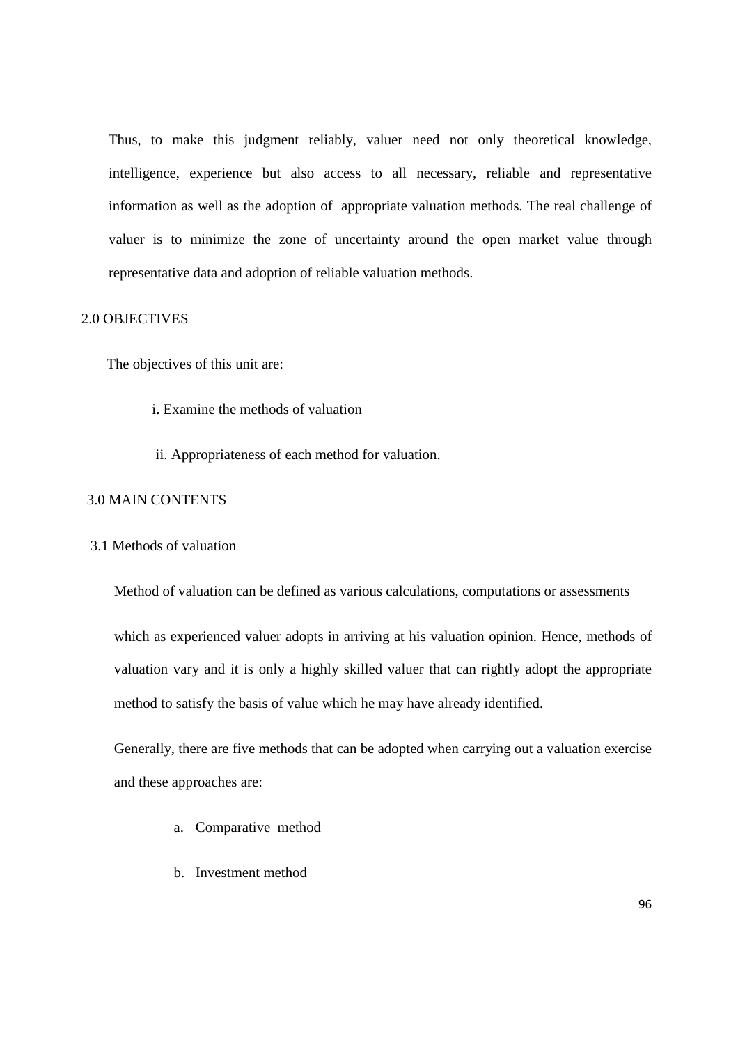Thus, to make this judgment reliably, valuer need not only theoretical knowledge, intelligence, experience but also access to all necessary, reliable and representative information as well as the adoption of appropriate valuation methods. The real challenge of valuer is to minimize the zone of uncertainty around the open market value through representative data and adoption of reliable valuation methods.

## 2.0 OBJECTIVES

The objectives of this unit are:

i. Examine the methods of valuation

ii. Appropriateness of each method for valuation.

## 3.0 MAIN CONTENTS

### 3.1 Methods of valuation

Method of valuation can be defined as various calculations, computations or assessments

which as experienced valuer adopts in arriving at his valuation opinion. Hence, methods of valuation vary and it is only a highly skilled valuer that can rightly adopt the appropriate method to satisfy the basis of value which he may have already identified.

Generally, there are five methods that can be adopted when carrying out a valuation exercise and these approaches are:

a. Comparative method

b. Investment method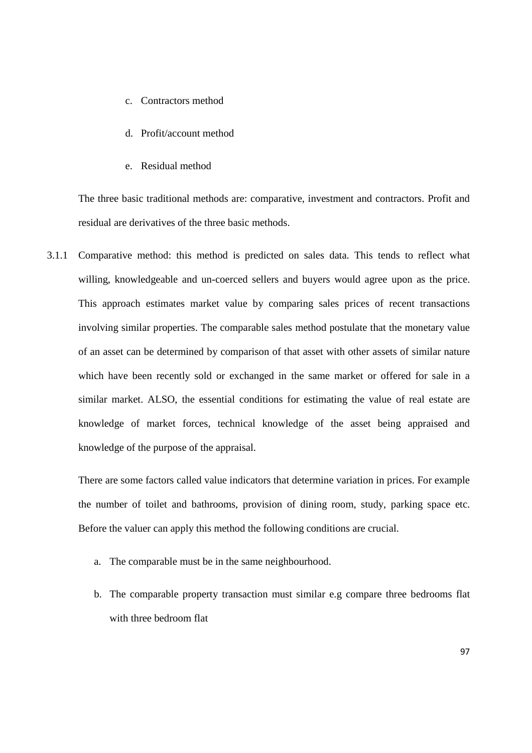c. Contractors method

d. Profit/account method

e. Residual method

The three basic traditional methods are: comparative, investment and contractors. Profit and residual are derivatives of the three basic methods.

3.1.1 Comparative method: this method is predicted on sales data. This tends to reflect what willing, knowledgeable and un-coerced sellers and buyers would agree upon as the price. This approach estimates market value by comparing sales prices of recent transactions involving similar properties. The comparable sales method postulate that the monetary value of an asset can be determined by comparison of that asset with other assets of similar nature which have been recently sold or exchanged in the same market or offered for sale in a similar market. ALSO, the essential conditions for estimating the value of real estate are knowledge of market forces, technical knowledge of the asset being appraised and knowledge of the purpose of the appraisal.

There are some factors called value indicators that determine variation in prices. For example the number of toilet and bathrooms, provision of dining room, study, parking space etc. Before the valuer can apply this method the following conditions are crucial.

a. The comparable must be in the same neighbourhood.

b. The comparable property transaction must similar e.g compare three bedrooms flat with three bedroom flat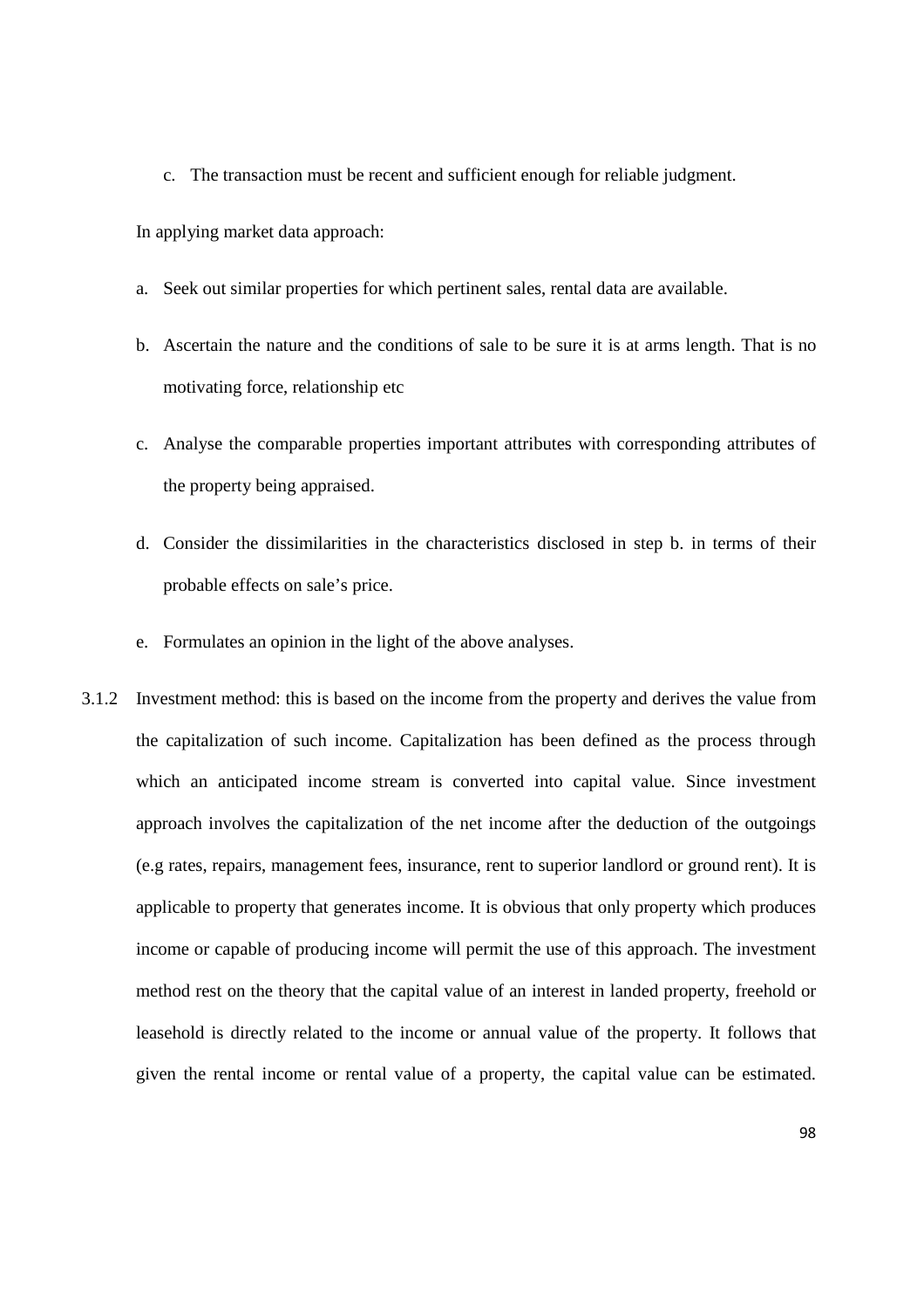c. The transaction must be recent and sufficient enough for reliable judgment.

In applying market data approach:

a. Seek out similar properties for which pertinent sales, rental data are available.
b. Ascertain the nature and the conditions of sale to be sure it is at arms length. That is no motivating force, relationship etc
c. Analyse the comparable properties important attributes with corresponding attributes of the property being appraised.
d. Consider the dissimilarities in the characteristics disclosed in step b. in terms of their probable effects on sale's price.
e. Formulates an opinion in the light of the above analyses.

3.1.2 Investment method: this is based on the income from the property and derives the value from the capitalization of such income. Capitalization has been defined as the process through which an anticipated income stream is converted into capital value. Since investment approach involves the capitalization of the net income after the deduction of the outgoings (e.g rates, repairs, management fees, insurance, rent to superior landlord or ground rent). It is applicable to property that generates income. It is obvious that only property which produces income or capable of producing income will permit the use of this approach. The investment method rest on the theory that the capital value of an interest in landed property, freehold or leasehold is directly related to the income or annual value of the property. It follows that given the rental income or rental value of a property, the capital value can be estimated.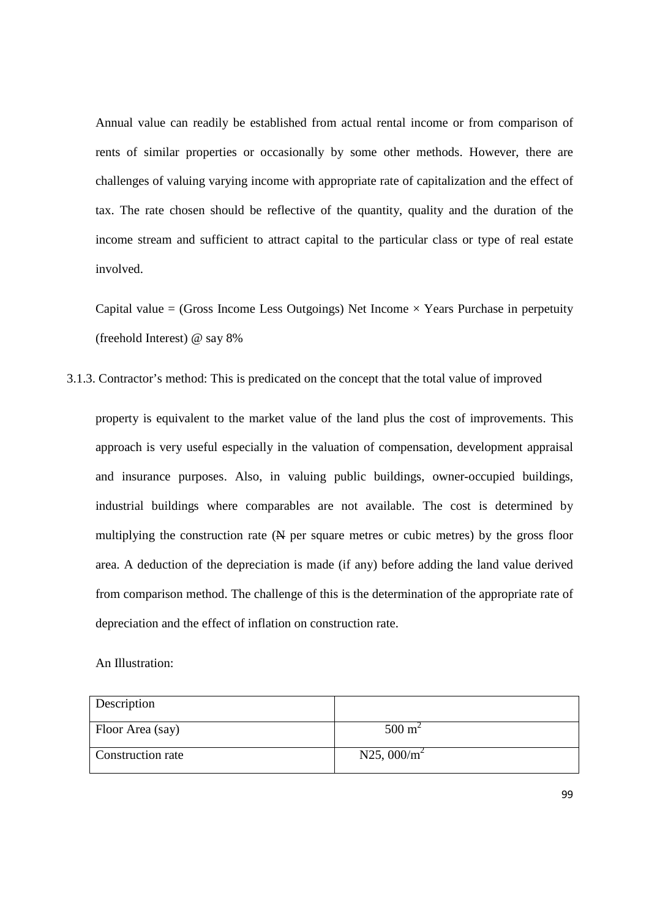Annual value can readily be established from actual rental income or from comparison of rents of similar properties or occasionally by some other methods. However, there are challenges of valuing varying income with appropriate rate of capitalization and the effect of tax. The rate chosen should be reflective of the quantity, quality and the duration of the income stream and sufficient to attract capital to the particular class or type of real estate involved.

Capital value = (Gross Income Less Outgoings) Net Income × Years Purchase in perpetuity (freehold Interest) @ say 8%

3.1.3. Contractor's method: This is predicated on the concept that the total value of improved property is equivalent to the market value of the land plus the cost of improvements. This approach is very useful especially in the valuation of compensation, development appraisal and insurance purposes. Also, in valuing public buildings, owner-occupied buildings, industrial buildings where comparables are not available. The cost is determined by multiplying the construction rate (₦ per square metres or cubic metres) by the gross floor area. A deduction of the depreciation is made (if any) before adding the land value derived from comparison method. The challenge of this is the determination of the appropriate rate of depreciation and the effect of inflation on construction rate.

An Illustration:

| Description | |
|---|---|
| Floor Area (say) | 500 $m^2$ |
| Construction rate | N25, 000/$m^2$ |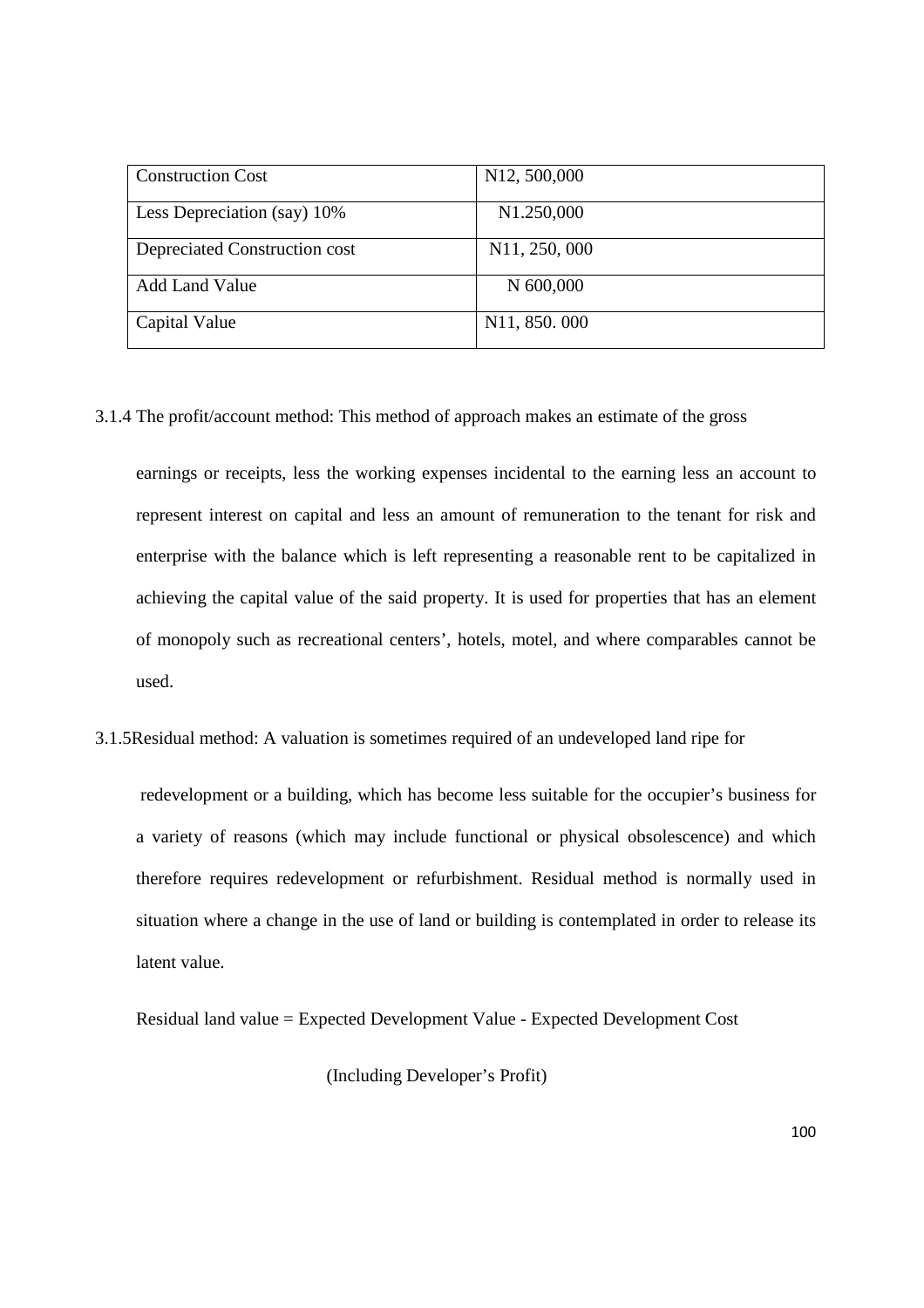| Construction Cost | N12, 500,000 |
|---|---|
| Less Depreciation (say) 10% | N1.250,000 |
| Depreciated Construction cost | N11, 250, 000 |
| Add Land Value | N 600,000 |
| Capital Value | N11, 850. 000 |

3.1.4 The profit/account method: This method of approach makes an estimate of the gross earnings or receipts, less the working expenses incidental to the earning less an account to represent interest on capital and less an amount of remuneration to the tenant for risk and enterprise with the balance which is left representing a reasonable rent to be capitalized in achieving the capital value of the said property. It is used for properties that has an element of monopoly such as recreational centers', hotels, motel, and where comparables cannot be used.

3.1.5Residual method: A valuation is sometimes required of an undeveloped land ripe for redevelopment or a building, which has become less suitable for the occupier's business for a variety of reasons (which may include functional or physical obsolescence) and which therefore requires redevelopment or refurbishment. Residual method is normally used in situation where a change in the use of land or building is contemplated in order to release its latent value.

Residual land value = Expected Development Value - Expected Development Cost

(Including Developer's Profit)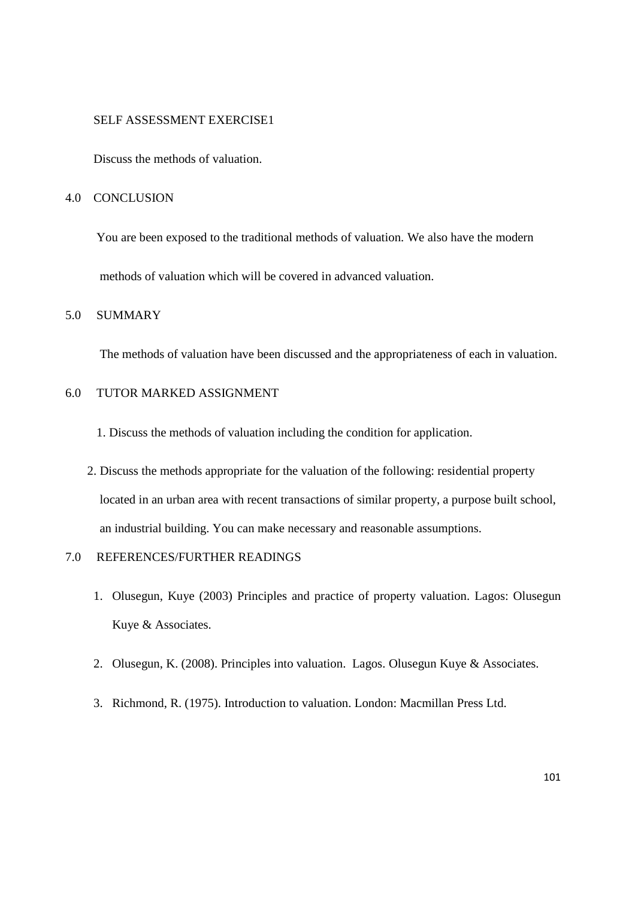SELF ASSESSMENT EXERCISE1

Discuss the methods of valuation.

## 4.0 CONCLUSION

You are been exposed to the traditional methods of valuation. We also have the modern methods of valuation which will be covered in advanced valuation.

## 5.0 SUMMARY

The methods of valuation have been discussed and the appropriateness of each in valuation.

## 6.0 TUTOR MARKED ASSIGNMENT

1. Discuss the methods of valuation including the condition for application.
2. Discuss the methods appropriate for the valuation of the following: residential property located in an urban area with recent transactions of similar property, a purpose built school, an industrial building. You can make necessary and reasonable assumptions.

## 7.0 REFERENCES/FURTHER READINGS

1. Olusegun, Kuye (2003) Principles and practice of property valuation. Lagos: Olusegun Kuye & Associates.
2. Olusegun, K. (2008). Principles into valuation. Lagos. Olusegun Kuye & Associates.
3. Richmond, R. (1975). Introduction to valuation. London: Macmillan Press Ltd.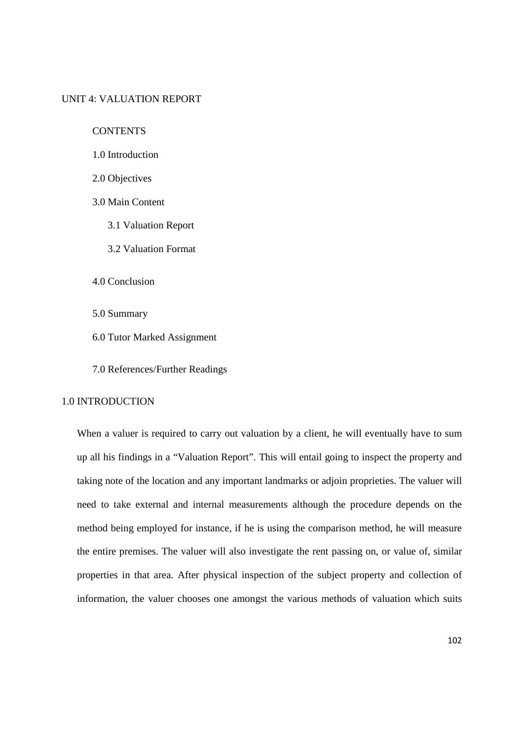# UNIT 4: VALUATION REPORT

CONTENTS

1.0 Introduction

2.0 Objectives

3.0 Main Content

- 3.1 Valuation Report
- 3.2 Valuation Format

4.0 Conclusion

5.0 Summary

6.0 Tutor Marked Assignment

7.0 References/Further Readings

## 1.0 INTRODUCTION

When a valuer is required to carry out valuation by a client, he will eventually have to sum up all his findings in a "Valuation Report". This will entail going to inspect the property and taking note of the location and any important landmarks or adjoin proprieties. The valuer will need to take external and internal measurements although the procedure depends on the method being employed for instance, if he is using the comparison method, he will measure the entire premises. The valuer will also investigate the rent passing on, or value of, similar properties in that area. After physical inspection of the subject property and collection of information, the valuer chooses one amongst the various methods of valuation which suits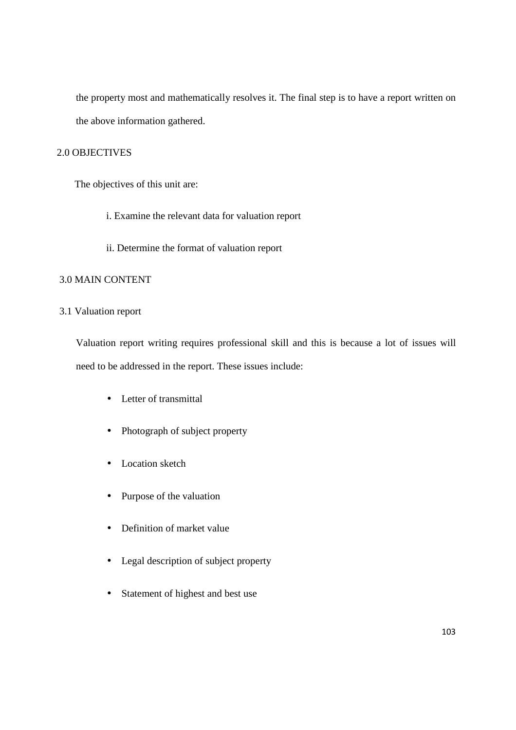the property most and mathematically resolves it. The final step is to have a report written on the above information gathered.

## 2.0 OBJECTIVES

The objectives of this unit are:

i. Examine the relevant data for valuation report

ii. Determine the format of valuation report

## 3.0 MAIN CONTENT

### 3.1 Valuation report

Valuation report writing requires professional skill and this is because a lot of issues will need to be addressed in the report. These issues include:

- Letter of transmittal
- Photograph of subject property
- Location sketch
- Purpose of the valuation
- Definition of market value
- Legal description of subject property
- Statement of highest and best use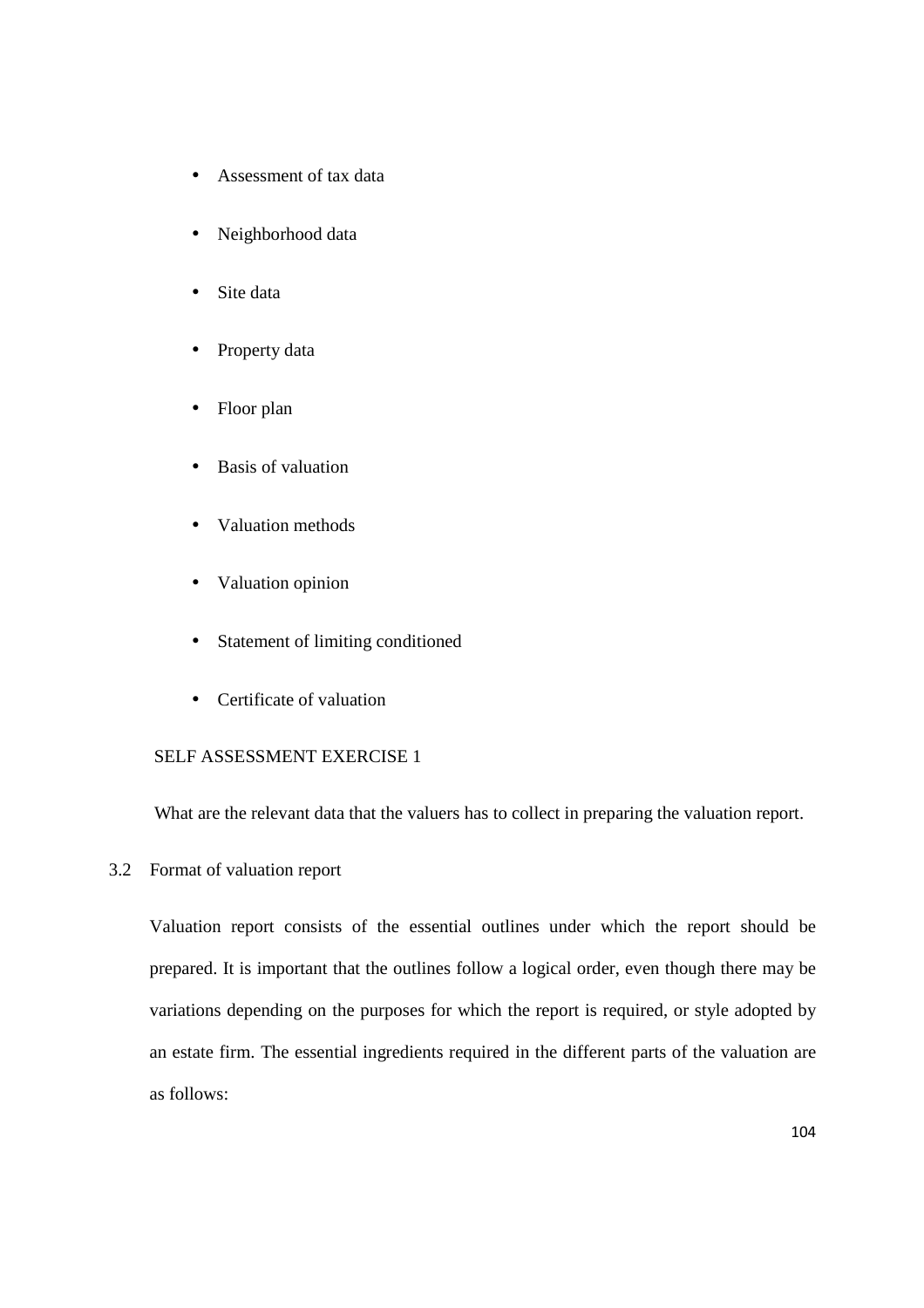- Assessment of tax data
- Neighborhood data
- Site data
- Property data
- Floor plan
- Basis of valuation
- Valuation methods
- Valuation opinion
- Statement of limiting conditioned
- Certificate of valuation

SELF ASSESSMENT EXERCISE 1

What are the relevant data that the valuers has to collect in preparing the valuation report.

## 3.2 Format of valuation report

Valuation report consists of the essential outlines under which the report should be prepared. It is important that the outlines follow a logical order, even though there may be variations depending on the purposes for which the report is required, or style adopted by an estate firm. The essential ingredients required in the different parts of the valuation are as follows: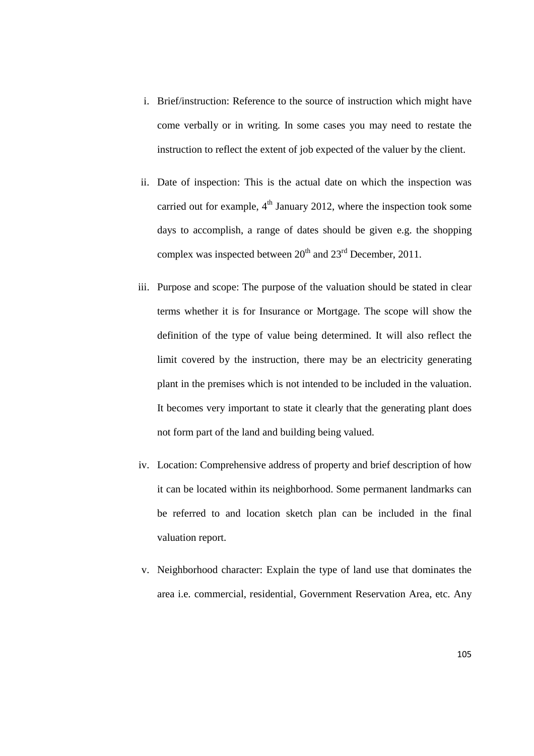i. Brief/instruction: Reference to the source of instruction which might have come verbally or in writing. In some cases you may need to restate the instruction to reflect the extent of job expected of the valuer by the client.

ii. Date of inspection: This is the actual date on which the inspection was carried out for example, 4$^{th}$ January 2012, where the inspection took some days to accomplish, a range of dates should be given e.g. the shopping complex was inspected between 20$^{th}$ and 23$^{rd}$ December, 2011.

iii. Purpose and scope: The purpose of the valuation should be stated in clear terms whether it is for Insurance or Mortgage. The scope will show the definition of the type of value being determined. It will also reflect the limit covered by the instruction, there may be an electricity generating plant in the premises which is not intended to be included in the valuation. It becomes very important to state it clearly that the generating plant does not form part of the land and building being valued.

iv. Location: Comprehensive address of property and brief description of how it can be located within its neighborhood. Some permanent landmarks can be referred to and location sketch plan can be included in the final valuation report.

v. Neighborhood character: Explain the type of land use that dominates the area i.e. commercial, residential, Government Reservation Area, etc. Any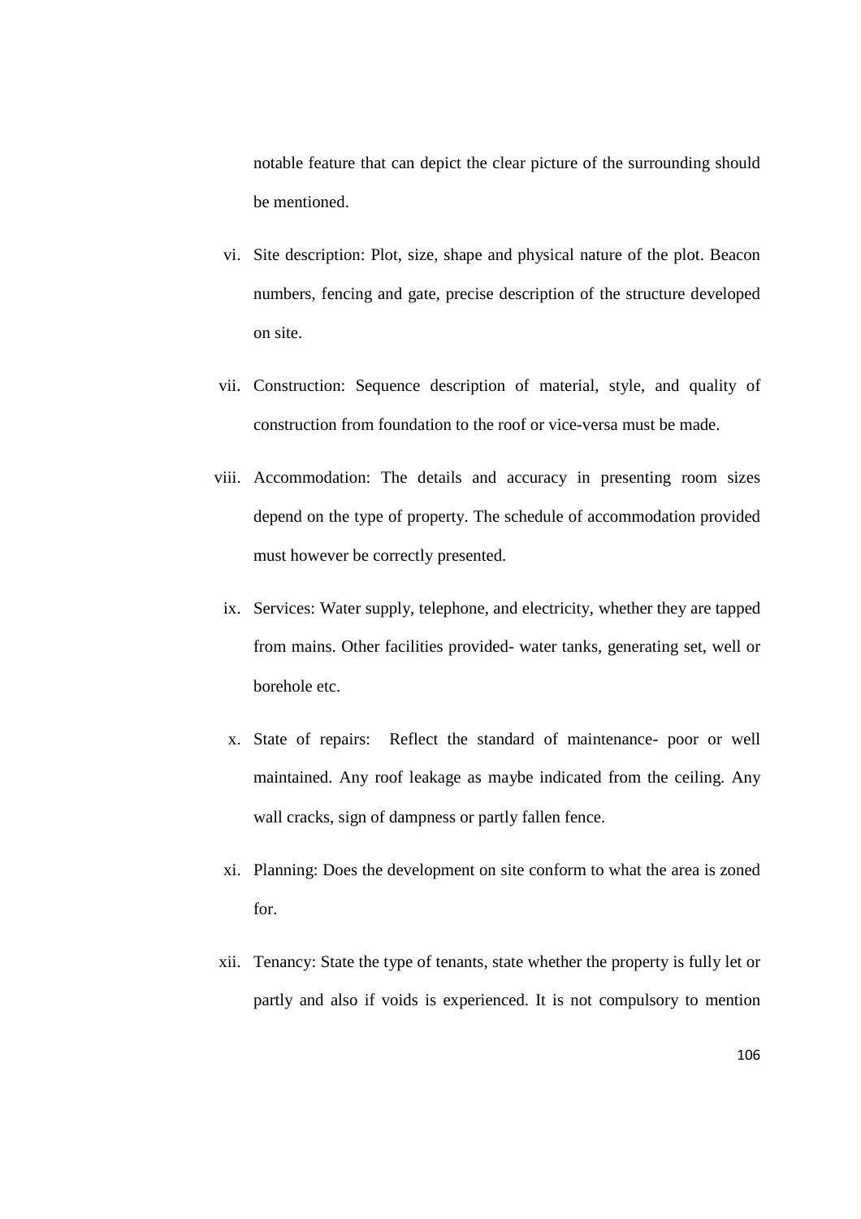notable feature that can depict the clear picture of the surrounding should be mentioned.

vi. Site description: Plot, size, shape and physical nature of the plot. Beacon numbers, fencing and gate, precise description of the structure developed on site.

vii. Construction: Sequence description of material, style, and quality of construction from foundation to the roof or vice-versa must be made.

viii. Accommodation: The details and accuracy in presenting room sizes depend on the type of property. The schedule of accommodation provided must however be correctly presented.

ix. Services: Water supply, telephone, and electricity, whether they are tapped from mains. Other facilities provided- water tanks, generating set, well or borehole etc.

x. State of repairs: Reflect the standard of maintenance- poor or well maintained. Any roof leakage as maybe indicated from the ceiling. Any wall cracks, sign of dampness or partly fallen fence.

xi. Planning: Does the development on site conform to what the area is zoned for.

xii. Tenancy: State the type of tenants, state whether the property is fully let or partly and also if voids is experienced. It is not compulsory to mention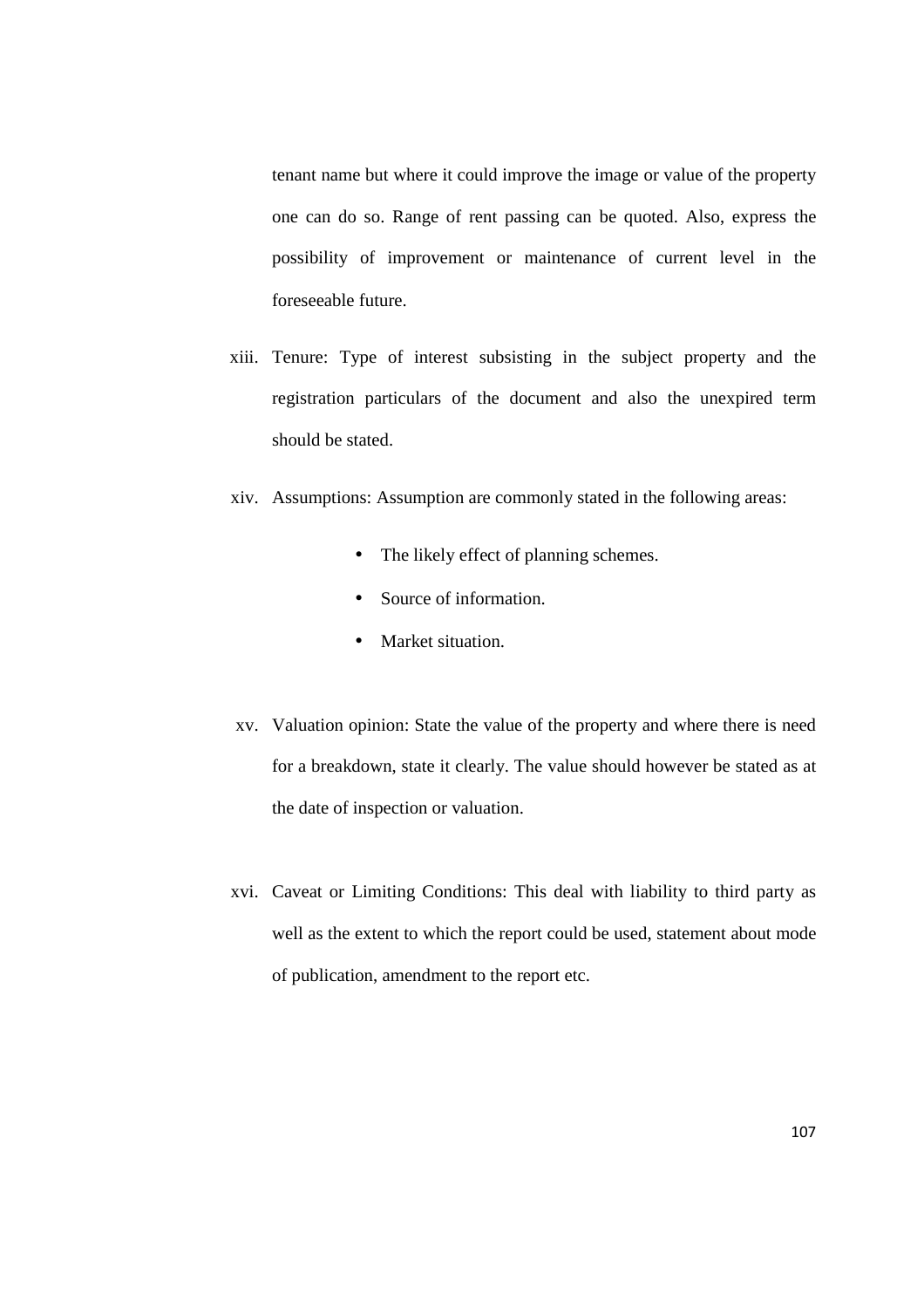tenant name but where it could improve the image or value of the property one can do so. Range of rent passing can be quoted. Also, express the possibility of improvement or maintenance of current level in the foreseeable future.

xiii. Tenure: Type of interest subsisting in the subject property and the registration particulars of the document and also the unexpired term should be stated.

xiv. Assumptions: Assumption are commonly stated in the following areas:

   - The likely effect of planning schemes.
   - Source of information.
   - Market situation.

xv. Valuation opinion: State the value of the property and where there is need for a breakdown, state it clearly. The value should however be stated as at the date of inspection or valuation.

xvi. Caveat or Limiting Conditions: This deal with liability to third party as well as the extent to which the report could be used, statement about mode of publication, amendment to the report etc.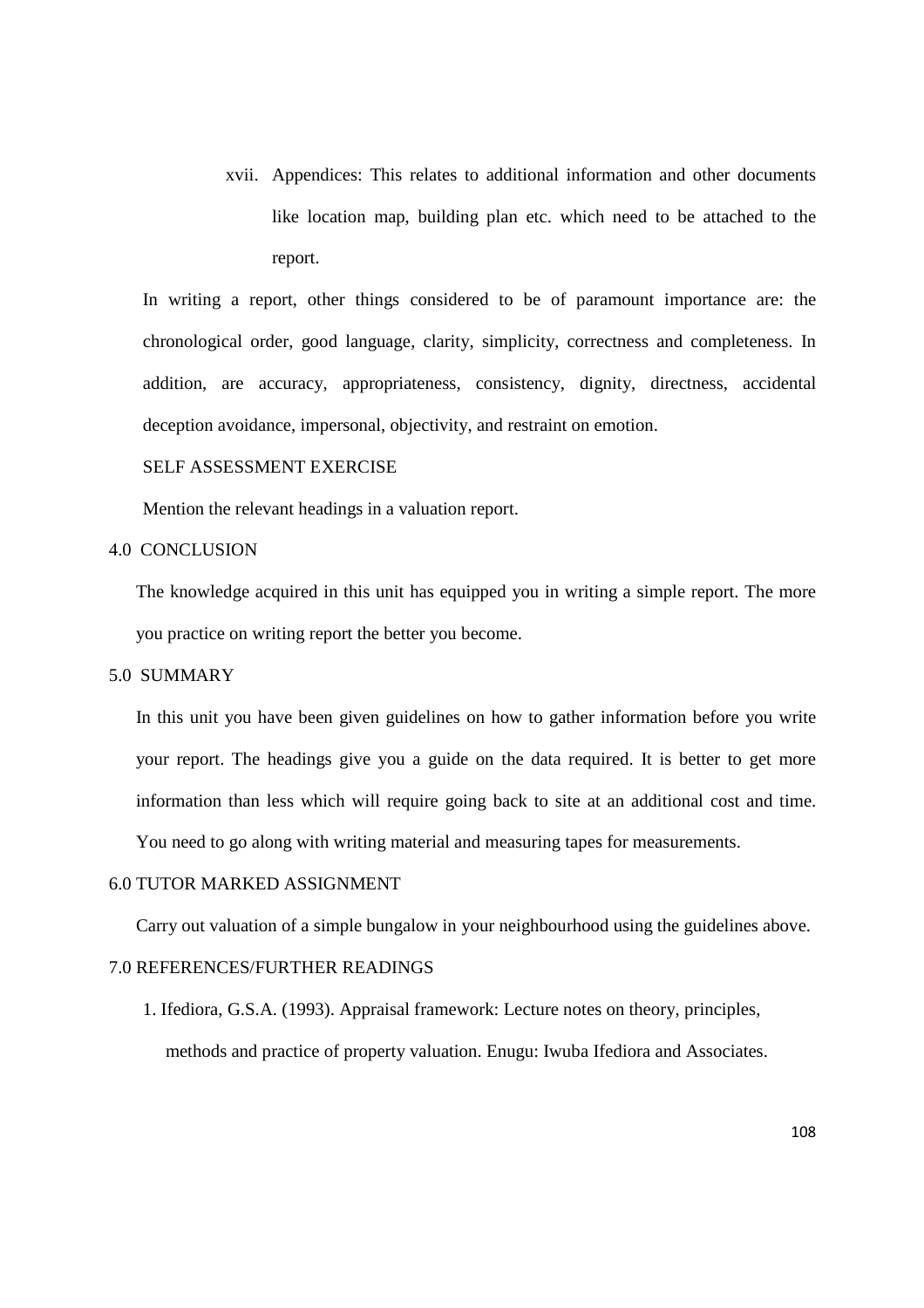xvii. Appendices: This relates to additional information and other documents like location map, building plan etc. which need to be attached to the report.

In writing a report, other things considered to be of paramount importance are: the chronological order, good language, clarity, simplicity, correctness and completeness. In addition, are accuracy, appropriateness, consistency, dignity, directness, accidental deception avoidance, impersonal, objectivity, and restraint on emotion.

SELF ASSESSMENT EXERCISE

Mention the relevant headings in a valuation report.

## 4.0 CONCLUSION

The knowledge acquired in this unit has equipped you in writing a simple report. The more you practice on writing report the better you become.

## 5.0 SUMMARY

In this unit you have been given guidelines on how to gather information before you write your report. The headings give you a guide on the data required. It is better to get more information than less which will require going back to site at an additional cost and time. You need to go along with writing material and measuring tapes for measurements.

## 6.0 TUTOR MARKED ASSIGNMENT

Carry out valuation of a simple bungalow in your neighbourhood using the guidelines above.

## 7.0 REFERENCES/FURTHER READINGS

1. Ifediora, G.S.A. (1993). Appraisal framework: Lecture notes on theory, principles, methods and practice of property valuation. Enugu: Iwuba Ifediora and Associates.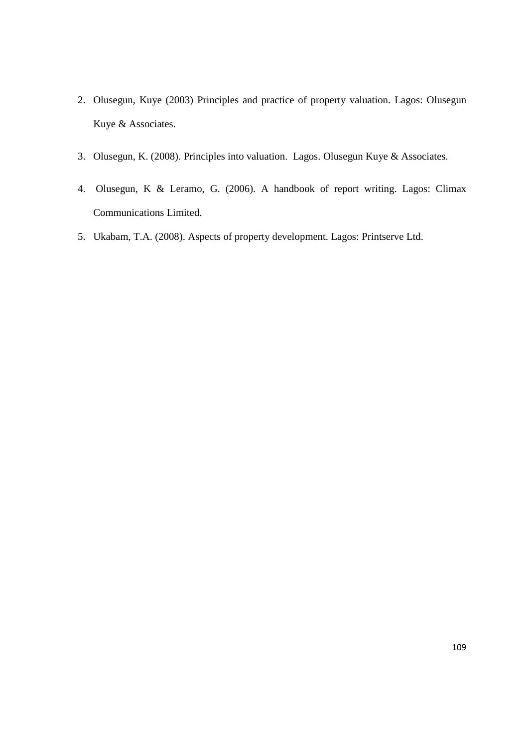2. Olusegun, Kuye (2003) Principles and practice of property valuation. Lagos: Olusegun Kuye & Associates.
3. Olusegun, K. (2008). Principles into valuation. Lagos. Olusegun Kuye & Associates.
4. Olusegun, K & Leramo, G. (2006). A handbook of report writing. Lagos: Climax Communications Limited.
5. Ukabam, T.A. (2008). Aspects of property development. Lagos: Printserve Ltd.